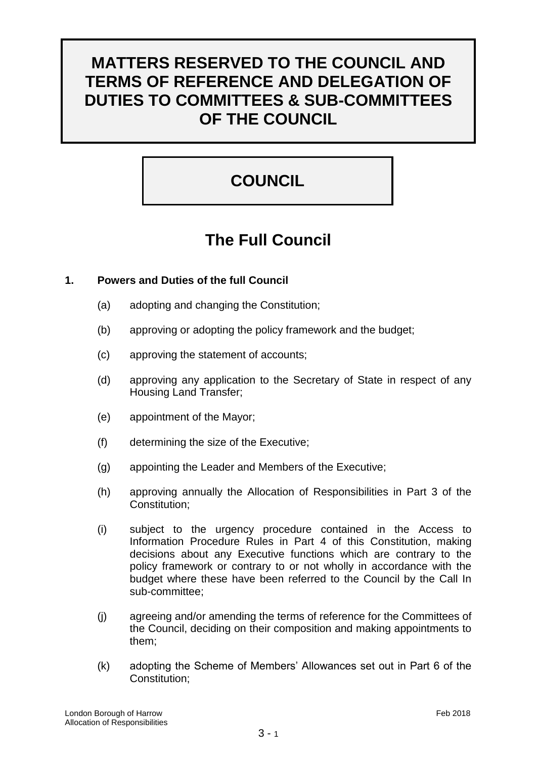# MATTERS RESERVED TO THE COUNCIL AND TERMS OF REFERENCE AND DELEGATION OF DUTIES TO COMMITTEES & SUB-COMMITTEES OF THE COUNCIL

# COUNCIL

## The Full Council

**1. Powers and Duties of the full Council**

(a) adopting and changing the Constitution;

(b) approving or adopting the policy framework and the budget;

(c) approving the statement of accounts;

(d) approving any application to the Secretary of State in respect of any Housing Land Transfer;

(e) appointment of the Mayor;

(f) determining the size of the Executive;

(g) appointing the Leader and Members of the Executive;

(h) approving annually the Allocation of Responsibilities in Part 3 of the Constitution;

(i) subject to the urgency procedure contained in the Access to Information Procedure Rules in Part 4 of this Constitution, making decisions about any Executive functions which are contrary to the policy framework or contrary to or not wholly in accordance with the budget where these have been referred to the Council by the Call In sub-committee;

(j) agreeing and/or amending the terms of reference for the Committees of the Council, deciding on their composition and making appointments to them;

(k) adopting the Scheme of Members' Allowances set out in Part 6 of the Constitution;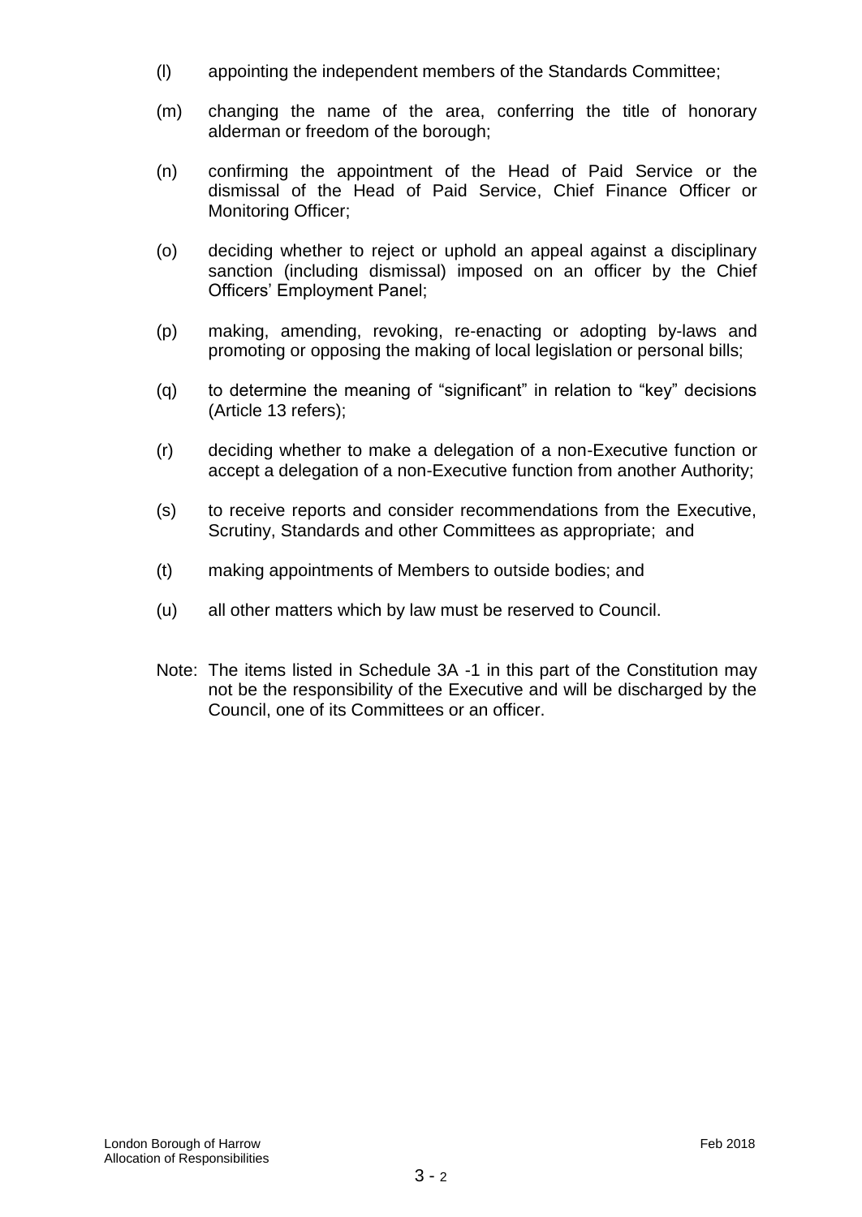(l) appointing the independent members of the Standards Committee;

(m) changing the name of the area, conferring the title of honorary alderman or freedom of the borough;

(n) confirming the appointment of the Head of Paid Service or the dismissal of the Head of Paid Service, Chief Finance Officer or Monitoring Officer;

(o) deciding whether to reject or uphold an appeal against a disciplinary sanction (including dismissal) imposed on an officer by the Chief Officers' Employment Panel;

(p) making, amending, revoking, re-enacting or adopting by-laws and promoting or opposing the making of local legislation or personal bills;

(q) to determine the meaning of "significant" in relation to "key" decisions (Article 13 refers);

(r) deciding whether to make a delegation of a non-Executive function or accept a delegation of a non-Executive function from another Authority;

(s) to receive reports and consider recommendations from the Executive, Scrutiny, Standards and other Committees as appropriate; and

(t) making appointments of Members to outside bodies; and

(u) all other matters which by law must be reserved to Council.

Note: The items listed in Schedule 3A -1 in this part of the Constitution may not be the responsibility of the Executive and will be discharged by the Council, one of its Committees or an officer.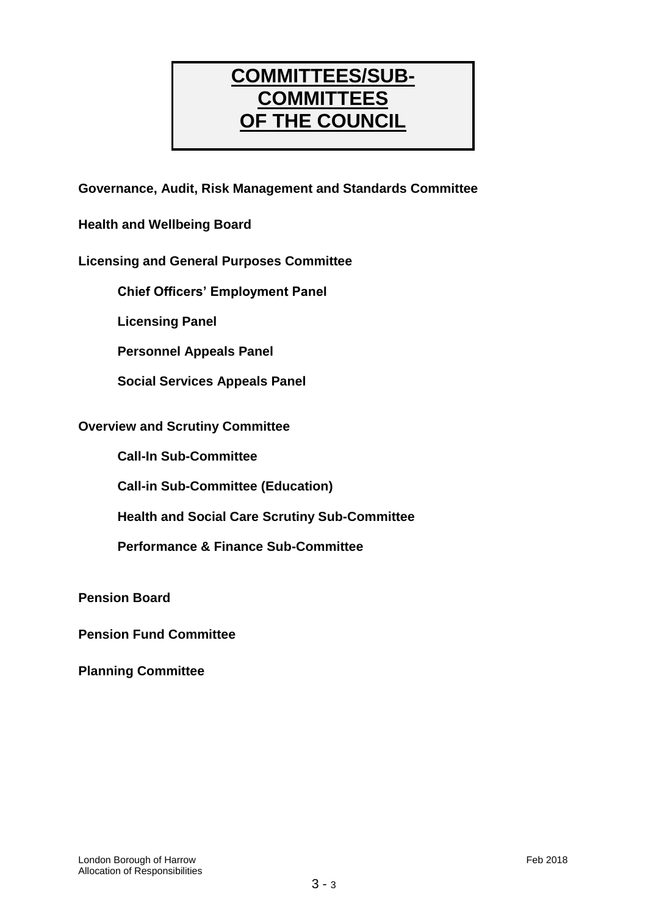# COMMITTEES/SUB-COMMITTEES OF THE COUNCIL

**Governance, Audit, Risk Management and Standards Committee**

**Health and Wellbeing Board**

**Licensing and General Purposes Committee**

- **Chief Officers' Employment Panel**
- **Licensing Panel**
- **Personnel Appeals Panel**
- **Social Services Appeals Panel**

**Overview and Scrutiny Committee**

- **Call-In Sub-Committee**
- **Call-in Sub-Committee (Education)**
- **Health and Social Care Scrutiny Sub-Committee**
- **Performance & Finance Sub-Committee**

**Pension Board**

**Pension Fund Committee**

**Planning Committee**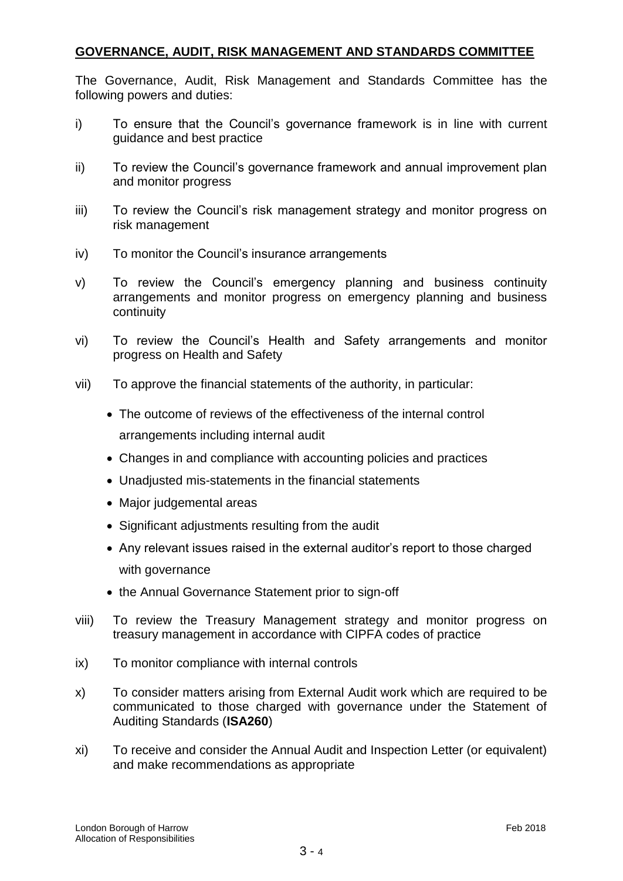## GOVERNANCE, AUDIT, RISK MANAGEMENT AND STANDARDS COMMITTEE

The Governance, Audit, Risk Management and Standards Committee has the following powers and duties:

i) To ensure that the Council's governance framework is in line with current guidance and best practice

ii) To review the Council's governance framework and annual improvement plan and monitor progress

iii) To review the Council's risk management strategy and monitor progress on risk management

iv) To monitor the Council's insurance arrangements

v) To review the Council's emergency planning and business continuity arrangements and monitor progress on emergency planning and business continuity

vi) To review the Council's Health and Safety arrangements and monitor progress on Health and Safety

vii) To approve the financial statements of the authority, in particular:

- The outcome of reviews of the effectiveness of the internal control arrangements including internal audit
- Changes in and compliance with accounting policies and practices
- Unadjusted mis-statements in the financial statements
- Major judgemental areas
- Significant adjustments resulting from the audit
- Any relevant issues raised in the external auditor's report to those charged with governance
- the Annual Governance Statement prior to sign-off

viii) To review the Treasury Management strategy and monitor progress on treasury management in accordance with CIPFA codes of practice

ix) To monitor compliance with internal controls

x) To consider matters arising from External Audit work which are required to be communicated to those charged with governance under the Statement of Auditing Standards (**ISA260**)

xi) To receive and consider the Annual Audit and Inspection Letter (or equivalent) and make recommendations as appropriate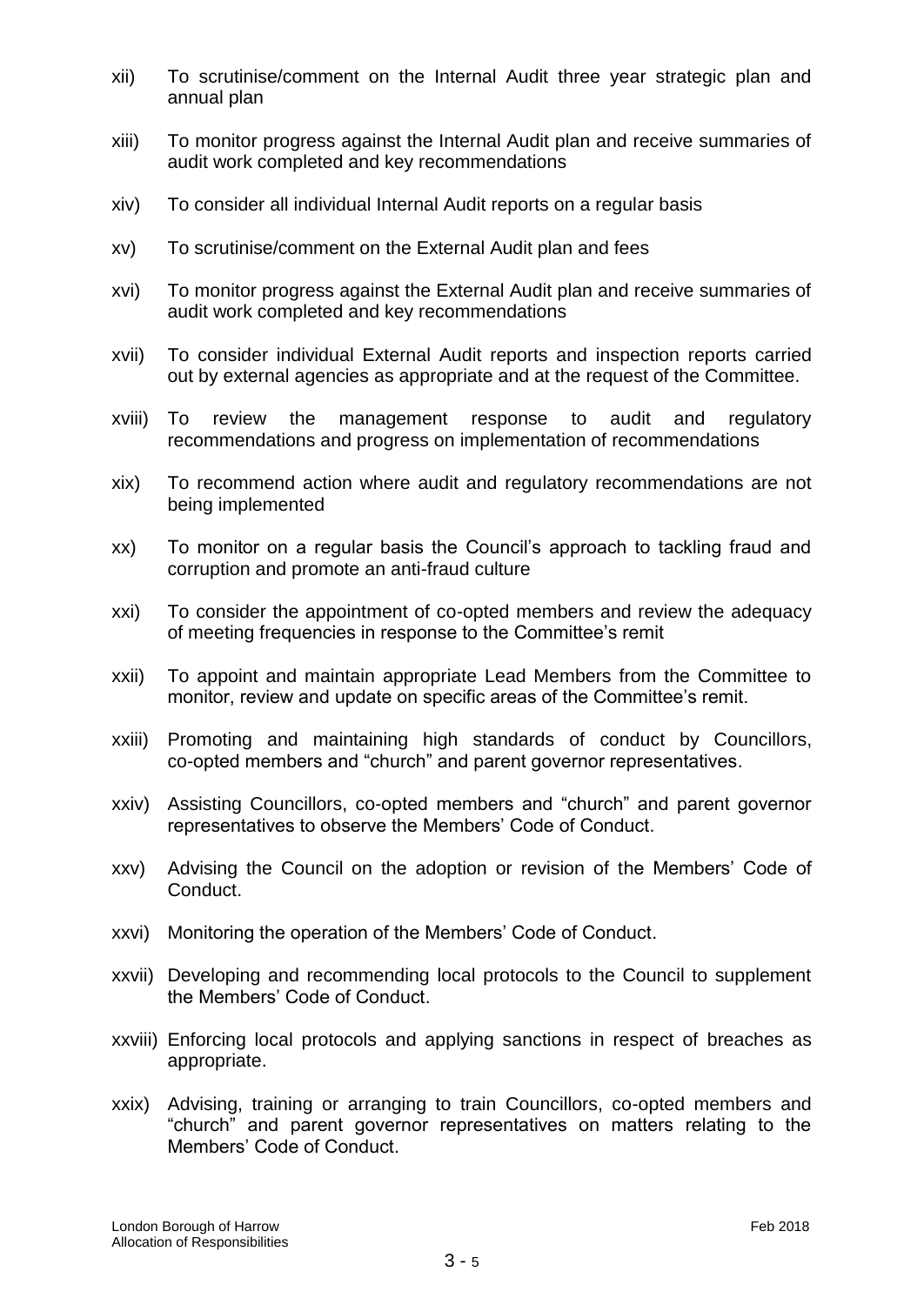xii) To scrutinise/comment on the Internal Audit three year strategic plan and annual plan

xiii) To monitor progress against the Internal Audit plan and receive summaries of audit work completed and key recommendations

xiv) To consider all individual Internal Audit reports on a regular basis

xv) To scrutinise/comment on the External Audit plan and fees

xvi) To monitor progress against the External Audit plan and receive summaries of audit work completed and key recommendations

xvii) To consider individual External Audit reports and inspection reports carried out by external agencies as appropriate and at the request of the Committee.

xviii) To review the management response to audit and regulatory recommendations and progress on implementation of recommendations

xix) To recommend action where audit and regulatory recommendations are not being implemented

xx) To monitor on a regular basis the Council's approach to tackling fraud and corruption and promote an anti-fraud culture

xxi) To consider the appointment of co-opted members and review the adequacy of meeting frequencies in response to the Committee's remit

xxii) To appoint and maintain appropriate Lead Members from the Committee to monitor, review and update on specific areas of the Committee's remit.

xxiii) Promoting and maintaining high standards of conduct by Councillors, co-opted members and "church" and parent governor representatives.

xxiv) Assisting Councillors, co-opted members and "church" and parent governor representatives to observe the Members' Code of Conduct.

xxv) Advising the Council on the adoption or revision of the Members' Code of Conduct.

xxvi) Monitoring the operation of the Members' Code of Conduct.

xxvii) Developing and recommending local protocols to the Council to supplement the Members' Code of Conduct.

xxviii) Enforcing local protocols and applying sanctions in respect of breaches as appropriate.

xxix) Advising, training or arranging to train Councillors, co-opted members and "church" and parent governor representatives on matters relating to the Members' Code of Conduct.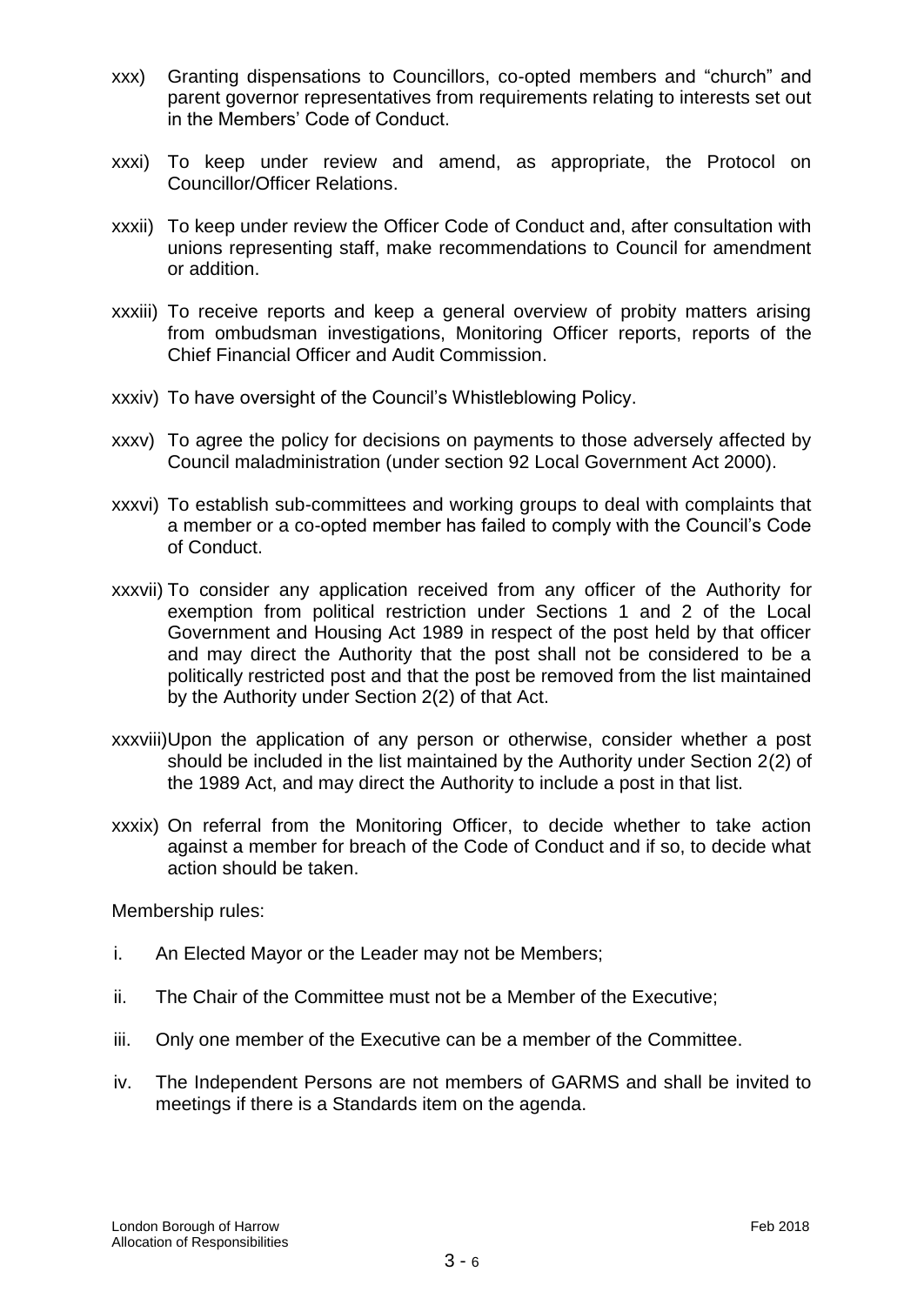xxx) Granting dispensations to Councillors, co-opted members and "church" and parent governor representatives from requirements relating to interests set out in the Members' Code of Conduct.

xxxi) To keep under review and amend, as appropriate, the Protocol on Councillor/Officer Relations.

xxxii) To keep under review the Officer Code of Conduct and, after consultation with unions representing staff, make recommendations to Council for amendment or addition.

xxxiii) To receive reports and keep a general overview of probity matters arising from ombudsman investigations, Monitoring Officer reports, reports of the Chief Financial Officer and Audit Commission.

xxxiv) To have oversight of the Council's Whistleblowing Policy.

xxxv) To agree the policy for decisions on payments to those adversely affected by Council maladministration (under section 92 Local Government Act 2000).

xxxvi) To establish sub-committees and working groups to deal with complaints that a member or a co-opted member has failed to comply with the Council's Code of Conduct.

xxxvii) To consider any application received from any officer of the Authority for exemption from political restriction under Sections 1 and 2 of the Local Government and Housing Act 1989 in respect of the post held by that officer and may direct the Authority that the post shall not be considered to be a politically restricted post and that the post be removed from the list maintained by the Authority under Section 2(2) of that Act.

xxxviii) Upon the application of any person or otherwise, consider whether a post should be included in the list maintained by the Authority under Section 2(2) of the 1989 Act, and may direct the Authority to include a post in that list.

xxxix) On referral from the Monitoring Officer, to decide whether to take action against a member for breach of the Code of Conduct and if so, to decide what action should be taken.

Membership rules:

i. An Elected Mayor or the Leader may not be Members;

ii. The Chair of the Committee must not be a Member of the Executive;

iii. Only one member of the Executive can be a member of the Committee.

iv. The Independent Persons are not members of GARMS and shall be invited to meetings if there is a Standards item on the agenda.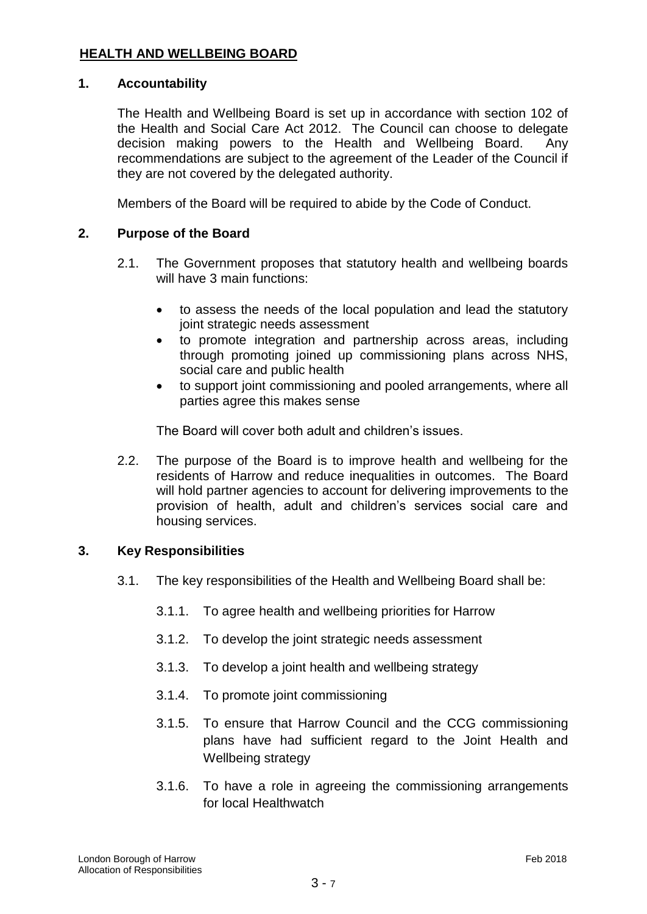## HEALTH AND WELLBEING BOARD

### 1. Accountability

The Health and Wellbeing Board is set up in accordance with section 102 of the Health and Social Care Act 2012. The Council can choose to delegate decision making powers to the Health and Wellbeing Board. Any recommendations are subject to the agreement of the Leader of the Council if they are not covered by the delegated authority.

Members of the Board will be required to abide by the Code of Conduct.

### 2. Purpose of the Board

2.1. The Government proposes that statutory health and wellbeing boards will have 3 main functions:

- to assess the needs of the local population and lead the statutory joint strategic needs assessment
- to promote integration and partnership across areas, including through promoting joined up commissioning plans across NHS, social care and public health
- to support joint commissioning and pooled arrangements, where all parties agree this makes sense

The Board will cover both adult and children's issues.

2.2. The purpose of the Board is to improve health and wellbeing for the residents of Harrow and reduce inequalities in outcomes. The Board will hold partner agencies to account for delivering improvements to the provision of health, adult and children's services social care and housing services.

### 3. Key Responsibilities

3.1. The key responsibilities of the Health and Wellbeing Board shall be:

3.1.1. To agree health and wellbeing priorities for Harrow

3.1.2. To develop the joint strategic needs assessment

3.1.3. To develop a joint health and wellbeing strategy

3.1.4. To promote joint commissioning

3.1.5. To ensure that Harrow Council and the CCG commissioning plans have had sufficient regard to the Joint Health and Wellbeing strategy

3.1.6. To have a role in agreeing the commissioning arrangements for local Healthwatch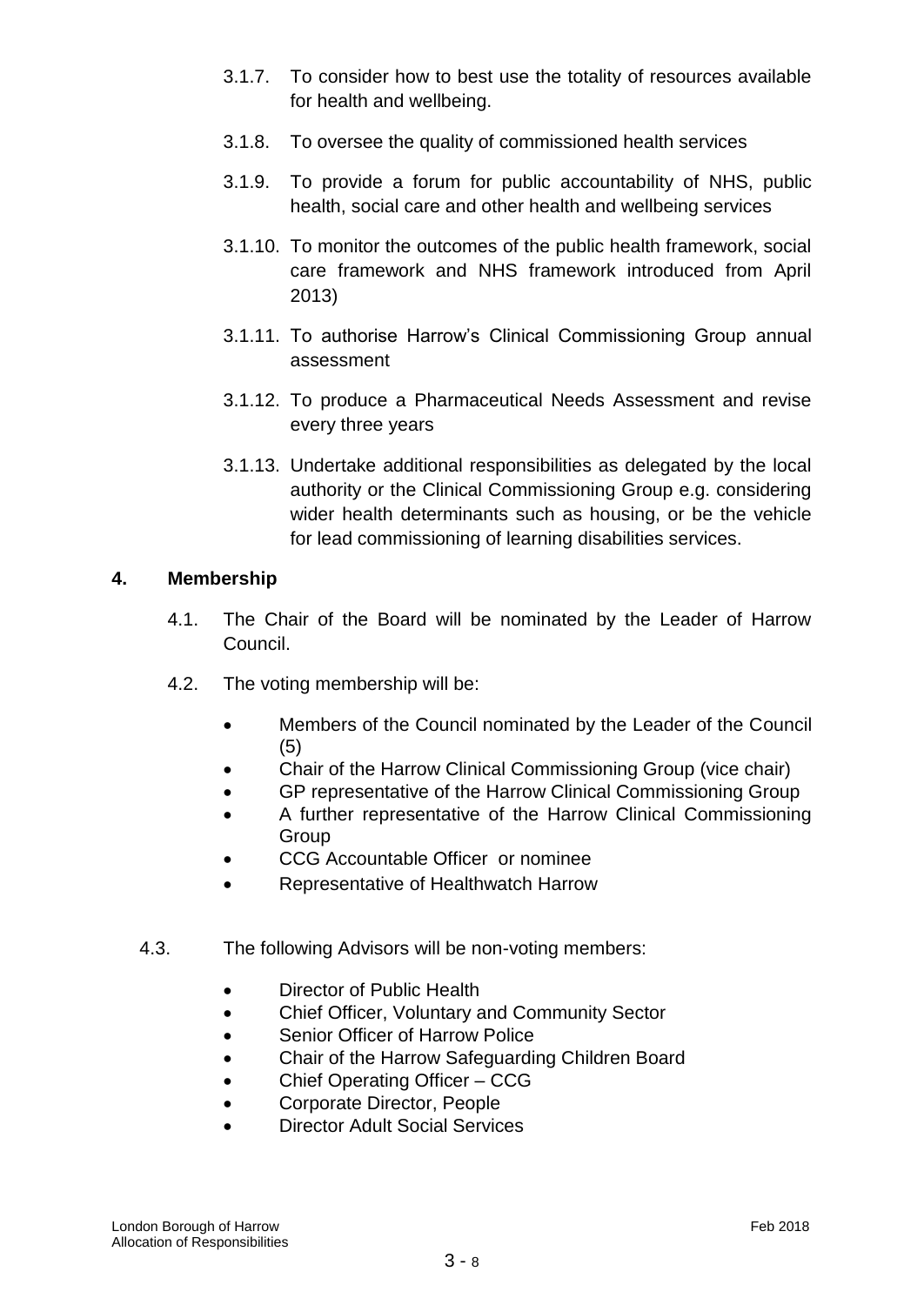3.1.7. To consider how to best use the totality of resources available for health and wellbeing.

3.1.8. To oversee the quality of commissioned health services

3.1.9. To provide a forum for public accountability of NHS, public health, social care and other health and wellbeing services

3.1.10. To monitor the outcomes of the public health framework, social care framework and NHS framework introduced from April 2013)

3.1.11. To authorise Harrow's Clinical Commissioning Group annual assessment

3.1.12. To produce a Pharmaceutical Needs Assessment and revise every three years

3.1.13. Undertake additional responsibilities as delegated by the local authority or the Clinical Commissioning Group e.g. considering wider health determinants such as housing, or be the vehicle for lead commissioning of learning disabilities services.

## 4. Membership

4.1. The Chair of the Board will be nominated by the Leader of Harrow Council.

4.2. The voting membership will be:

- Members of the Council nominated by the Leader of the Council (5)
- Chair of the Harrow Clinical Commissioning Group (vice chair)
- GP representative of the Harrow Clinical Commissioning Group
- A further representative of the Harrow Clinical Commissioning Group
- CCG Accountable Officer or nominee
- Representative of Healthwatch Harrow

4.3. The following Advisors will be non-voting members:

- Director of Public Health
- Chief Officer, Voluntary and Community Sector
- Senior Officer of Harrow Police
- Chair of the Harrow Safeguarding Children Board
- Chief Operating Officer – CCG
- Corporate Director, People
- Director Adult Social Services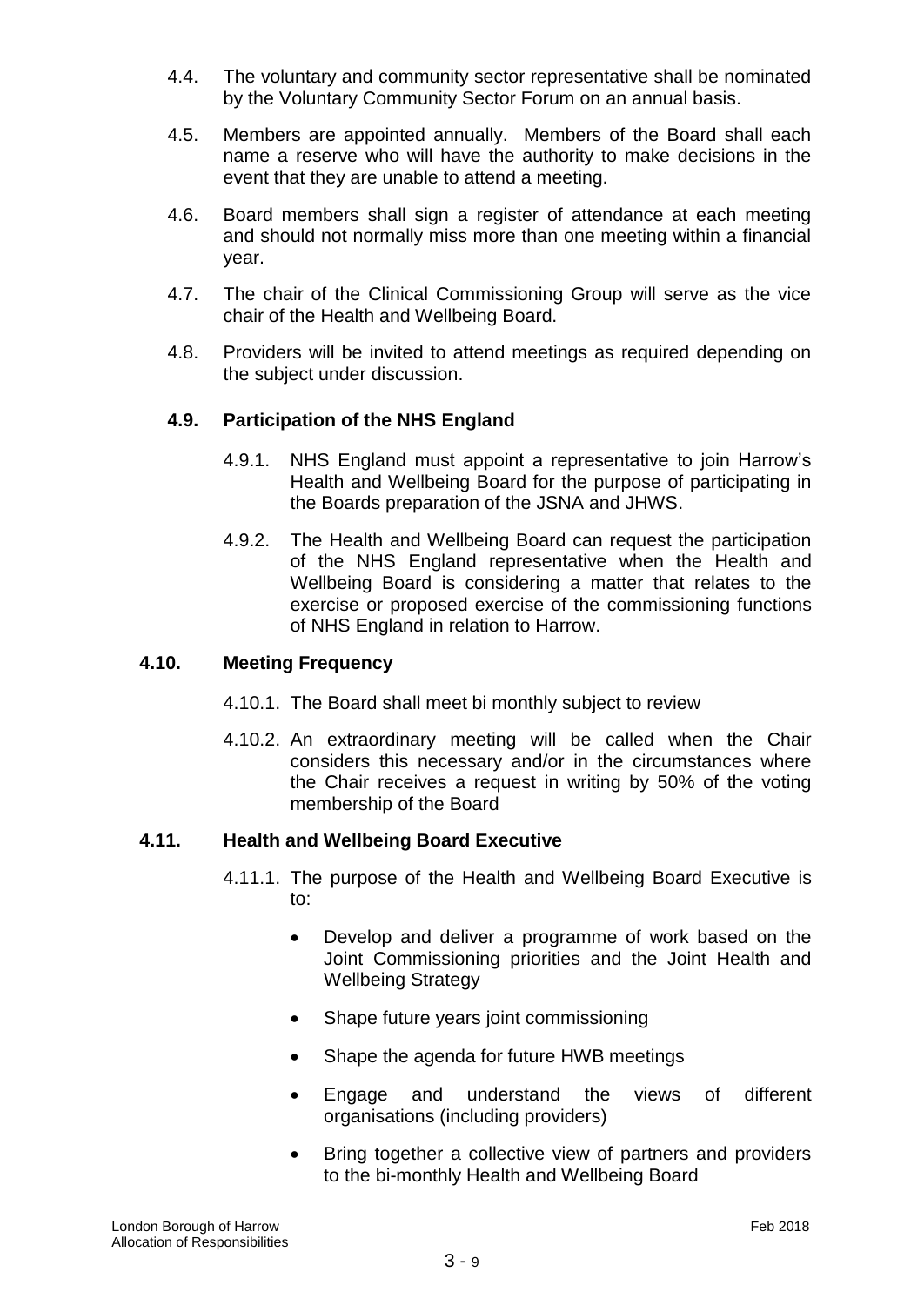4.4. The voluntary and community sector representative shall be nominated by the Voluntary Community Sector Forum on an annual basis.

4.5. Members are appointed annually. Members of the Board shall each name a reserve who will have the authority to make decisions in the event that they are unable to attend a meeting.

4.6. Board members shall sign a register of attendance at each meeting and should not normally miss more than one meeting within a financial year.

4.7. The chair of the Clinical Commissioning Group will serve as the vice chair of the Health and Wellbeing Board.

4.8. Providers will be invited to attend meetings as required depending on the subject under discussion.

**4.9. Participation of the NHS England**

4.9.1. NHS England must appoint a representative to join Harrow's Health and Wellbeing Board for the purpose of participating in the Boards preparation of the JSNA and JHWS.

4.9.2. The Health and Wellbeing Board can request the participation of the NHS England representative when the Health and Wellbeing Board is considering a matter that relates to the exercise or proposed exercise of the commissioning functions of NHS England in relation to Harrow.

**4.10. Meeting Frequency**

4.10.1. The Board shall meet bi monthly subject to review

4.10.2. An extraordinary meeting will be called when the Chair considers this necessary and/or in the circumstances where the Chair receives a request in writing by 50% of the voting membership of the Board

**4.11. Health and Wellbeing Board Executive**

4.11.1. The purpose of the Health and Wellbeing Board Executive is to:

- Develop and deliver a programme of work based on the Joint Commissioning priorities and the Joint Health and Wellbeing Strategy
- Shape future years joint commissioning
- Shape the agenda for future HWB meetings
- Engage and understand the views of different organisations (including providers)
- Bring together a collective view of partners and providers to the bi-monthly Health and Wellbeing Board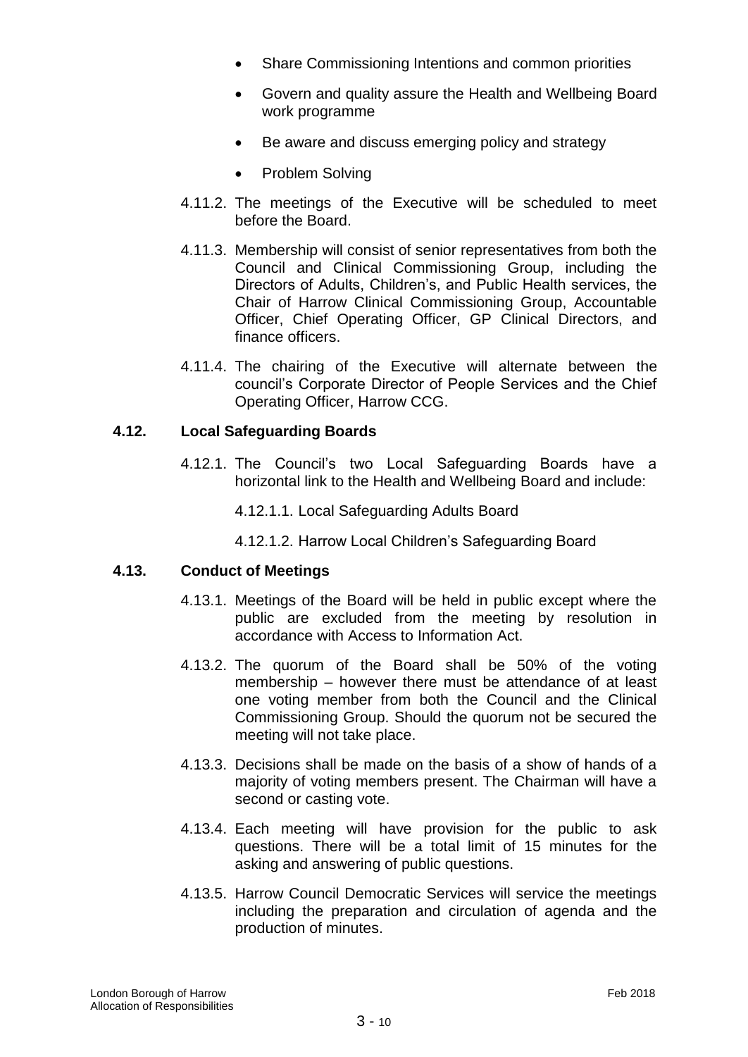- Share Commissioning Intentions and common priorities
- Govern and quality assure the Health and Wellbeing Board work programme
- Be aware and discuss emerging policy and strategy
- Problem Solving

4.11.2. The meetings of the Executive will be scheduled to meet before the Board.

4.11.3. Membership will consist of senior representatives from both the Council and Clinical Commissioning Group, including the Directors of Adults, Children's, and Public Health services, the Chair of Harrow Clinical Commissioning Group, Accountable Officer, Chief Operating Officer, GP Clinical Directors, and finance officers.

4.11.4. The chairing of the Executive will alternate between the council's Corporate Director of People Services and the Chief Operating Officer, Harrow CCG.

### 4.12. Local Safeguarding Boards

4.12.1. The Council's two Local Safeguarding Boards have a horizontal link to the Health and Wellbeing Board and include:

4.12.1.1. Local Safeguarding Adults Board

4.12.1.2. Harrow Local Children's Safeguarding Board

### 4.13. Conduct of Meetings

4.13.1. Meetings of the Board will be held in public except where the public are excluded from the meeting by resolution in accordance with Access to Information Act.

4.13.2. The quorum of the Board shall be 50% of the voting membership – however there must be attendance of at least one voting member from both the Council and the Clinical Commissioning Group. Should the quorum not be secured the meeting will not take place.

4.13.3. Decisions shall be made on the basis of a show of hands of a majority of voting members present. The Chairman will have a second or casting vote.

4.13.4. Each meeting will have provision for the public to ask questions. There will be a total limit of 15 minutes for the asking and answering of public questions.

4.13.5. Harrow Council Democratic Services will service the meetings including the preparation and circulation of agenda and the production of minutes.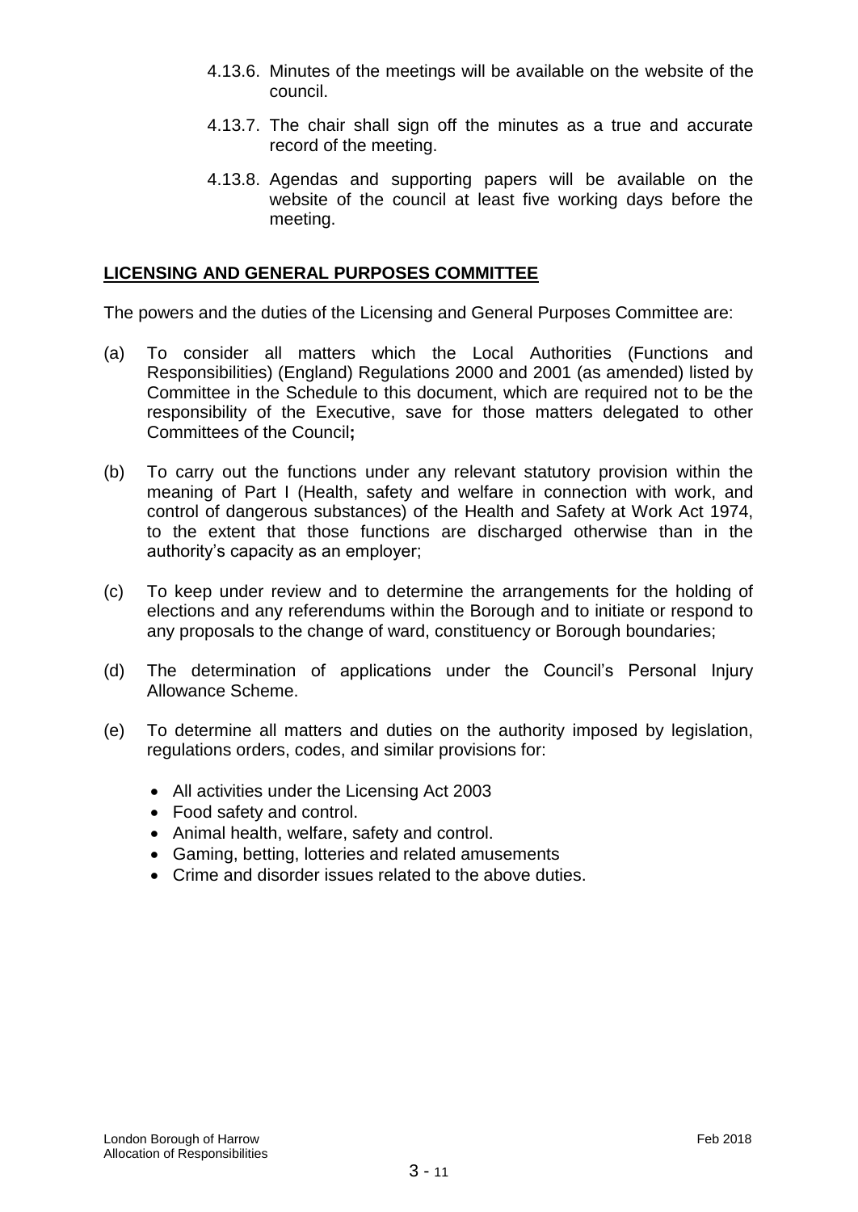4.13.6. Minutes of the meetings will be available on the website of the council.

4.13.7. The chair shall sign off the minutes as a true and accurate record of the meeting.

4.13.8. Agendas and supporting papers will be available on the website of the council at least five working days before the meeting.

## LICENSING AND GENERAL PURPOSES COMMITTEE

The powers and the duties of the Licensing and General Purposes Committee are:

(a) To consider all matters which the Local Authorities (Functions and Responsibilities) (England) Regulations 2000 and 2001 (as amended) listed by Committee in the Schedule to this document, which are required not to be the responsibility of the Executive, save for those matters delegated to other Committees of the Council**;**

(b) To carry out the functions under any relevant statutory provision within the meaning of Part I (Health, safety and welfare in connection with work, and control of dangerous substances) of the Health and Safety at Work Act 1974, to the extent that those functions are discharged otherwise than in the authority's capacity as an employer;

(c) To keep under review and to determine the arrangements for the holding of elections and any referendums within the Borough and to initiate or respond to any proposals to the change of ward, constituency or Borough boundaries;

(d) The determination of applications under the Council's Personal Injury Allowance Scheme.

(e) To determine all matters and duties on the authority imposed by legislation, regulations orders, codes, and similar provisions for:

- All activities under the Licensing Act 2003
- Food safety and control.
- Animal health, welfare, safety and control.
- Gaming, betting, lotteries and related amusements
- Crime and disorder issues related to the above duties.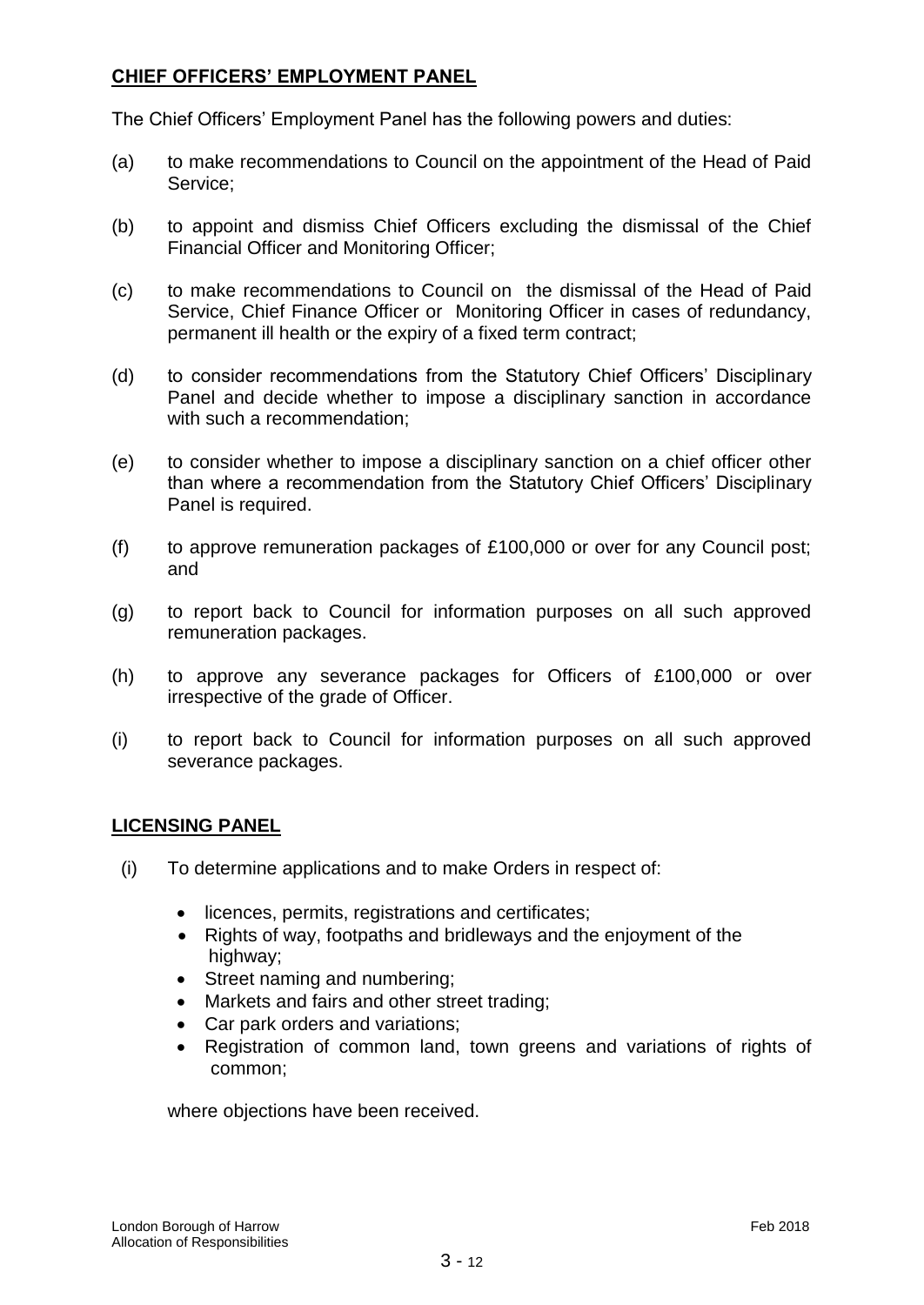## **CHIEF OFFICERS' EMPLOYMENT PANEL**

The Chief Officers' Employment Panel has the following powers and duties:

(a) to make recommendations to Council on the appointment of the Head of Paid Service;

(b) to appoint and dismiss Chief Officers excluding the dismissal of the Chief Financial Officer and Monitoring Officer;

(c) to make recommendations to Council on the dismissal of the Head of Paid Service, Chief Finance Officer or Monitoring Officer in cases of redundancy, permanent ill health or the expiry of a fixed term contract;

(d) to consider recommendations from the Statutory Chief Officers' Disciplinary Panel and decide whether to impose a disciplinary sanction in accordance with such a recommendation;

(e) to consider whether to impose a disciplinary sanction on a chief officer other than where a recommendation from the Statutory Chief Officers' Disciplinary Panel is required.

(f) to approve remuneration packages of £100,000 or over for any Council post; and

(g) to report back to Council for information purposes on all such approved remuneration packages.

(h) to approve any severance packages for Officers of £100,000 or over irrespective of the grade of Officer.

(i) to report back to Council for information purposes on all such approved severance packages.

## **LICENSING PANEL**

(i) To determine applications and to make Orders in respect of:

- licences, permits, registrations and certificates;
- Rights of way, footpaths and bridleways and the enjoyment of the highway;
- Street naming and numbering;
- Markets and fairs and other street trading;
- Car park orders and variations;
- Registration of common land, town greens and variations of rights of common;

where objections have been received.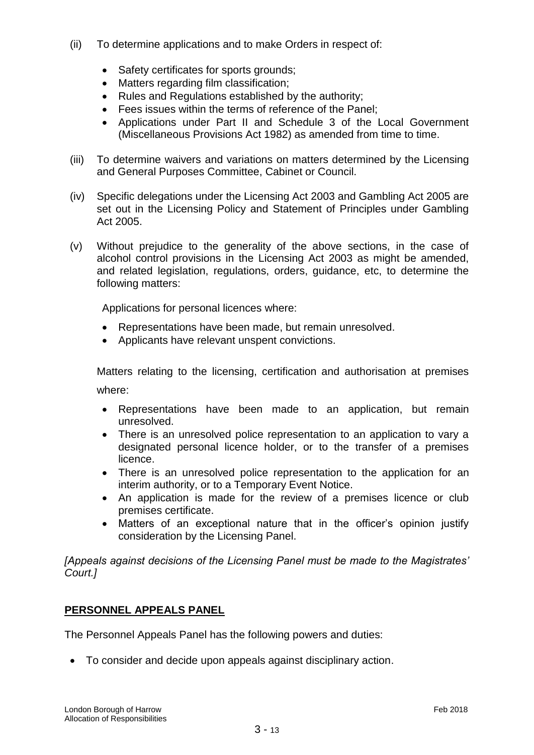(ii) To determine applications and to make Orders in respect of:

- Safety certificates for sports grounds;
- Matters regarding film classification;
- Rules and Regulations established by the authority;
- Fees issues within the terms of reference of the Panel;
- Applications under Part II and Schedule 3 of the Local Government (Miscellaneous Provisions Act 1982) as amended from time to time.

(iii) To determine waivers and variations on matters determined by the Licensing and General Purposes Committee, Cabinet or Council.

(iv) Specific delegations under the Licensing Act 2003 and Gambling Act 2005 are set out in the Licensing Policy and Statement of Principles under Gambling Act 2005.

(v) Without prejudice to the generality of the above sections, in the case of alcohol control provisions in the Licensing Act 2003 as might be amended, and related legislation, regulations, orders, guidance, etc, to determine the following matters:

Applications for personal licences where:

- Representations have been made, but remain unresolved.
- Applicants have relevant unspent convictions.

Matters relating to the licensing, certification and authorisation at premises where:

- Representations have been made to an application, but remain unresolved.
- There is an unresolved police representation to an application to vary a designated personal licence holder, or to the transfer of a premises licence.
- There is an unresolved police representation to the application for an interim authority, or to a Temporary Event Notice.
- An application is made for the review of a premises licence or club premises certificate.
- Matters of an exceptional nature that in the officer's opinion justify consideration by the Licensing Panel.

*[Appeals against decisions of the Licensing Panel must be made to the Magistrates' Court.]*

**PERSONNEL APPEALS PANEL**

The Personnel Appeals Panel has the following powers and duties:

- To consider and decide upon appeals against disciplinary action.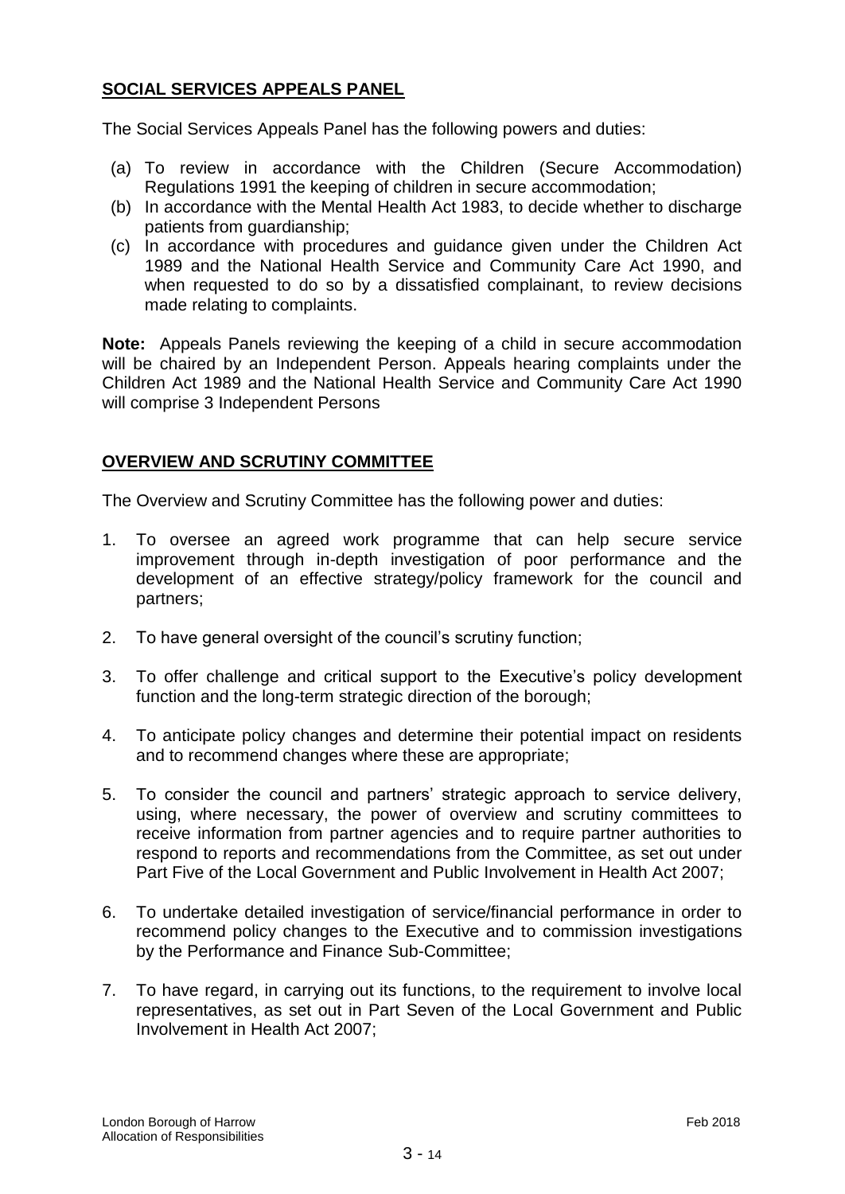## SOCIAL SERVICES APPEALS PANEL

The Social Services Appeals Panel has the following powers and duties:

(a) To review in accordance with the Children (Secure Accommodation) Regulations 1991 the keeping of children in secure accommodation;
(b) In accordance with the Mental Health Act 1983, to decide whether to discharge patients from guardianship;
(c) In accordance with procedures and guidance given under the Children Act 1989 and the National Health Service and Community Care Act 1990, and when requested to do so by a dissatisfied complainant, to review decisions made relating to complaints.

**Note:** Appeals Panels reviewing the keeping of a child in secure accommodation will be chaired by an Independent Person. Appeals hearing complaints under the Children Act 1989 and the National Health Service and Community Care Act 1990 will comprise 3 Independent Persons

## OVERVIEW AND SCRUTINY COMMITTEE

The Overview and Scrutiny Committee has the following power and duties:

1. To oversee an agreed work programme that can help secure service improvement through in-depth investigation of poor performance and the development of an effective strategy/policy framework for the council and partners;

2. To have general oversight of the council's scrutiny function;

3. To offer challenge and critical support to the Executive's policy development function and the long-term strategic direction of the borough;

4. To anticipate policy changes and determine their potential impact on residents and to recommend changes where these are appropriate;

5. To consider the council and partners' strategic approach to service delivery, using, where necessary, the power of overview and scrutiny committees to receive information from partner agencies and to require partner authorities to respond to reports and recommendations from the Committee, as set out under Part Five of the Local Government and Public Involvement in Health Act 2007;

6. To undertake detailed investigation of service/financial performance in order to recommend policy changes to the Executive and to commission investigations by the Performance and Finance Sub-Committee;

7. To have regard, in carrying out its functions, to the requirement to involve local representatives, as set out in Part Seven of the Local Government and Public Involvement in Health Act 2007;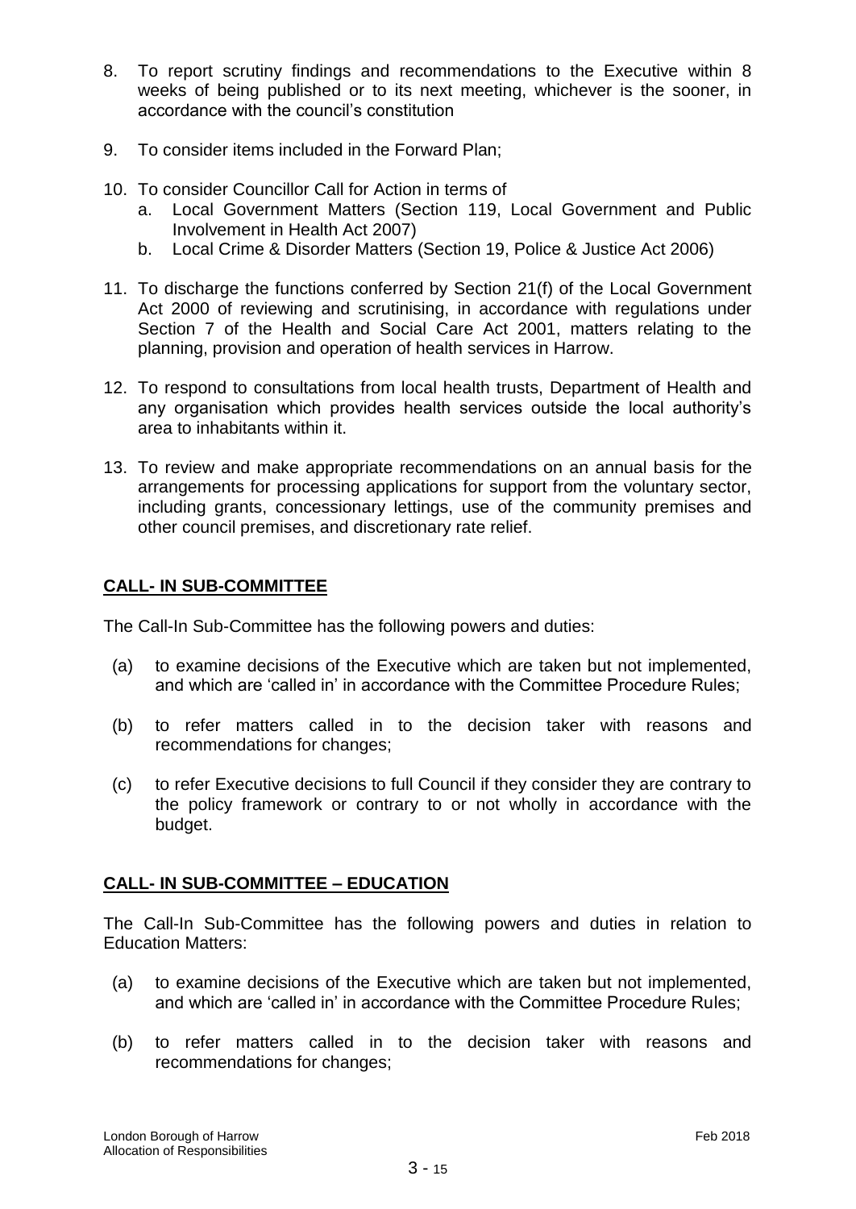8. To report scrutiny findings and recommendations to the Executive within 8 weeks of being published or to its next meeting, whichever is the sooner, in accordance with the council's constitution

9. To consider items included in the Forward Plan;

10. To consider Councillor Call for Action in terms of
    a. Local Government Matters (Section 119, Local Government and Public Involvement in Health Act 2007)
    b. Local Crime & Disorder Matters (Section 19, Police & Justice Act 2006)

11. To discharge the functions conferred by Section 21(f) of the Local Government Act 2000 of reviewing and scrutinising, in accordance with regulations under Section 7 of the Health and Social Care Act 2001, matters relating to the planning, provision and operation of health services in Harrow.

12. To respond to consultations from local health trusts, Department of Health and any organisation which provides health services outside the local authority's area to inhabitants within it.

13. To review and make appropriate recommendations on an annual basis for the arrangements for processing applications for support from the voluntary sector, including grants, concessionary lettings, use of the community premises and other council premises, and discretionary rate relief.

## CALL- IN SUB-COMMITTEE

The Call-In Sub-Committee has the following powers and duties:

(a) to examine decisions of the Executive which are taken but not implemented, and which are 'called in' in accordance with the Committee Procedure Rules;

(b) to refer matters called in to the decision taker with reasons and recommendations for changes;

(c) to refer Executive decisions to full Council if they consider they are contrary to the policy framework or contrary to or not wholly in accordance with the budget.

## CALL- IN SUB-COMMITTEE – EDUCATION

The Call-In Sub-Committee has the following powers and duties in relation to Education Matters:

(a) to examine decisions of the Executive which are taken but not implemented, and which are 'called in' in accordance with the Committee Procedure Rules;

(b) to refer matters called in to the decision taker with reasons and recommendations for changes;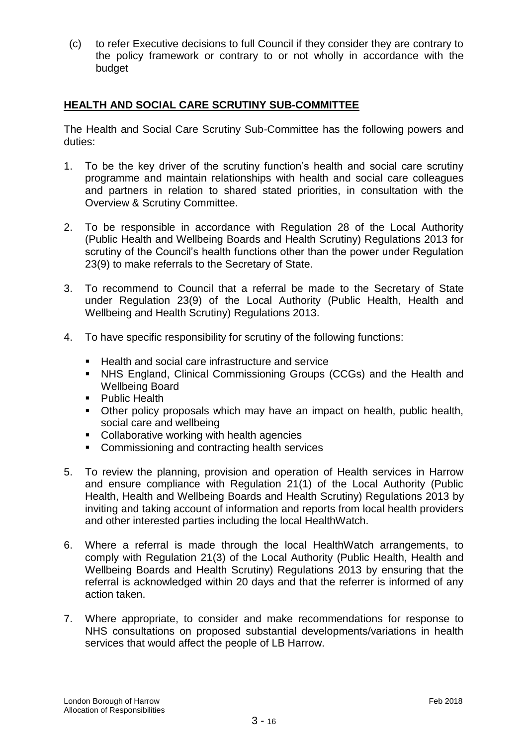(c) to refer Executive decisions to full Council if they consider they are contrary to the policy framework or contrary to or not wholly in accordance with the budget

## HEALTH AND SOCIAL CARE SCRUTINY SUB-COMMITTEE

The Health and Social Care Scrutiny Sub-Committee has the following powers and duties:

1. To be the key driver of the scrutiny function's health and social care scrutiny programme and maintain relationships with health and social care colleagues and partners in relation to shared stated priorities, in consultation with the Overview & Scrutiny Committee.

2. To be responsible in accordance with Regulation 28 of the Local Authority (Public Health and Wellbeing Boards and Health Scrutiny) Regulations 2013 for scrutiny of the Council's health functions other than the power under Regulation 23(9) to make referrals to the Secretary of State.

3. To recommend to Council that a referral be made to the Secretary of State under Regulation 23(9) of the Local Authority (Public Health, Health and Wellbeing and Health Scrutiny) Regulations 2013.

4. To have specific responsibility for scrutiny of the following functions:

   - Health and social care infrastructure and service
   - NHS England, Clinical Commissioning Groups (CCGs) and the Health and Wellbeing Board
   - Public Health
   - Other policy proposals which may have an impact on health, public health, social care and wellbeing
   - Collaborative working with health agencies
   - Commissioning and contracting health services

5. To review the planning, provision and operation of Health services in Harrow and ensure compliance with Regulation 21(1) of the Local Authority (Public Health, Health and Wellbeing Boards and Health Scrutiny) Regulations 2013 by inviting and taking account of information and reports from local health providers and other interested parties including the local HealthWatch.

6. Where a referral is made through the local HealthWatch arrangements, to comply with Regulation 21(3) of the Local Authority (Public Health, Health and Wellbeing Boards and Health Scrutiny) Regulations 2013 by ensuring that the referral is acknowledged within 20 days and that the referrer is informed of any action taken.

7. Where appropriate, to consider and make recommendations for response to NHS consultations on proposed substantial developments/variations in health services that would affect the people of LB Harrow.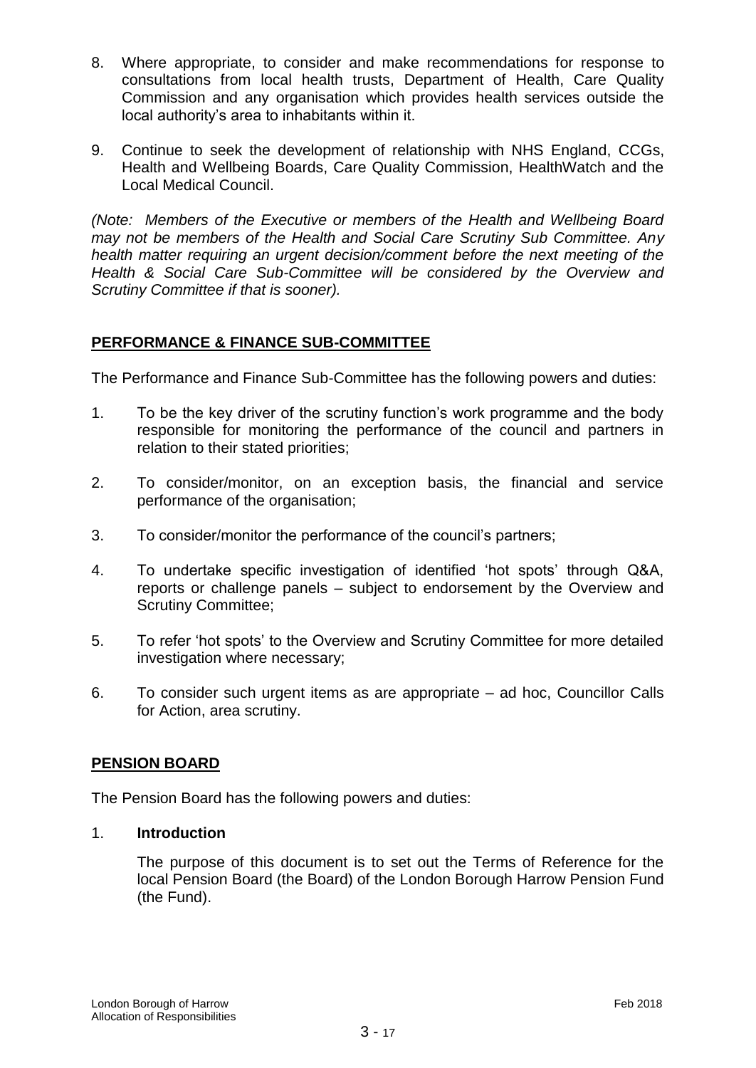8. Where appropriate, to consider and make recommendations for response to consultations from local health trusts, Department of Health, Care Quality Commission and any organisation which provides health services outside the local authority's area to inhabitants within it.

9. Continue to seek the development of relationship with NHS England, CCGs, Health and Wellbeing Boards, Care Quality Commission, HealthWatch and the Local Medical Council.

*(Note: Members of the Executive or members of the Health and Wellbeing Board may not be members of the Health and Social Care Scrutiny Sub Committee. Any health matter requiring an urgent decision/comment before the next meeting of the Health & Social Care Sub-Committee will be considered by the Overview and Scrutiny Committee if that is sooner).*

## PERFORMANCE & FINANCE SUB-COMMITTEE

The Performance and Finance Sub-Committee has the following powers and duties:

1. To be the key driver of the scrutiny function's work programme and the body responsible for monitoring the performance of the council and partners in relation to their stated priorities;

2. To consider/monitor, on an exception basis, the financial and service performance of the organisation;

3. To consider/monitor the performance of the council's partners;

4. To undertake specific investigation of identified 'hot spots' through Q&A, reports or challenge panels – subject to endorsement by the Overview and Scrutiny Committee;

5. To refer 'hot spots' to the Overview and Scrutiny Committee for more detailed investigation where necessary;

6. To consider such urgent items as are appropriate – ad hoc, Councillor Calls for Action, area scrutiny.

## PENSION BOARD

The Pension Board has the following powers and duties:

1. **Introduction**

   The purpose of this document is to set out the Terms of Reference for the local Pension Board (the Board) of the London Borough Harrow Pension Fund (the Fund).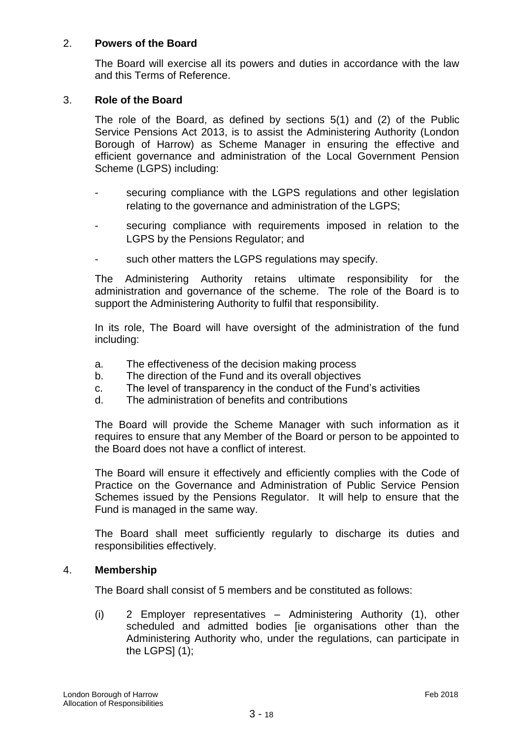## 2. **Powers of the Board**

The Board will exercise all its powers and duties in accordance with the law and this Terms of Reference.

## 3. **Role of the Board**

The role of the Board, as defined by sections 5(1) and (2) of the Public Service Pensions Act 2013, is to assist the Administering Authority (London Borough of Harrow) as Scheme Manager in ensuring the effective and efficient governance and administration of the Local Government Pension Scheme (LGPS) including:

- securing compliance with the LGPS regulations and other legislation relating to the governance and administration of the LGPS;
- securing compliance with requirements imposed in relation to the LGPS by the Pensions Regulator; and
- such other matters the LGPS regulations may specify.

The Administering Authority retains ultimate responsibility for the administration and governance of the scheme. The role of the Board is to support the Administering Authority to fulfil that responsibility.

In its role, The Board will have oversight of the administration of the fund including:

a. The effectiveness of the decision making process
b. The direction of the Fund and its overall objectives
c. The level of transparency in the conduct of the Fund's activities
d. The administration of benefits and contributions

The Board will provide the Scheme Manager with such information as it requires to ensure that any Member of the Board or person to be appointed to the Board does not have a conflict of interest.

The Board will ensure it effectively and efficiently complies with the Code of Practice on the Governance and Administration of Public Service Pension Schemes issued by the Pensions Regulator. It will help to ensure that the Fund is managed in the same way.

The Board shall meet sufficiently regularly to discharge its duties and responsibilities effectively.

## 4. **Membership**

The Board shall consist of 5 members and be constituted as follows:

(i) 2 Employer representatives – Administering Authority (1), other scheduled and admitted bodies [ie organisations other than the Administering Authority who, under the regulations, can participate in the LGPS] (1);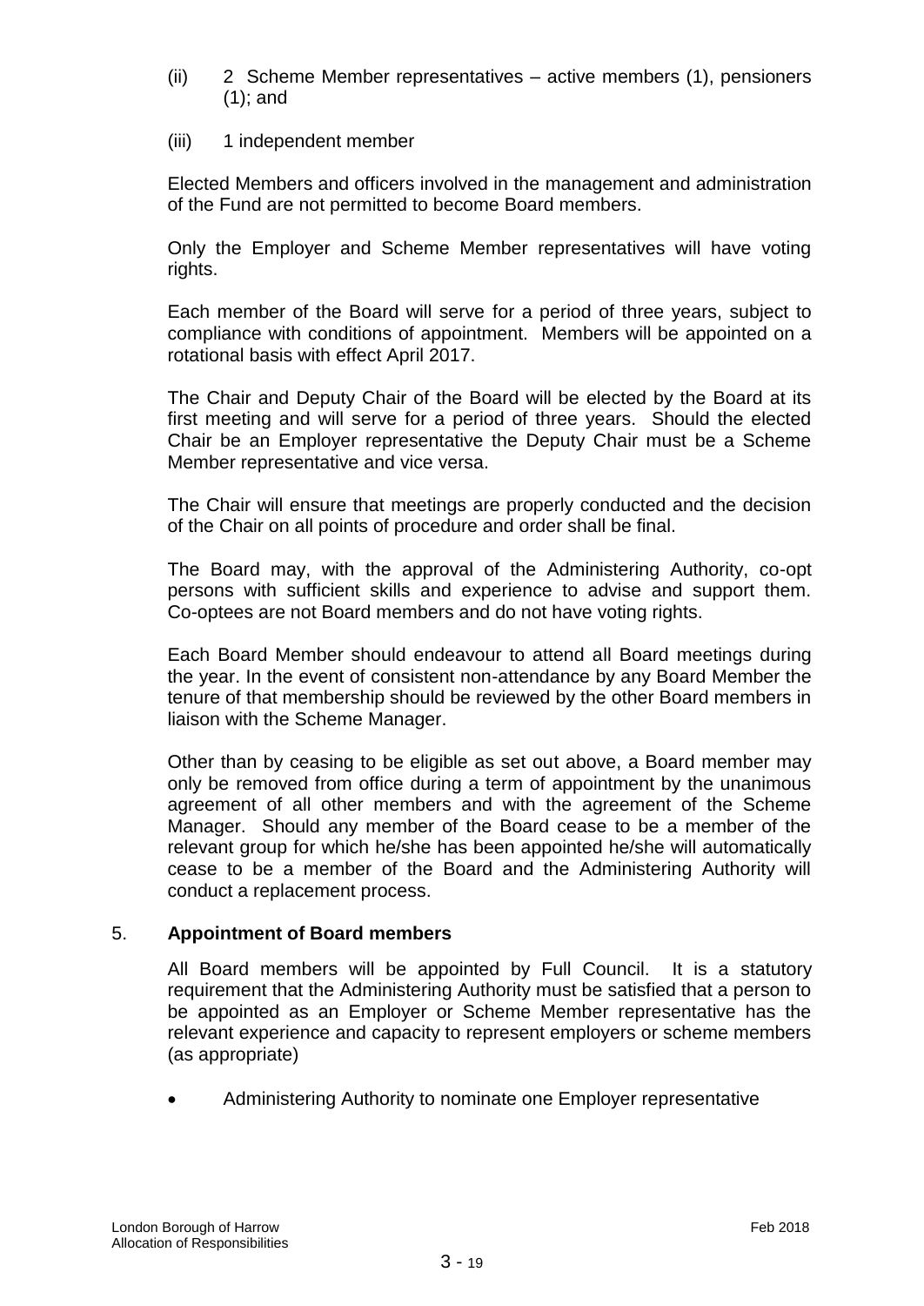(ii) 2 Scheme Member representatives – active members (1), pensioners (1); and

(iii) 1 independent member

Elected Members and officers involved in the management and administration of the Fund are not permitted to become Board members.

Only the Employer and Scheme Member representatives will have voting rights.

Each member of the Board will serve for a period of three years, subject to compliance with conditions of appointment. Members will be appointed on a rotational basis with effect April 2017.

The Chair and Deputy Chair of the Board will be elected by the Board at its first meeting and will serve for a period of three years. Should the elected Chair be an Employer representative the Deputy Chair must be a Scheme Member representative and vice versa.

The Chair will ensure that meetings are properly conducted and the decision of the Chair on all points of procedure and order shall be final.

The Board may, with the approval of the Administering Authority, co-opt persons with sufficient skills and experience to advise and support them. Co-optees are not Board members and do not have voting rights.

Each Board Member should endeavour to attend all Board meetings during the year. In the event of consistent non-attendance by any Board Member the tenure of that membership should be reviewed by the other Board members in liaison with the Scheme Manager.

Other than by ceasing to be eligible as set out above, a Board member may only be removed from office during a term of appointment by the unanimous agreement of all other members and with the agreement of the Scheme Manager. Should any member of the Board cease to be a member of the relevant group for which he/she has been appointed he/she will automatically cease to be a member of the Board and the Administering Authority will conduct a replacement process.

## 5. Appointment of Board members

All Board members will be appointed by Full Council. It is a statutory requirement that the Administering Authority must be satisfied that a person to be appointed as an Employer or Scheme Member representative has the relevant experience and capacity to represent employers or scheme members (as appropriate)

- Administering Authority to nominate one Employer representative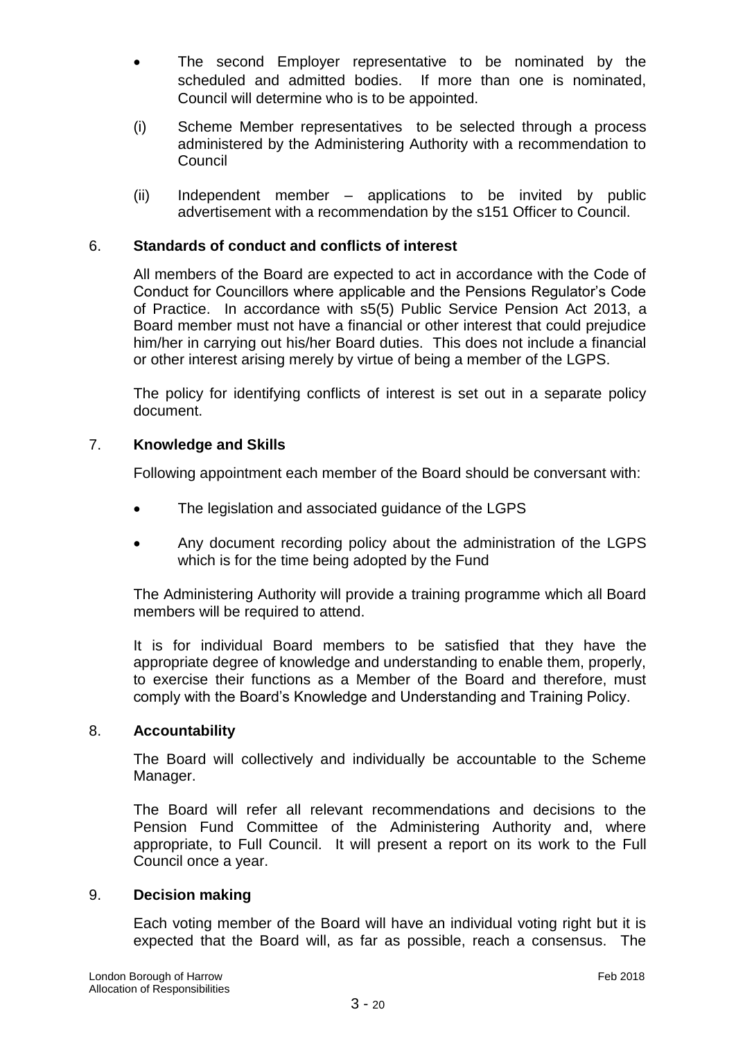- The second Employer representative to be nominated by the scheduled and admitted bodies. If more than one is nominated, Council will determine who is to be appointed.

(i) Scheme Member representatives to be selected through a process administered by the Administering Authority with a recommendation to Council

(ii) Independent member – applications to be invited by public advertisement with a recommendation by the s151 Officer to Council.

## 6. Standards of conduct and conflicts of interest

All members of the Board are expected to act in accordance with the Code of Conduct for Councillors where applicable and the Pensions Regulator's Code of Practice. In accordance with s5(5) Public Service Pension Act 2013, a Board member must not have a financial or other interest that could prejudice him/her in carrying out his/her Board duties. This does not include a financial or other interest arising merely by virtue of being a member of the LGPS.

The policy for identifying conflicts of interest is set out in a separate policy document.

## 7. Knowledge and Skills

Following appointment each member of the Board should be conversant with:

- The legislation and associated guidance of the LGPS
- Any document recording policy about the administration of the LGPS which is for the time being adopted by the Fund

The Administering Authority will provide a training programme which all Board members will be required to attend.

It is for individual Board members to be satisfied that they have the appropriate degree of knowledge and understanding to enable them, properly, to exercise their functions as a Member of the Board and therefore, must comply with the Board's Knowledge and Understanding and Training Policy.

## 8. Accountability

The Board will collectively and individually be accountable to the Scheme Manager.

The Board will refer all relevant recommendations and decisions to the Pension Fund Committee of the Administering Authority and, where appropriate, to Full Council. It will present a report on its work to the Full Council once a year.

## 9. Decision making

Each voting member of the Board will have an individual voting right but it is expected that the Board will, as far as possible, reach a consensus. The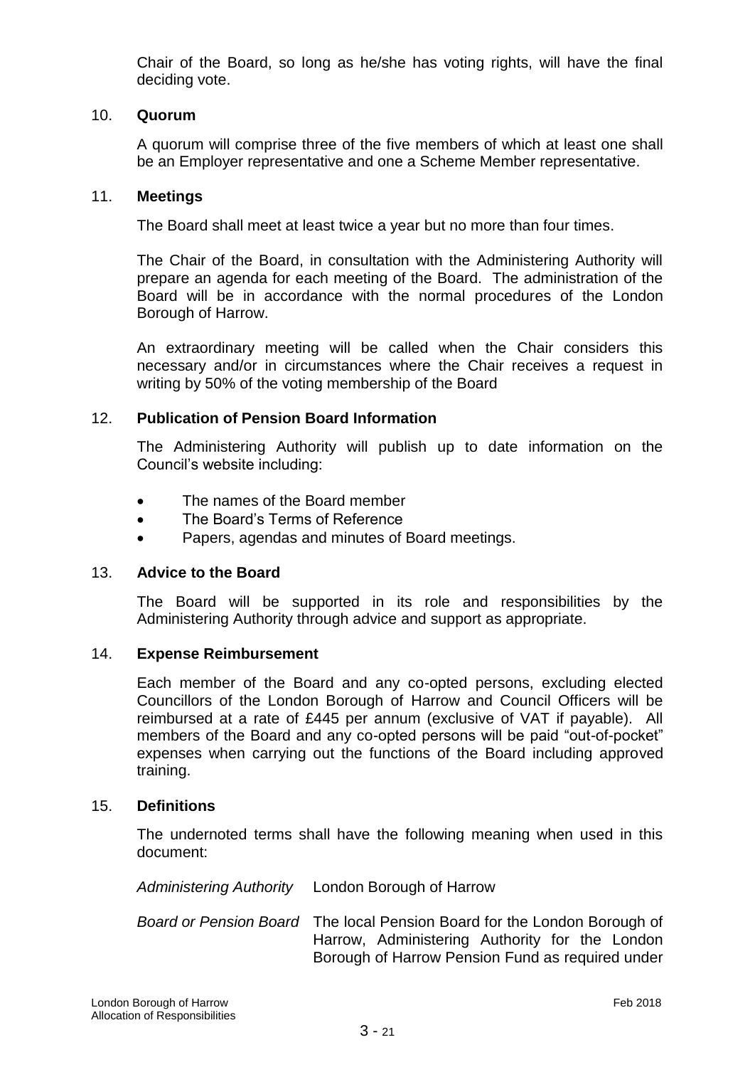Chair of the Board, so long as he/she has voting rights, will have the final deciding vote.

## 10. Quorum

A quorum will comprise three of the five members of which at least one shall be an Employer representative and one a Scheme Member representative.

## 11. Meetings

The Board shall meet at least twice a year but no more than four times.

The Chair of the Board, in consultation with the Administering Authority will prepare an agenda for each meeting of the Board. The administration of the Board will be in accordance with the normal procedures of the London Borough of Harrow.

An extraordinary meeting will be called when the Chair considers this necessary and/or in circumstances where the Chair receives a request in writing by 50% of the voting membership of the Board

## 12. Publication of Pension Board Information

The Administering Authority will publish up to date information on the Council's website including:

- The names of the Board member
- The Board's Terms of Reference
- Papers, agendas and minutes of Board meetings.

## 13. Advice to the Board

The Board will be supported in its role and responsibilities by the Administering Authority through advice and support as appropriate.

## 14. Expense Reimbursement

Each member of the Board and any co-opted persons, excluding elected Councillors of the London Borough of Harrow and Council Officers will be reimbursed at a rate of £445 per annum (exclusive of VAT if payable). All members of the Board and any co-opted persons will be paid "out-of-pocket" expenses when carrying out the functions of the Board including approved training.

## 15. Definitions

The undernoted terms shall have the following meaning when used in this document:

*Administering Authority* London Borough of Harrow

*Board or Pension Board* The local Pension Board for the London Borough of Harrow, Administering Authority for the London Borough of Harrow Pension Fund as required under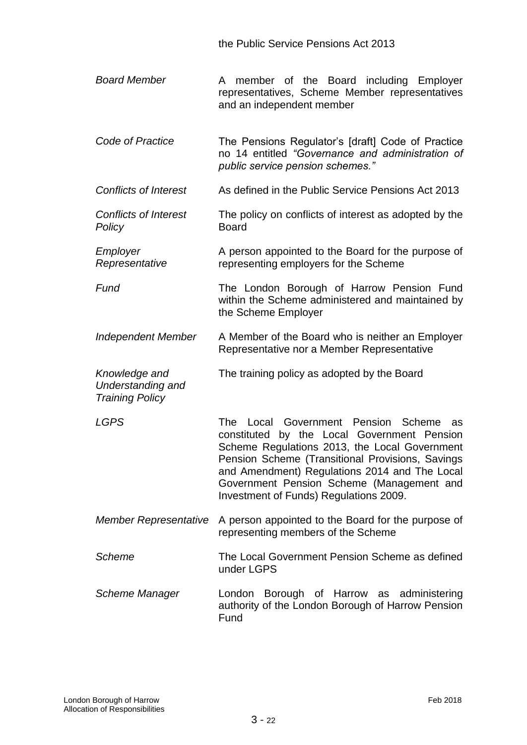the Public Service Pensions Act 2013

| | |
|---|---|
| *Board Member* | A member of the Board including Employer representatives, Scheme Member representatives and an independent member |
| *Code of Practice* | The Pensions Regulator's [draft] Code of Practice no 14 entitled *"Governance and administration of public service pension schemes."* |
| *Conflicts of Interest* | As defined in the Public Service Pensions Act 2013 |
| *Conflicts of Interest Policy* | The policy on conflicts of interest as adopted by the Board |
| *Employer Representative* | A person appointed to the Board for the purpose of representing employers for the Scheme |
| *Fund* | The London Borough of Harrow Pension Fund within the Scheme administered and maintained by the Scheme Employer |
| *Independent Member* | A Member of the Board who is neither an Employer Representative nor a Member Representative |
| *Knowledge and Understanding and Training Policy* | The training policy as adopted by the Board |
| *LGPS* | The Local Government Pension Scheme as constituted by the Local Government Pension Scheme Regulations 2013, the Local Government Pension Scheme (Transitional Provisions, Savings and Amendment) Regulations 2014 and The Local Government Pension Scheme (Management and Investment of Funds) Regulations 2009. |
| *Member Representative* | A person appointed to the Board for the purpose of representing members of the Scheme |
| *Scheme* | The Local Government Pension Scheme as defined under LGPS |
| *Scheme Manager* | London Borough of Harrow as administering authority of the London Borough of Harrow Pension Fund |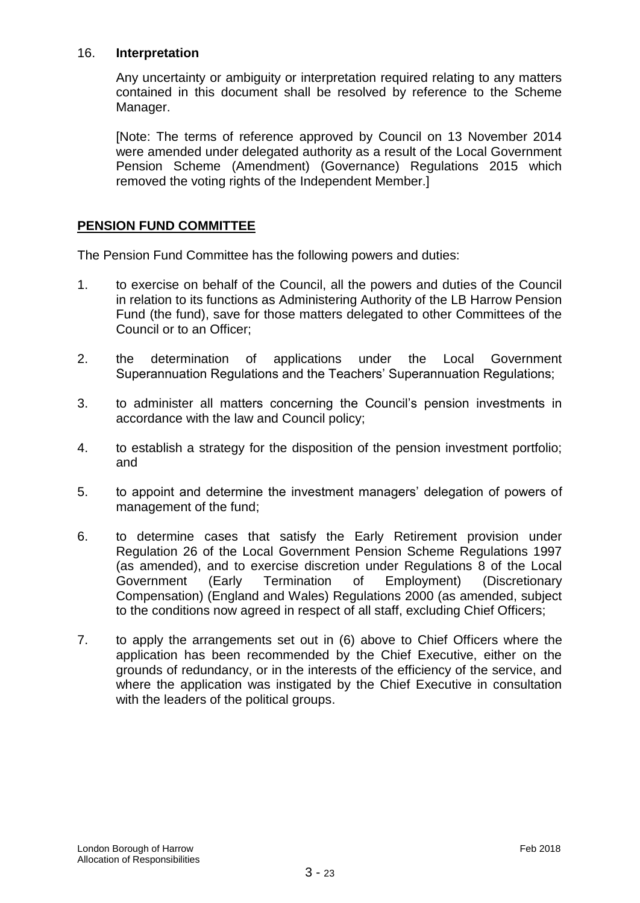16. **Interpretation**

Any uncertainty or ambiguity or interpretation required relating to any matters contained in this document shall be resolved by reference to the Scheme Manager.

[Note: The terms of reference approved by Council on 13 November 2014 were amended under delegated authority as a result of the Local Government Pension Scheme (Amendment) (Governance) Regulations 2015 which removed the voting rights of the Independent Member.]

## **PENSION FUND COMMITTEE**

The Pension Fund Committee has the following powers and duties:

1. to exercise on behalf of the Council, all the powers and duties of the Council in relation to its functions as Administering Authority of the LB Harrow Pension Fund (the fund), save for those matters delegated to other Committees of the Council or to an Officer;

2. the determination of applications under the Local Government Superannuation Regulations and the Teachers' Superannuation Regulations;

3. to administer all matters concerning the Council's pension investments in accordance with the law and Council policy;

4. to establish a strategy for the disposition of the pension investment portfolio; and

5. to appoint and determine the investment managers' delegation of powers of management of the fund;

6. to determine cases that satisfy the Early Retirement provision under Regulation 26 of the Local Government Pension Scheme Regulations 1997 (as amended), and to exercise discretion under Regulations 8 of the Local Government (Early Termination of Employment) (Discretionary Compensation) (England and Wales) Regulations 2000 (as amended, subject to the conditions now agreed in respect of all staff, excluding Chief Officers;

7. to apply the arrangements set out in (6) above to Chief Officers where the application has been recommended by the Chief Executive, either on the grounds of redundancy, or in the interests of the efficiency of the service, and where the application was instigated by the Chief Executive in consultation with the leaders of the political groups.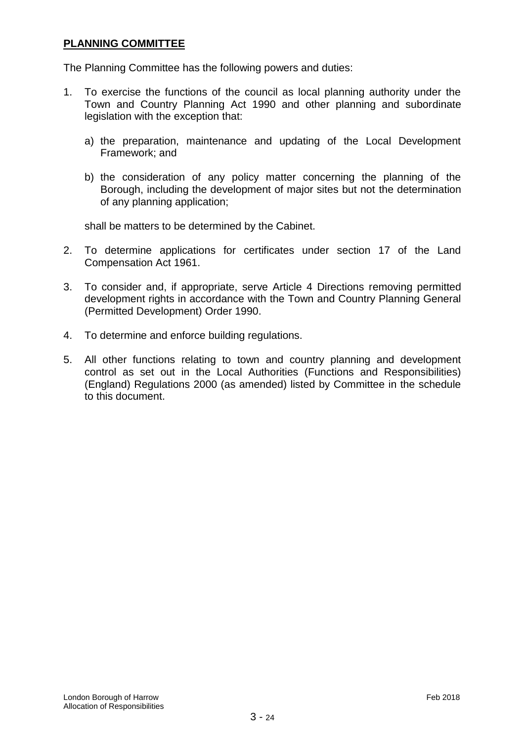**PLANNING COMMITTEE**

The Planning Committee has the following powers and duties:

1. To exercise the functions of the council as local planning authority under the Town and Country Planning Act 1990 and other planning and subordinate legislation with the exception that:

   a) the preparation, maintenance and updating of the Local Development Framework; and

   b) the consideration of any policy matter concerning the planning of the Borough, including the development of major sites but not the determination of any planning application;

   shall be matters to be determined by the Cabinet.

2. To determine applications for certificates under section 17 of the Land Compensation Act 1961.

3. To consider and, if appropriate, serve Article 4 Directions removing permitted development rights in accordance with the Town and Country Planning General (Permitted Development) Order 1990.

4. To determine and enforce building regulations.

5. All other functions relating to town and country planning and development control as set out in the Local Authorities (Functions and Responsibilities) (England) Regulations 2000 (as amended) listed by Committee in the schedule to this document.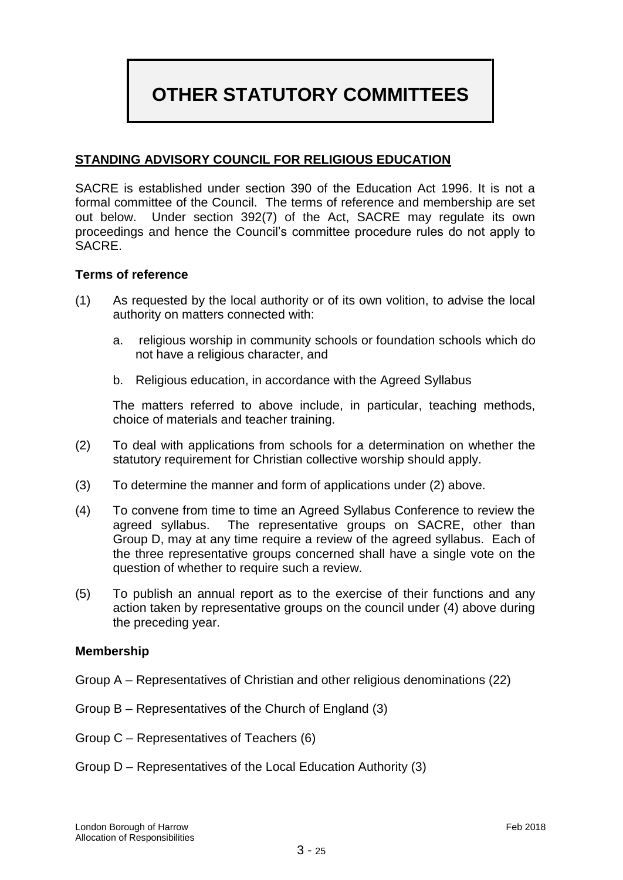# OTHER STATUTORY COMMITTEES

## STANDING ADVISORY COUNCIL FOR RELIGIOUS EDUCATION

SACRE is established under section 390 of the Education Act 1996. It is not a formal committee of the Council. The terms of reference and membership are set out below. Under section 392(7) of the Act, SACRE may regulate its own proceedings and hence the Council's committee procedure rules do not apply to SACRE.

### Terms of reference

(1) As requested by the local authority or of its own volition, to advise the local authority on matters connected with:

  a. religious worship in community schools or foundation schools which do not have a religious character, and

  b. Religious education, in accordance with the Agreed Syllabus

  The matters referred to above include, in particular, teaching methods, choice of materials and teacher training.

(2) To deal with applications from schools for a determination on whether the statutory requirement for Christian collective worship should apply.

(3) To determine the manner and form of applications under (2) above.

(4) To convene from time to time an Agreed Syllabus Conference to review the agreed syllabus. The representative groups on SACRE, other than Group D, may at any time require a review of the agreed syllabus. Each of the three representative groups concerned shall have a single vote on the question of whether to require such a review.

(5) To publish an annual report as to the exercise of their functions and any action taken by representative groups on the council under (4) above during the preceding year.

### Membership

Group A – Representatives of Christian and other religious denominations (22)

Group B – Representatives of the Church of England (3)

Group C – Representatives of Teachers (6)

Group D – Representatives of the Local Education Authority (3)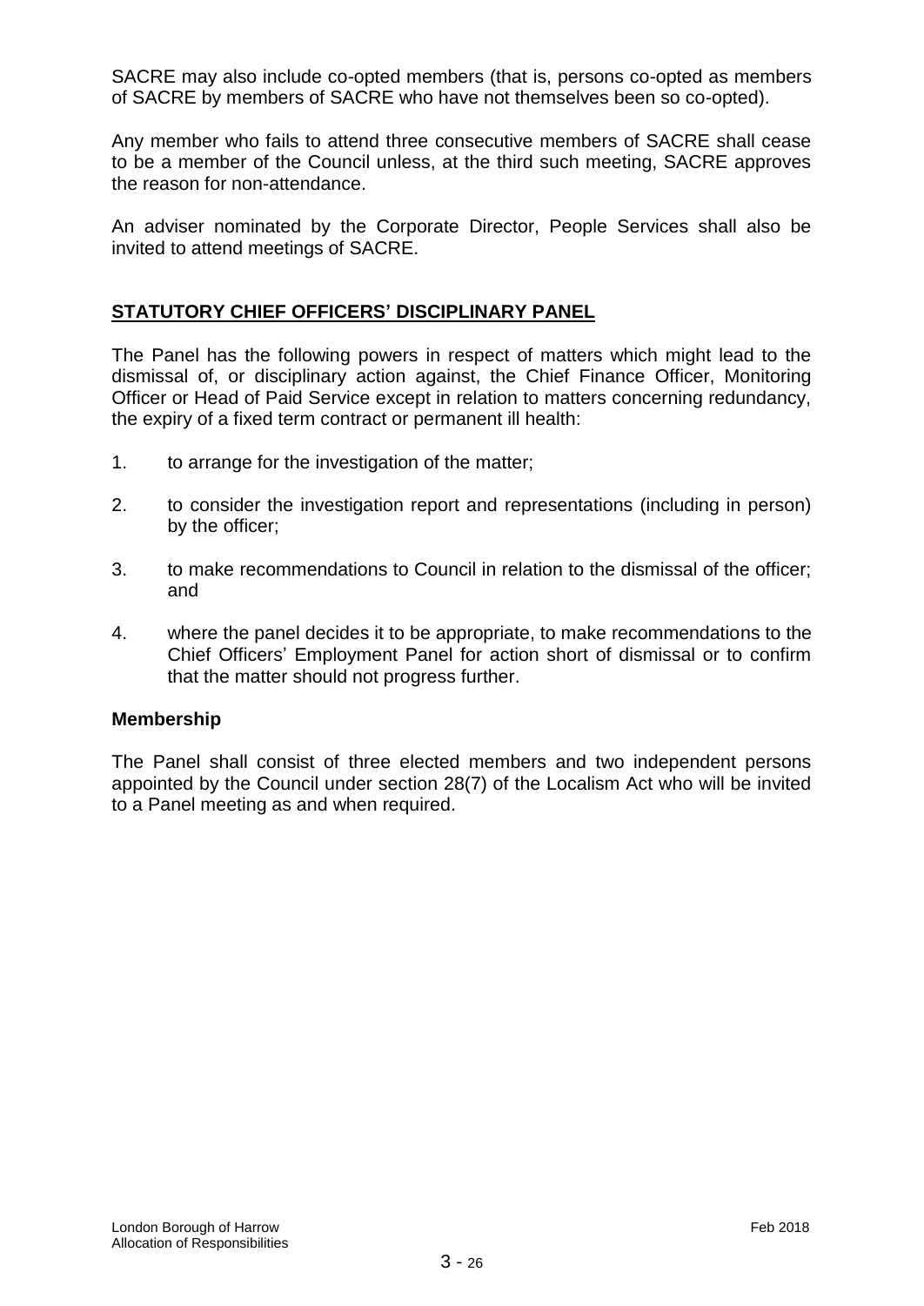SACRE may also include co-opted members (that is, persons co-opted as members of SACRE by members of SACRE who have not themselves been so co-opted).

Any member who fails to attend three consecutive members of SACRE shall cease to be a member of the Council unless, at the third such meeting, SACRE approves the reason for non-attendance.

An adviser nominated by the Corporate Director, People Services shall also be invited to attend meetings of SACRE.

## STATUTORY CHIEF OFFICERS' DISCIPLINARY PANEL

The Panel has the following powers in respect of matters which might lead to the dismissal of, or disciplinary action against, the Chief Finance Officer, Monitoring Officer or Head of Paid Service except in relation to matters concerning redundancy, the expiry of a fixed term contract or permanent ill health:

1. to arrange for the investigation of the matter;
2. to consider the investigation report and representations (including in person) by the officer;
3. to make recommendations to Council in relation to the dismissal of the officer; and
4. where the panel decides it to be appropriate, to make recommendations to the Chief Officers' Employment Panel for action short of dismissal or to confirm that the matter should not progress further.

### Membership

The Panel shall consist of three elected members and two independent persons appointed by the Council under section 28(7) of the Localism Act who will be invited to a Panel meeting as and when required.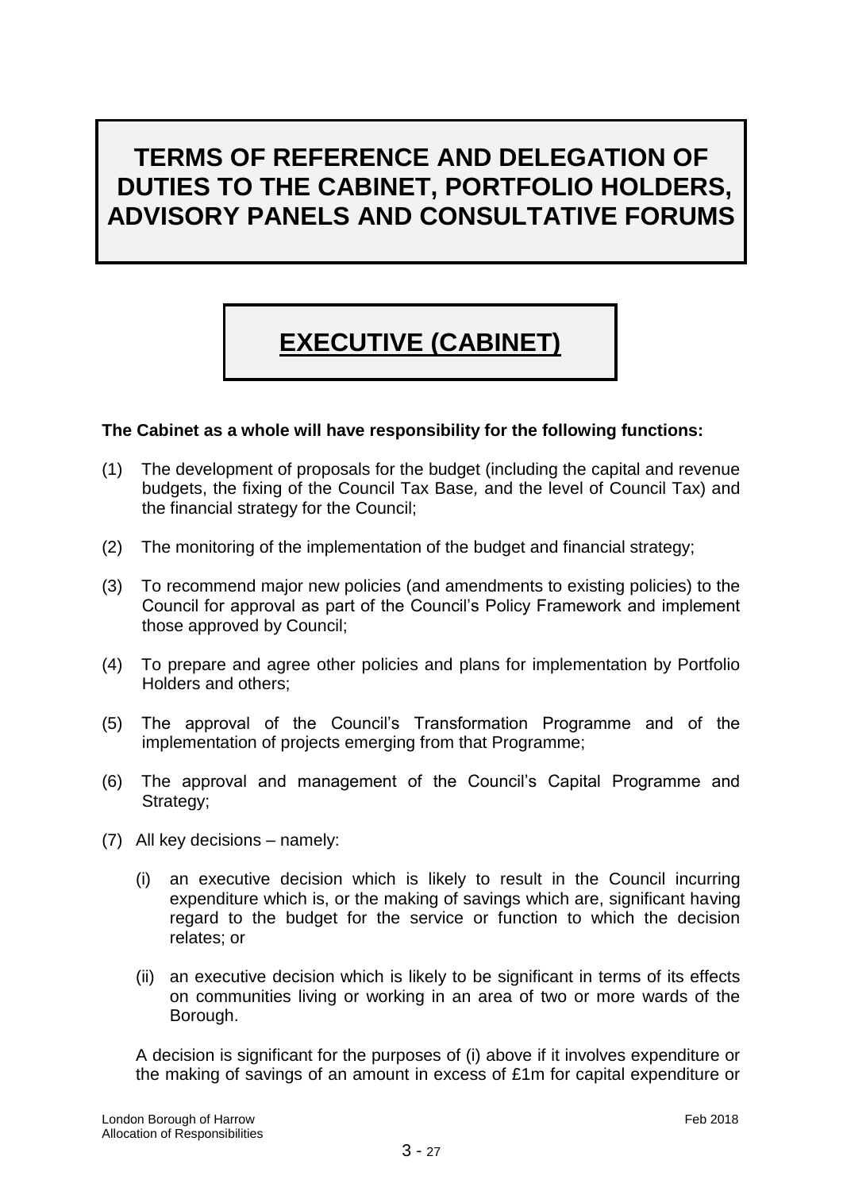# TERMS OF REFERENCE AND DELEGATION OF DUTIES TO THE CABINET, PORTFOLIO HOLDERS, ADVISORY PANELS AND CONSULTATIVE FORUMS

## EXECUTIVE (CABINET)

**The Cabinet as a whole will have responsibility for the following functions:**

(1) The development of proposals for the budget (including the capital and revenue budgets, the fixing of the Council Tax Base, and the level of Council Tax) and the financial strategy for the Council;

(2) The monitoring of the implementation of the budget and financial strategy;

(3) To recommend major new policies (and amendments to existing policies) to the Council for approval as part of the Council's Policy Framework and implement those approved by Council;

(4) To prepare and agree other policies and plans for implementation by Portfolio Holders and others;

(5) The approval of the Council's Transformation Programme and of the implementation of projects emerging from that Programme;

(6) The approval and management of the Council's Capital Programme and Strategy;

(7) All key decisions – namely:

(i) an executive decision which is likely to result in the Council incurring expenditure which is, or the making of savings which are, significant having regard to the budget for the service or function to which the decision relates; or

(ii) an executive decision which is likely to be significant in terms of its effects on communities living or working in an area of two or more wards of the Borough.

A decision is significant for the purposes of (i) above if it involves expenditure or the making of savings of an amount in excess of £1m for capital expenditure or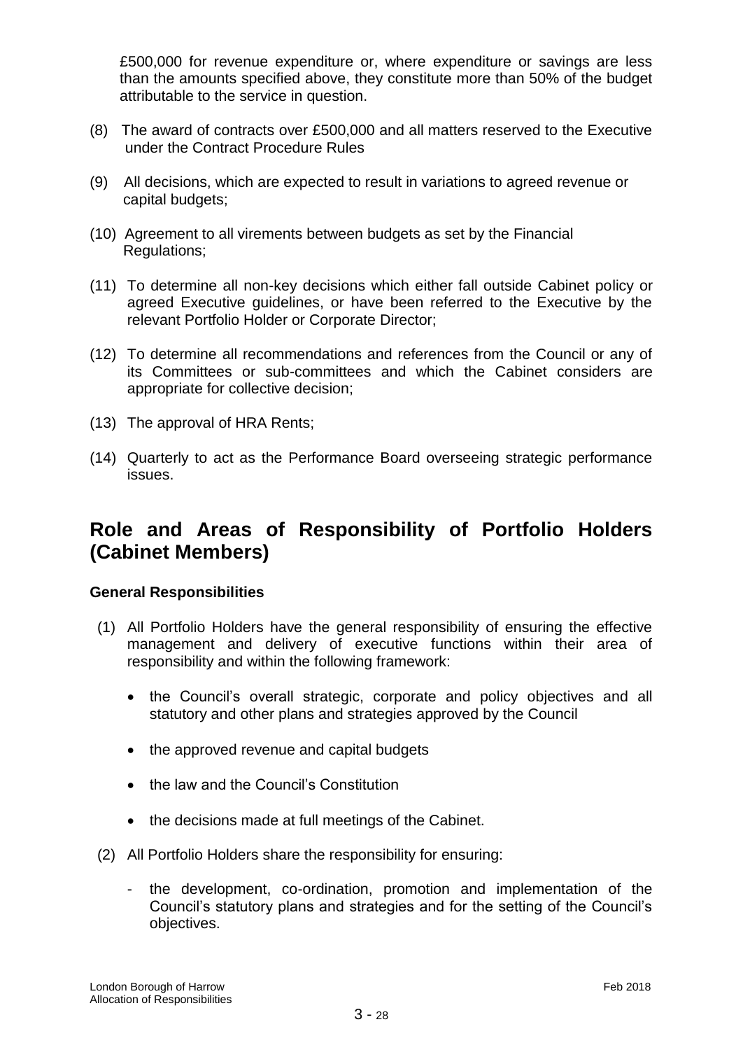£500,000 for revenue expenditure or, where expenditure or savings are less than the amounts specified above, they constitute more than 50% of the budget attributable to the service in question.

(8) The award of contracts over £500,000 and all matters reserved to the Executive under the Contract Procedure Rules

(9) All decisions, which are expected to result in variations to agreed revenue or capital budgets;

(10) Agreement to all virements between budgets as set by the Financial Regulations;

(11) To determine all non-key decisions which either fall outside Cabinet policy or agreed Executive guidelines, or have been referred to the Executive by the relevant Portfolio Holder or Corporate Director;

(12) To determine all recommendations and references from the Council or any of its Committees or sub-committees and which the Cabinet considers are appropriate for collective decision;

(13) The approval of HRA Rents;

(14) Quarterly to act as the Performance Board overseeing strategic performance issues.

# Role and Areas of Responsibility of Portfolio Holders (Cabinet Members)

**General Responsibilities**

(1) All Portfolio Holders have the general responsibility of ensuring the effective management and delivery of executive functions within their area of responsibility and within the following framework:

- the Council's overall strategic, corporate and policy objectives and all statutory and other plans and strategies approved by the Council
- the approved revenue and capital budgets
- the law and the Council's Constitution
- the decisions made at full meetings of the Cabinet.

(2) All Portfolio Holders share the responsibility for ensuring:

- the development, co-ordination, promotion and implementation of the Council's statutory plans and strategies and for the setting of the Council's objectives.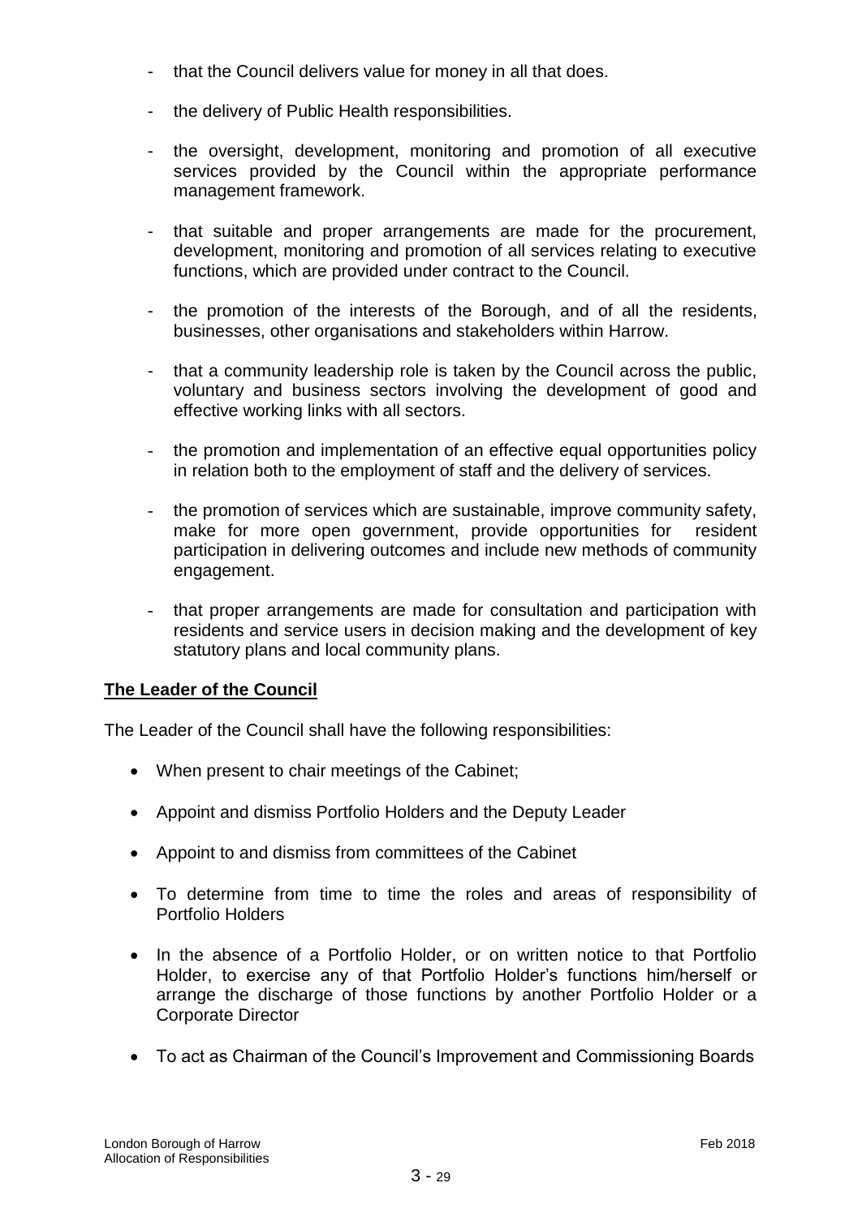- that the Council delivers value for money in all that does.

- the delivery of Public Health responsibilities.

- the oversight, development, monitoring and promotion of all executive services provided by the Council within the appropriate performance management framework.

- that suitable and proper arrangements are made for the procurement, development, monitoring and promotion of all services relating to executive functions, which are provided under contract to the Council.

- the promotion of the interests of the Borough, and of all the residents, businesses, other organisations and stakeholders within Harrow.

- that a community leadership role is taken by the Council across the public, voluntary and business sectors involving the development of good and effective working links with all sectors.

- the promotion and implementation of an effective equal opportunities policy in relation both to the employment of staff and the delivery of services.

- the promotion of services which are sustainable, improve community safety, make for more open government, provide opportunities for resident participation in delivering outcomes and include new methods of community engagement.

- that proper arrangements are made for consultation and participation with residents and service users in decision making and the development of key statutory plans and local community plans.

**The Leader of the Council**

The Leader of the Council shall have the following responsibilities:

- When present to chair meetings of the Cabinet;

- Appoint and dismiss Portfolio Holders and the Deputy Leader

- Appoint to and dismiss from committees of the Cabinet

- To determine from time to time the roles and areas of responsibility of Portfolio Holders

- In the absence of a Portfolio Holder, or on written notice to that Portfolio Holder, to exercise any of that Portfolio Holder's functions him/herself or arrange the discharge of those functions by another Portfolio Holder or a Corporate Director

- To act as Chairman of the Council's Improvement and Commissioning Boards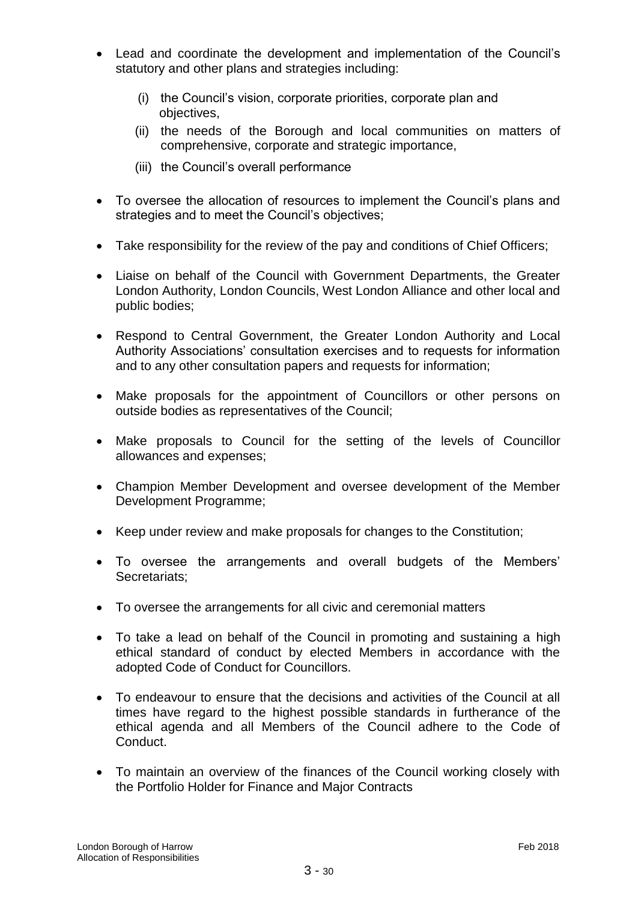- Lead and coordinate the development and implementation of the Council's statutory and other plans and strategies including:
  - (i) the Council's vision, corporate priorities, corporate plan and objectives,
  - (ii) the needs of the Borough and local communities on matters of comprehensive, corporate and strategic importance,
  - (iii) the Council's overall performance
- To oversee the allocation of resources to implement the Council's plans and strategies and to meet the Council's objectives;
- Take responsibility for the review of the pay and conditions of Chief Officers;
- Liaise on behalf of the Council with Government Departments, the Greater London Authority, London Councils, West London Alliance and other local and public bodies;
- Respond to Central Government, the Greater London Authority and Local Authority Associations' consultation exercises and to requests for information and to any other consultation papers and requests for information;
- Make proposals for the appointment of Councillors or other persons on outside bodies as representatives of the Council;
- Make proposals to Council for the setting of the levels of Councillor allowances and expenses;
- Champion Member Development and oversee development of the Member Development Programme;
- Keep under review and make proposals for changes to the Constitution;
- To oversee the arrangements and overall budgets of the Members' Secretariats;
- To oversee the arrangements for all civic and ceremonial matters
- To take a lead on behalf of the Council in promoting and sustaining a high ethical standard of conduct by elected Members in accordance with the adopted Code of Conduct for Councillors.
- To endeavour to ensure that the decisions and activities of the Council at all times have regard to the highest possible standards in furtherance of the ethical agenda and all Members of the Council adhere to the Code of Conduct.
- To maintain an overview of the finances of the Council working closely with the Portfolio Holder for Finance and Major Contracts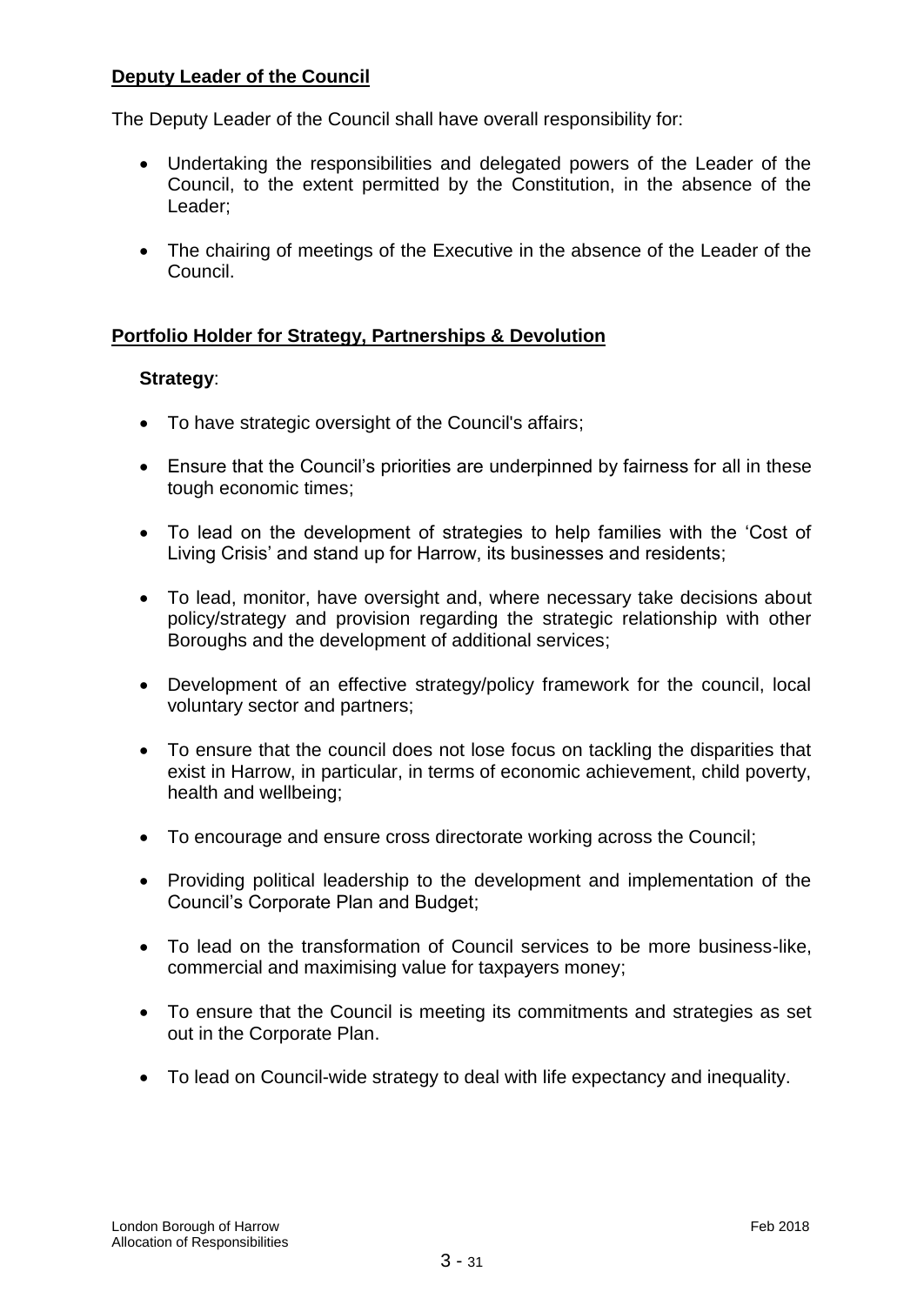## Deputy Leader of the Council

The Deputy Leader of the Council shall have overall responsibility for:

- Undertaking the responsibilities and delegated powers of the Leader of the Council, to the extent permitted by the Constitution, in the absence of the Leader;
- The chairing of meetings of the Executive in the absence of the Leader of the Council.

## Portfolio Holder for Strategy, Partnerships & Devolution

**Strategy**:

- To have strategic oversight of the Council's affairs;
- Ensure that the Council's priorities are underpinned by fairness for all in these tough economic times;
- To lead on the development of strategies to help families with the 'Cost of Living Crisis' and stand up for Harrow, its businesses and residents;
- To lead, monitor, have oversight and, where necessary take decisions about policy/strategy and provision regarding the strategic relationship with other Boroughs and the development of additional services;
- Development of an effective strategy/policy framework for the council, local voluntary sector and partners;
- To ensure that the council does not lose focus on tackling the disparities that exist in Harrow, in particular, in terms of economic achievement, child poverty, health and wellbeing;
- To encourage and ensure cross directorate working across the Council;
- Providing political leadership to the development and implementation of the Council's Corporate Plan and Budget;
- To lead on the transformation of Council services to be more business-like, commercial and maximising value for taxpayers money;
- To ensure that the Council is meeting its commitments and strategies as set out in the Corporate Plan.
- To lead on Council-wide strategy to deal with life expectancy and inequality.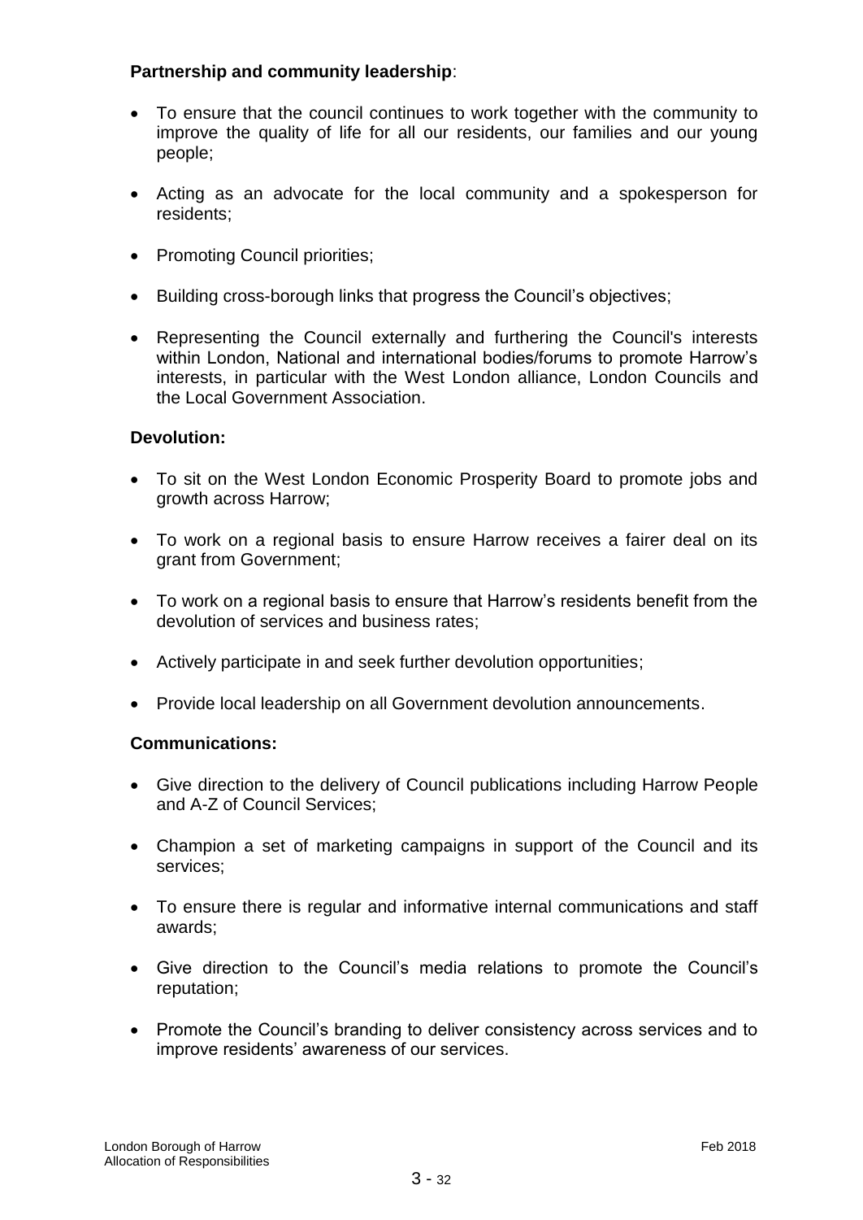**Partnership and community leadership**:

- To ensure that the council continues to work together with the community to improve the quality of life for all our residents, our families and our young people;
- Acting as an advocate for the local community and a spokesperson for residents;
- Promoting Council priorities;
- Building cross-borough links that progress the Council's objectives;
- Representing the Council externally and furthering the Council's interests within London, National and international bodies/forums to promote Harrow's interests, in particular with the West London alliance, London Councils and the Local Government Association.

**Devolution:**

- To sit on the West London Economic Prosperity Board to promote jobs and growth across Harrow;
- To work on a regional basis to ensure Harrow receives a fairer deal on its grant from Government;
- To work on a regional basis to ensure that Harrow's residents benefit from the devolution of services and business rates;
- Actively participate in and seek further devolution opportunities;
- Provide local leadership on all Government devolution announcements.

**Communications:**

- Give direction to the delivery of Council publications including Harrow People and A-Z of Council Services;
- Champion a set of marketing campaigns in support of the Council and its services;
- To ensure there is regular and informative internal communications and staff awards;
- Give direction to the Council's media relations to promote the Council's reputation;
- Promote the Council's branding to deliver consistency across services and to improve residents' awareness of our services.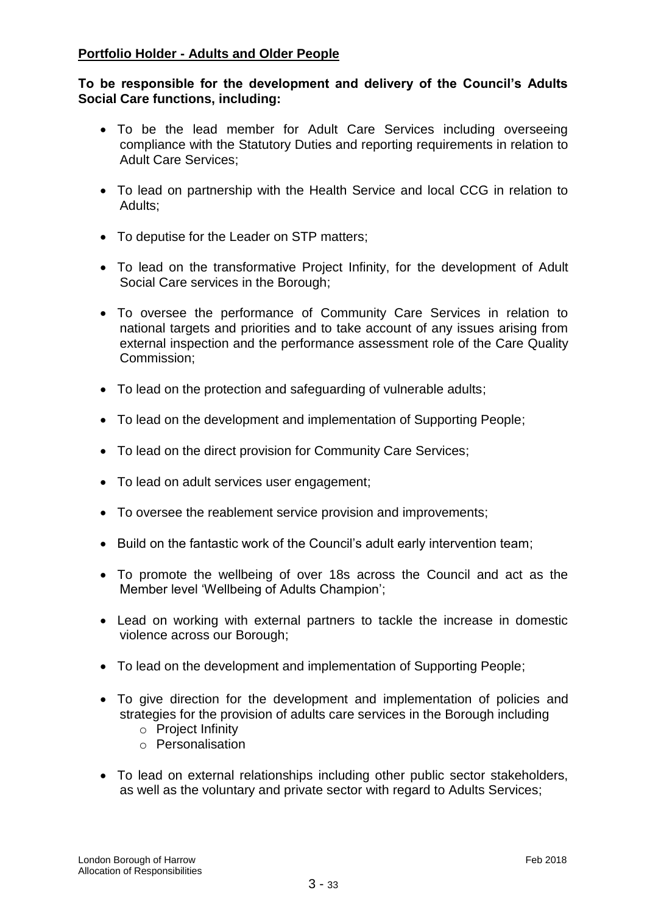## Portfolio Holder - Adults and Older People

**To be responsible for the development and delivery of the Council's Adults Social Care functions, including:**

- To be the lead member for Adult Care Services including overseeing compliance with the Statutory Duties and reporting requirements in relation to Adult Care Services;
- To lead on partnership with the Health Service and local CCG in relation to Adults;
- To deputise for the Leader on STP matters;
- To lead on the transformative Project Infinity, for the development of Adult Social Care services in the Borough;
- To oversee the performance of Community Care Services in relation to national targets and priorities and to take account of any issues arising from external inspection and the performance assessment role of the Care Quality Commission;
- To lead on the protection and safeguarding of vulnerable adults;
- To lead on the development and implementation of Supporting People;
- To lead on the direct provision for Community Care Services;
- To lead on adult services user engagement;
- To oversee the reablement service provision and improvements;
- Build on the fantastic work of the Council's adult early intervention team;
- To promote the wellbeing of over 18s across the Council and act as the Member level 'Wellbeing of Adults Champion';
- Lead on working with external partners to tackle the increase in domestic violence across our Borough;
- To lead on the development and implementation of Supporting People;
- To give direction for the development and implementation of policies and strategies for the provision of adults care services in the Borough including
  - Project Infinity
  - Personalisation
- To lead on external relationships including other public sector stakeholders, as well as the voluntary and private sector with regard to Adults Services;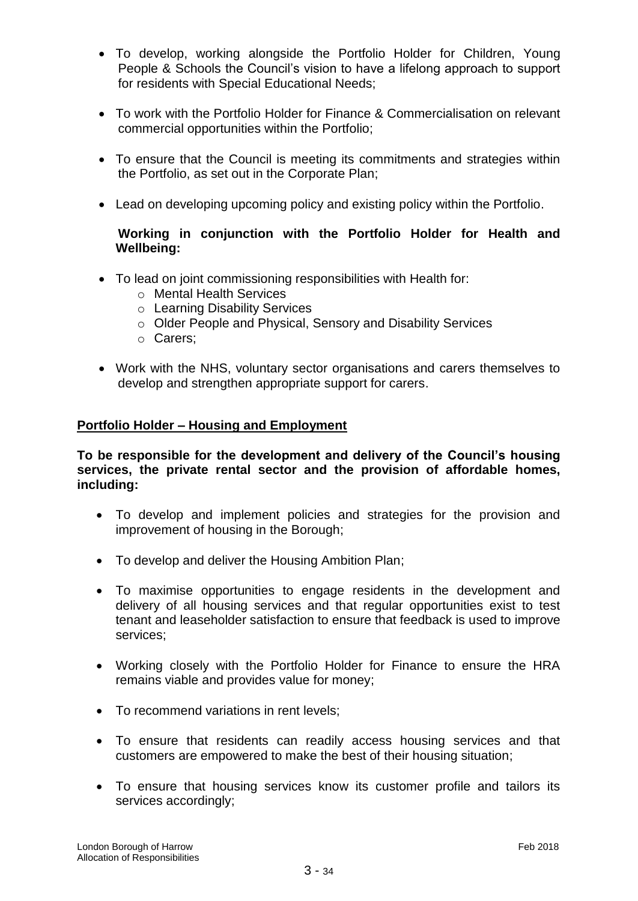- To develop, working alongside the Portfolio Holder for Children, Young People & Schools the Council's vision to have a lifelong approach to support for residents with Special Educational Needs;

- To work with the Portfolio Holder for Finance & Commercialisation on relevant commercial opportunities within the Portfolio;

- To ensure that the Council is meeting its commitments and strategies within the Portfolio, as set out in the Corporate Plan;

- Lead on developing upcoming policy and existing policy within the Portfolio.

**Working in conjunction with the Portfolio Holder for Health and Wellbeing:**

- To lead on joint commissioning responsibilities with Health for:
  - Mental Health Services
  - Learning Disability Services
  - Older People and Physical, Sensory and Disability Services
  - Carers;

- Work with the NHS, voluntary sector organisations and carers themselves to develop and strengthen appropriate support for carers.

## Portfolio Holder – Housing and Employment

**To be responsible for the development and delivery of the Council's housing services, the private rental sector and the provision of affordable homes, including:**

- To develop and implement policies and strategies for the provision and improvement of housing in the Borough;

- To develop and deliver the Housing Ambition Plan;

- To maximise opportunities to engage residents in the development and delivery of all housing services and that regular opportunities exist to test tenant and leaseholder satisfaction to ensure that feedback is used to improve services;

- Working closely with the Portfolio Holder for Finance to ensure the HRA remains viable and provides value for money;

- To recommend variations in rent levels;

- To ensure that residents can readily access housing services and that customers are empowered to make the best of their housing situation;

- To ensure that housing services know its customer profile and tailors its services accordingly;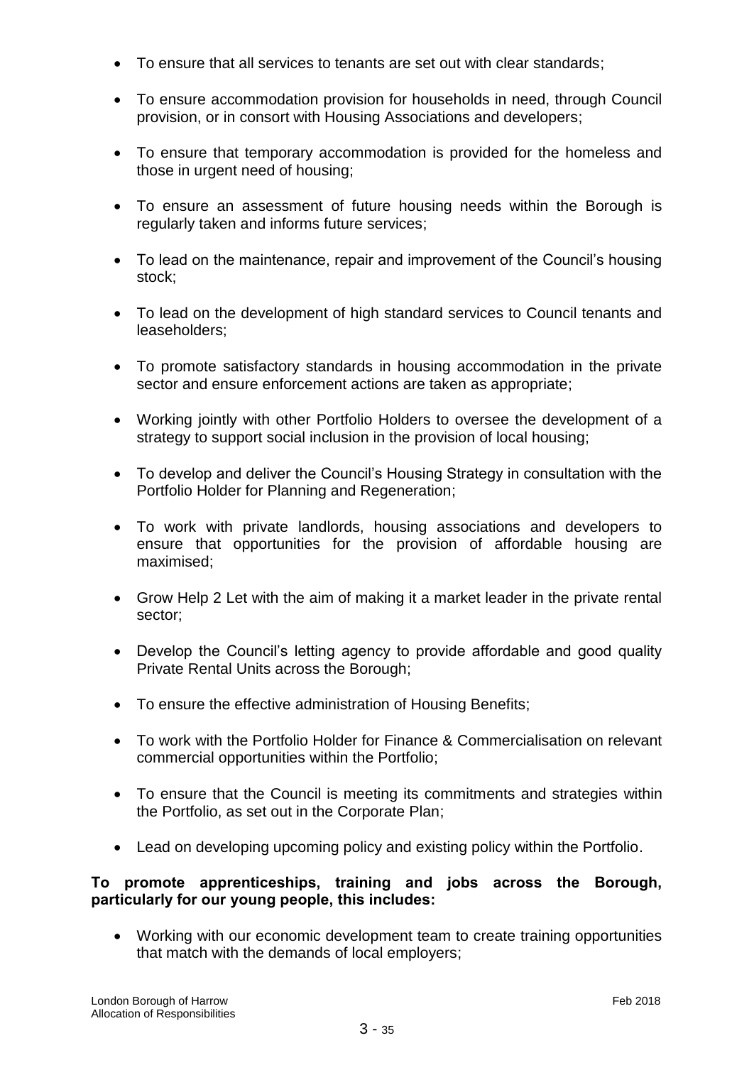- To ensure that all services to tenants are set out with clear standards;
- To ensure accommodation provision for households in need, through Council provision, or in consort with Housing Associations and developers;
- To ensure that temporary accommodation is provided for the homeless and those in urgent need of housing;
- To ensure an assessment of future housing needs within the Borough is regularly taken and informs future services;
- To lead on the maintenance, repair and improvement of the Council's housing stock;
- To lead on the development of high standard services to Council tenants and leaseholders;
- To promote satisfactory standards in housing accommodation in the private sector and ensure enforcement actions are taken as appropriate;
- Working jointly with other Portfolio Holders to oversee the development of a strategy to support social inclusion in the provision of local housing;
- To develop and deliver the Council's Housing Strategy in consultation with the Portfolio Holder for Planning and Regeneration;
- To work with private landlords, housing associations and developers to ensure that opportunities for the provision of affordable housing are maximised;
- Grow Help 2 Let with the aim of making it a market leader in the private rental sector;
- Develop the Council's letting agency to provide affordable and good quality Private Rental Units across the Borough;
- To ensure the effective administration of Housing Benefits;
- To work with the Portfolio Holder for Finance & Commercialisation on relevant commercial opportunities within the Portfolio;
- To ensure that the Council is meeting its commitments and strategies within the Portfolio, as set out in the Corporate Plan;
- Lead on developing upcoming policy and existing policy within the Portfolio.

**To promote apprenticeships, training and jobs across the Borough, particularly for our young people, this includes:**

- Working with our economic development team to create training opportunities that match with the demands of local employers;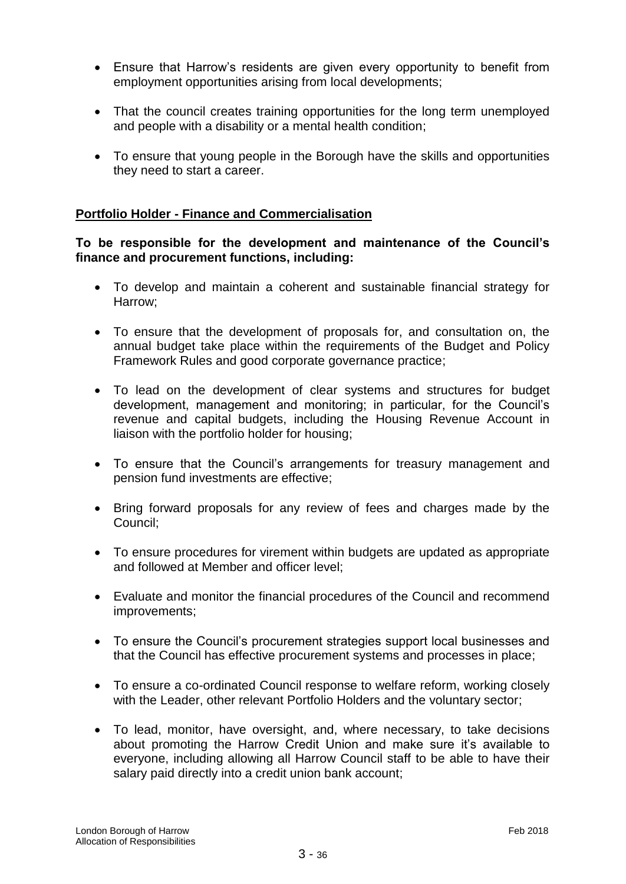- Ensure that Harrow's residents are given every opportunity to benefit from employment opportunities arising from local developments;
- That the council creates training opportunities for the long term unemployed and people with a disability or a mental health condition;
- To ensure that young people in the Borough have the skills and opportunities they need to start a career.

**Portfolio Holder - Finance and Commercialisation**

**To be responsible for the development and maintenance of the Council's finance and procurement functions, including:**

- To develop and maintain a coherent and sustainable financial strategy for Harrow;
- To ensure that the development of proposals for, and consultation on, the annual budget take place within the requirements of the Budget and Policy Framework Rules and good corporate governance practice;
- To lead on the development of clear systems and structures for budget development, management and monitoring; in particular, for the Council's revenue and capital budgets, including the Housing Revenue Account in liaison with the portfolio holder for housing;
- To ensure that the Council's arrangements for treasury management and pension fund investments are effective;
- Bring forward proposals for any review of fees and charges made by the Council;
- To ensure procedures for virement within budgets are updated as appropriate and followed at Member and officer level;
- Evaluate and monitor the financial procedures of the Council and recommend improvements;
- To ensure the Council's procurement strategies support local businesses and that the Council has effective procurement systems and processes in place;
- To ensure a co-ordinated Council response to welfare reform, working closely with the Leader, other relevant Portfolio Holders and the voluntary sector;
- To lead, monitor, have oversight, and, where necessary, to take decisions about promoting the Harrow Credit Union and make sure it's available to everyone, including allowing all Harrow Council staff to be able to have their salary paid directly into a credit union bank account;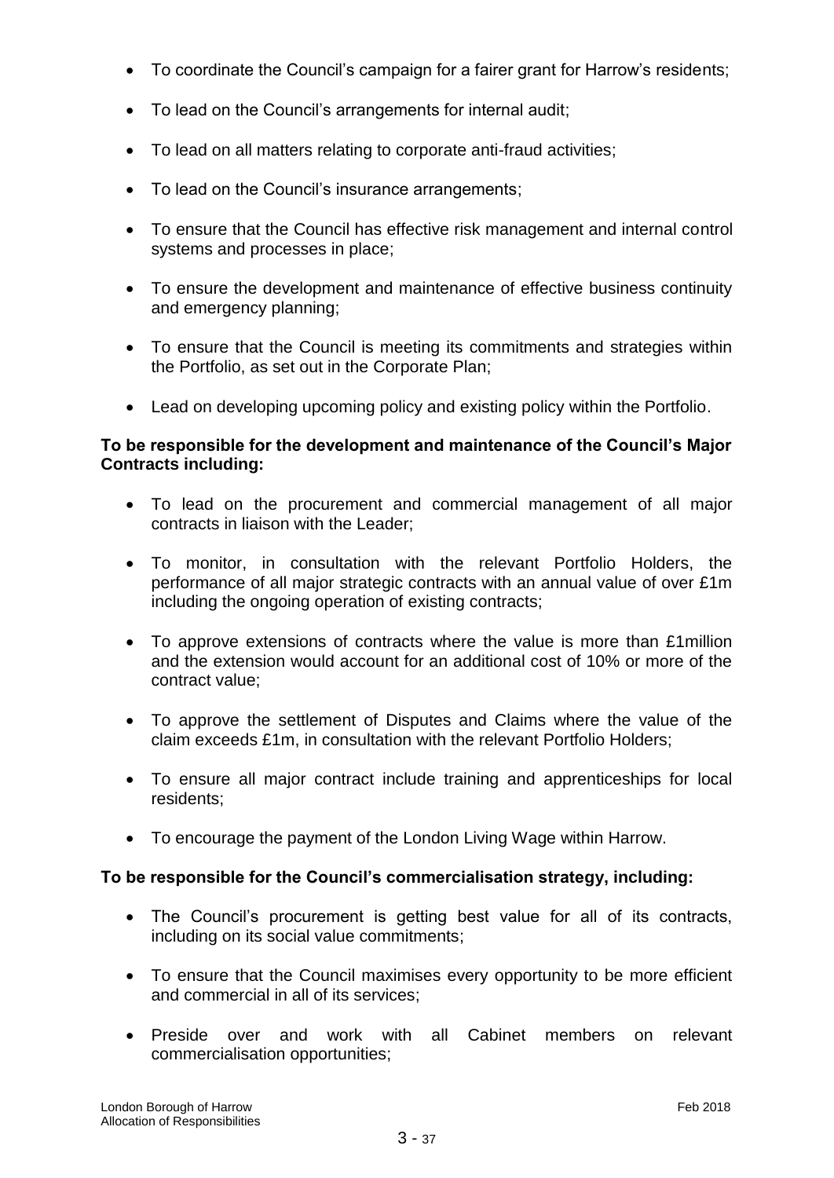- To coordinate the Council's campaign for a fairer grant for Harrow's residents;
- To lead on the Council's arrangements for internal audit;
- To lead on all matters relating to corporate anti-fraud activities;
- To lead on the Council's insurance arrangements;
- To ensure that the Council has effective risk management and internal control systems and processes in place;
- To ensure the development and maintenance of effective business continuity and emergency planning;
- To ensure that the Council is meeting its commitments and strategies within the Portfolio, as set out in the Corporate Plan;
- Lead on developing upcoming policy and existing policy within the Portfolio.

**To be responsible for the development and maintenance of the Council's Major Contracts including:**

- To lead on the procurement and commercial management of all major contracts in liaison with the Leader;
- To monitor, in consultation with the relevant Portfolio Holders, the performance of all major strategic contracts with an annual value of over £1m including the ongoing operation of existing contracts;
- To approve extensions of contracts where the value is more than £1million and the extension would account for an additional cost of 10% or more of the contract value;
- To approve the settlement of Disputes and Claims where the value of the claim exceeds £1m, in consultation with the relevant Portfolio Holders;
- To ensure all major contract include training and apprenticeships for local residents;
- To encourage the payment of the London Living Wage within Harrow.

**To be responsible for the Council's commercialisation strategy, including:**

- The Council's procurement is getting best value for all of its contracts, including on its social value commitments;
- To ensure that the Council maximises every opportunity to be more efficient and commercial in all of its services;
- Preside over and work with all Cabinet members on relevant commercialisation opportunities;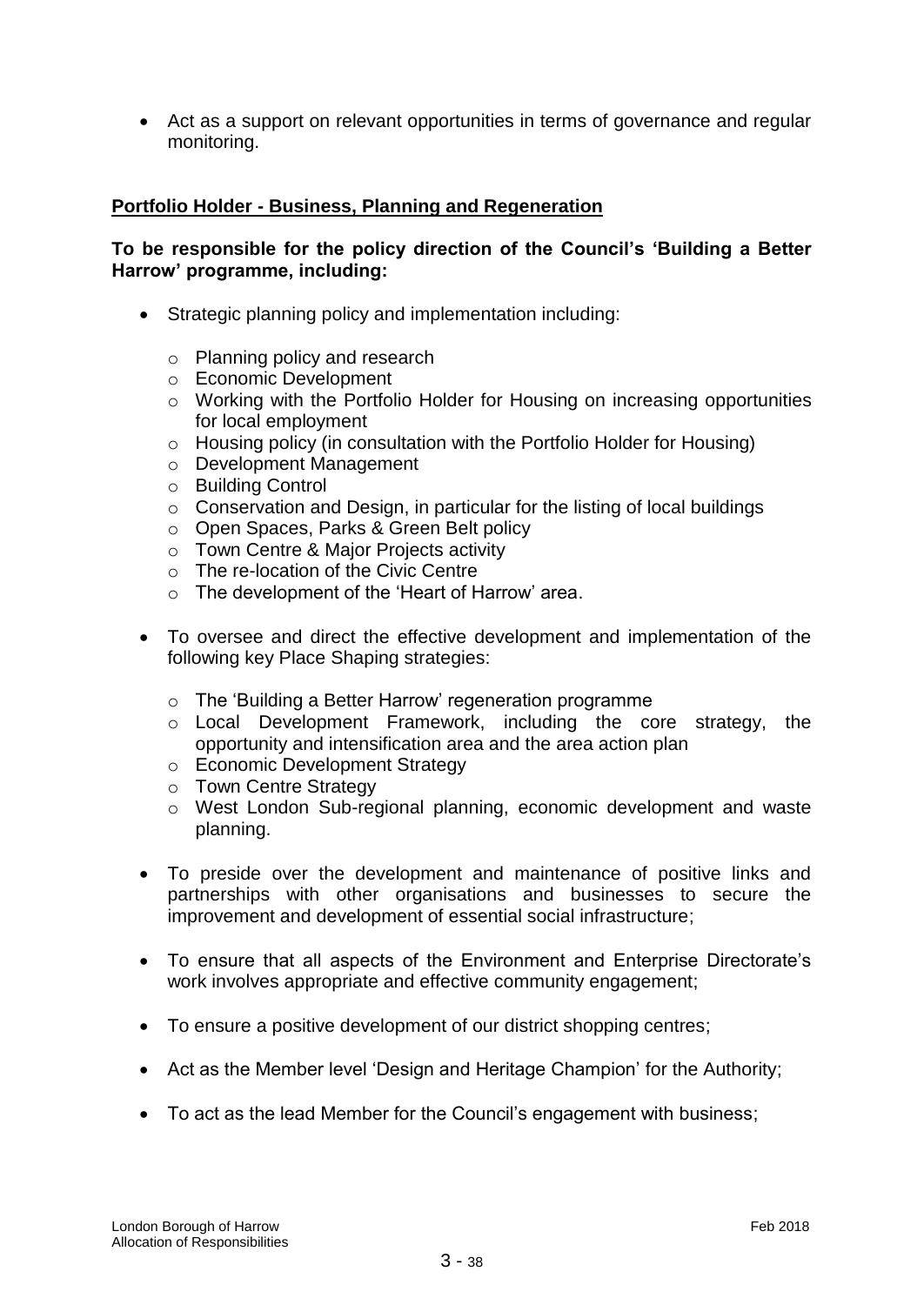- Act as a support on relevant opportunities in terms of governance and regular monitoring.

**Portfolio Holder - Business, Planning and Regeneration**

**To be responsible for the policy direction of the Council's 'Building a Better Harrow' programme, including:**

- Strategic planning policy and implementation including:
  - Planning policy and research
  - Economic Development
  - Working with the Portfolio Holder for Housing on increasing opportunities for local employment
  - Housing policy (in consultation with the Portfolio Holder for Housing)
  - Development Management
  - Building Control
  - Conservation and Design, in particular for the listing of local buildings
  - Open Spaces, Parks & Green Belt policy
  - Town Centre & Major Projects activity
  - The re-location of the Civic Centre
  - The development of the 'Heart of Harrow' area.

- To oversee and direct the effective development and implementation of the following key Place Shaping strategies:
  - The 'Building a Better Harrow' regeneration programme
  - Local Development Framework, including the core strategy, the opportunity and intensification area and the area action plan
  - Economic Development Strategy
  - Town Centre Strategy
  - West London Sub-regional planning, economic development and waste planning.

- To preside over the development and maintenance of positive links and partnerships with other organisations and businesses to secure the improvement and development of essential social infrastructure;

- To ensure that all aspects of the Environment and Enterprise Directorate's work involves appropriate and effective community engagement;

- To ensure a positive development of our district shopping centres;

- Act as the Member level 'Design and Heritage Champion' for the Authority;

- To act as the lead Member for the Council's engagement with business;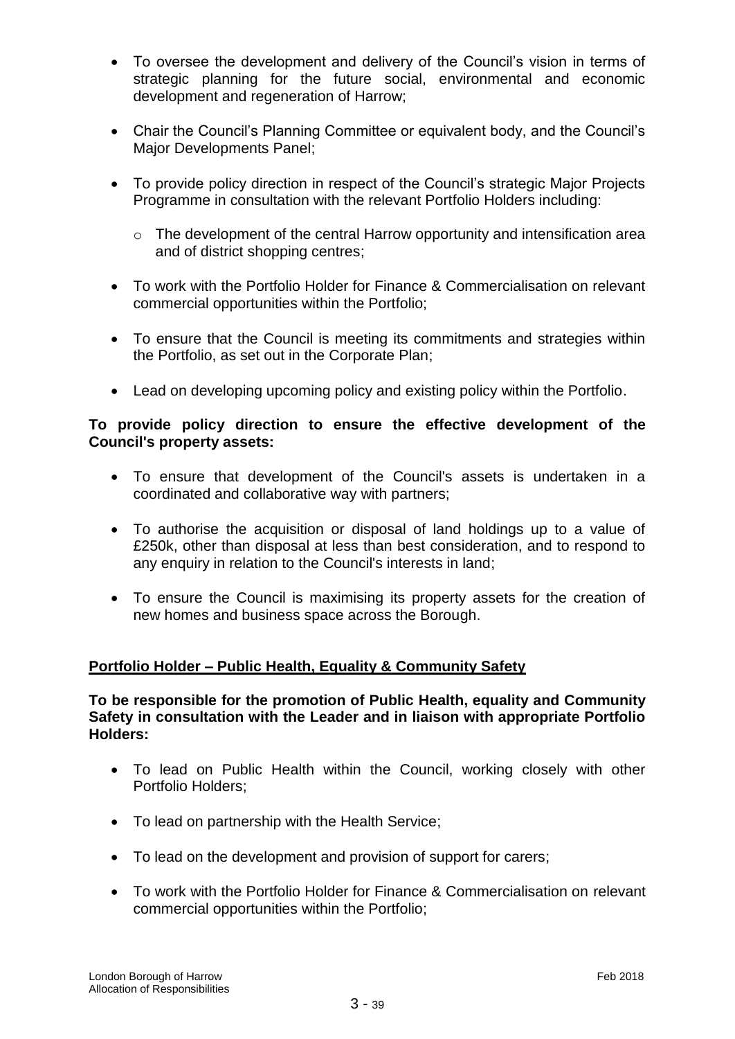- To oversee the development and delivery of the Council's vision in terms of strategic planning for the future social, environmental and economic development and regeneration of Harrow;

- Chair the Council's Planning Committee or equivalent body, and the Council's Major Developments Panel;

- To provide policy direction in respect of the Council's strategic Major Projects Programme in consultation with the relevant Portfolio Holders including:

  - The development of the central Harrow opportunity and intensification area and of district shopping centres;

- To work with the Portfolio Holder for Finance & Commercialisation on relevant commercial opportunities within the Portfolio;

- To ensure that the Council is meeting its commitments and strategies within the Portfolio, as set out in the Corporate Plan;

- Lead on developing upcoming policy and existing policy within the Portfolio.

**To provide policy direction to ensure the effective development of the Council's property assets:**

- To ensure that development of the Council's assets is undertaken in a coordinated and collaborative way with partners;

- To authorise the acquisition or disposal of land holdings up to a value of £250k, other than disposal at less than best consideration, and to respond to any enquiry in relation to the Council's interests in land;

- To ensure the Council is maximising its property assets for the creation of new homes and business space across the Borough.

**Portfolio Holder – Public Health, Equality & Community Safety**

**To be responsible for the promotion of Public Health, equality and Community Safety in consultation with the Leader and in liaison with appropriate Portfolio Holders:**

- To lead on Public Health within the Council, working closely with other Portfolio Holders;

- To lead on partnership with the Health Service;

- To lead on the development and provision of support for carers;

- To work with the Portfolio Holder for Finance & Commercialisation on relevant commercial opportunities within the Portfolio;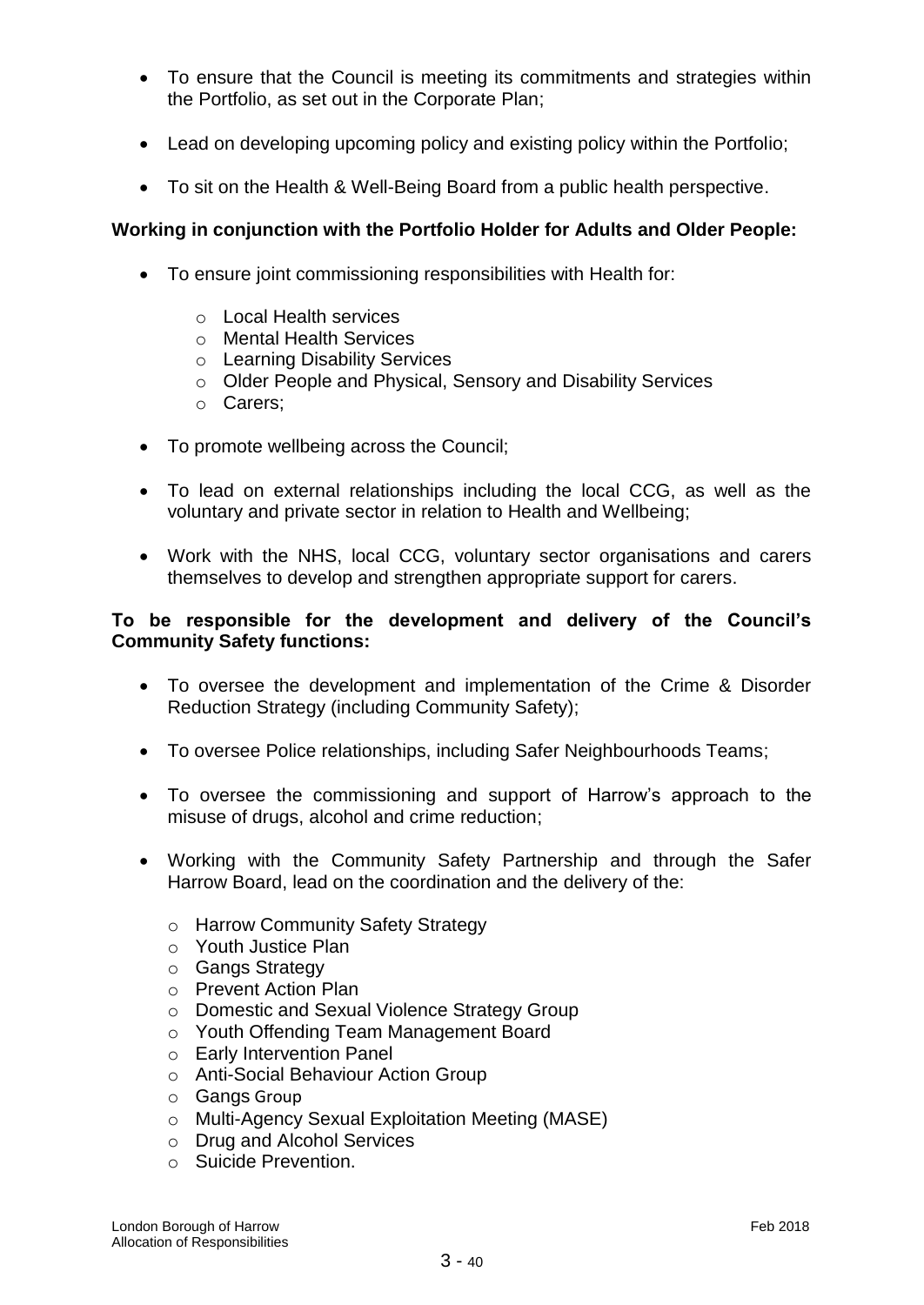- To ensure that the Council is meeting its commitments and strategies within the Portfolio, as set out in the Corporate Plan;
- Lead on developing upcoming policy and existing policy within the Portfolio;
- To sit on the Health & Well-Being Board from a public health perspective.

**Working in conjunction with the Portfolio Holder for Adults and Older People:**

- To ensure joint commissioning responsibilities with Health for:
  - Local Health services
  - Mental Health Services
  - Learning Disability Services
  - Older People and Physical, Sensory and Disability Services
  - Carers;
- To promote wellbeing across the Council;
- To lead on external relationships including the local CCG, as well as the voluntary and private sector in relation to Health and Wellbeing;
- Work with the NHS, local CCG, voluntary sector organisations and carers themselves to develop and strengthen appropriate support for carers.

**To be responsible for the development and delivery of the Council's Community Safety functions:**

- To oversee the development and implementation of the Crime & Disorder Reduction Strategy (including Community Safety);
- To oversee Police relationships, including Safer Neighbourhoods Teams;
- To oversee the commissioning and support of Harrow's approach to the misuse of drugs, alcohol and crime reduction;
- Working with the Community Safety Partnership and through the Safer Harrow Board, lead on the coordination and the delivery of the:
  - Harrow Community Safety Strategy
  - Youth Justice Plan
  - Gangs Strategy
  - Prevent Action Plan
  - Domestic and Sexual Violence Strategy Group
  - Youth Offending Team Management Board
  - Early Intervention Panel
  - Anti-Social Behaviour Action Group
  - Gangs Group
  - Multi-Agency Sexual Exploitation Meeting (MASE)
  - Drug and Alcohol Services
  - Suicide Prevention.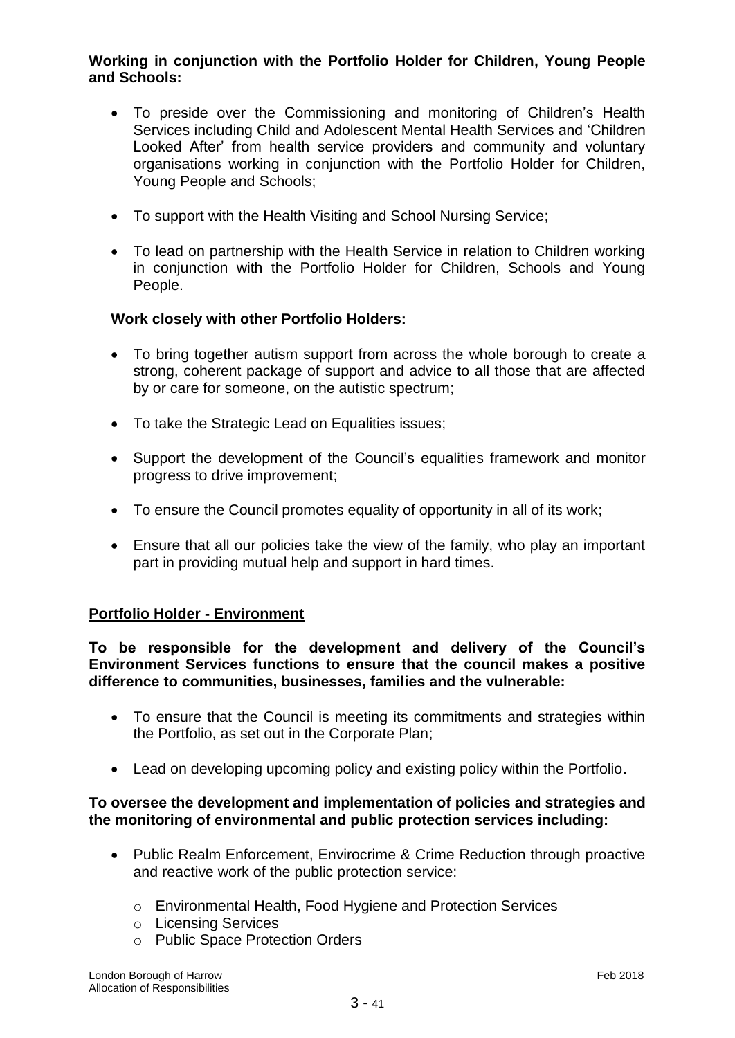**Working in conjunction with the Portfolio Holder for Children, Young People and Schools:**

- To preside over the Commissioning and monitoring of Children's Health Services including Child and Adolescent Mental Health Services and 'Children Looked After' from health service providers and community and voluntary organisations working in conjunction with the Portfolio Holder for Children, Young People and Schools;
- To support with the Health Visiting and School Nursing Service;
- To lead on partnership with the Health Service in relation to Children working in conjunction with the Portfolio Holder for Children, Schools and Young People.

**Work closely with other Portfolio Holders:**

- To bring together autism support from across the whole borough to create a strong, coherent package of support and advice to all those that are affected by or care for someone, on the autistic spectrum;
- To take the Strategic Lead on Equalities issues;
- Support the development of the Council's equalities framework and monitor progress to drive improvement;
- To ensure the Council promotes equality of opportunity in all of its work;
- Ensure that all our policies take the view of the family, who play an important part in providing mutual help and support in hard times.

## Portfolio Holder - Environment

**To be responsible for the development and delivery of the Council's Environment Services functions to ensure that the council makes a positive difference to communities, businesses, families and the vulnerable:**

- To ensure that the Council is meeting its commitments and strategies within the Portfolio, as set out in the Corporate Plan;
- Lead on developing upcoming policy and existing policy within the Portfolio.

**To oversee the development and implementation of policies and strategies and the monitoring of environmental and public protection services including:**

- Public Realm Enforcement, Envirocrime & Crime Reduction through proactive and reactive work of the public protection service:
  - Environmental Health, Food Hygiene and Protection Services
  - Licensing Services
  - Public Space Protection Orders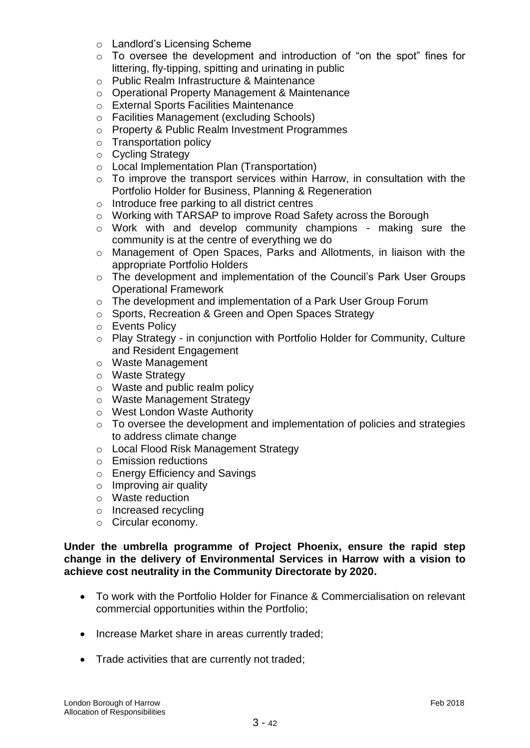- Landlord's Licensing Scheme
- To oversee the development and introduction of "on the spot" fines for littering, fly-tipping, spitting and urinating in public
- Public Realm Infrastructure & Maintenance
- Operational Property Management & Maintenance
- External Sports Facilities Maintenance
- Facilities Management (excluding Schools)
- Property & Public Realm Investment Programmes
- Transportation policy
- Cycling Strategy
- Local Implementation Plan (Transportation)
- To improve the transport services within Harrow, in consultation with the Portfolio Holder for Business, Planning & Regeneration
- Introduce free parking to all district centres
- Working with TARSAP to improve Road Safety across the Borough
- Work with and develop community champions - making sure the community is at the centre of everything we do
- Management of Open Spaces, Parks and Allotments, in liaison with the appropriate Portfolio Holders
- The development and implementation of the Council's Park User Groups Operational Framework
- The development and implementation of a Park User Group Forum
- Sports, Recreation & Green and Open Spaces Strategy
- Events Policy
- Play Strategy - in conjunction with Portfolio Holder for Community, Culture and Resident Engagement
- Waste Management
- Waste Strategy
- Waste and public realm policy
- Waste Management Strategy
- West London Waste Authority
- To oversee the development and implementation of policies and strategies to address climate change
- Local Flood Risk Management Strategy
- Emission reductions
- Energy Efficiency and Savings
- Improving air quality
- Waste reduction
- Increased recycling
- Circular economy.

**Under the umbrella programme of Project Phoenix, ensure the rapid step change in the delivery of Environmental Services in Harrow with a vision to achieve cost neutrality in the Community Directorate by 2020.**

- To work with the Portfolio Holder for Finance & Commercialisation on relevant commercial opportunities within the Portfolio;
- Increase Market share in areas currently traded;
- Trade activities that are currently not traded;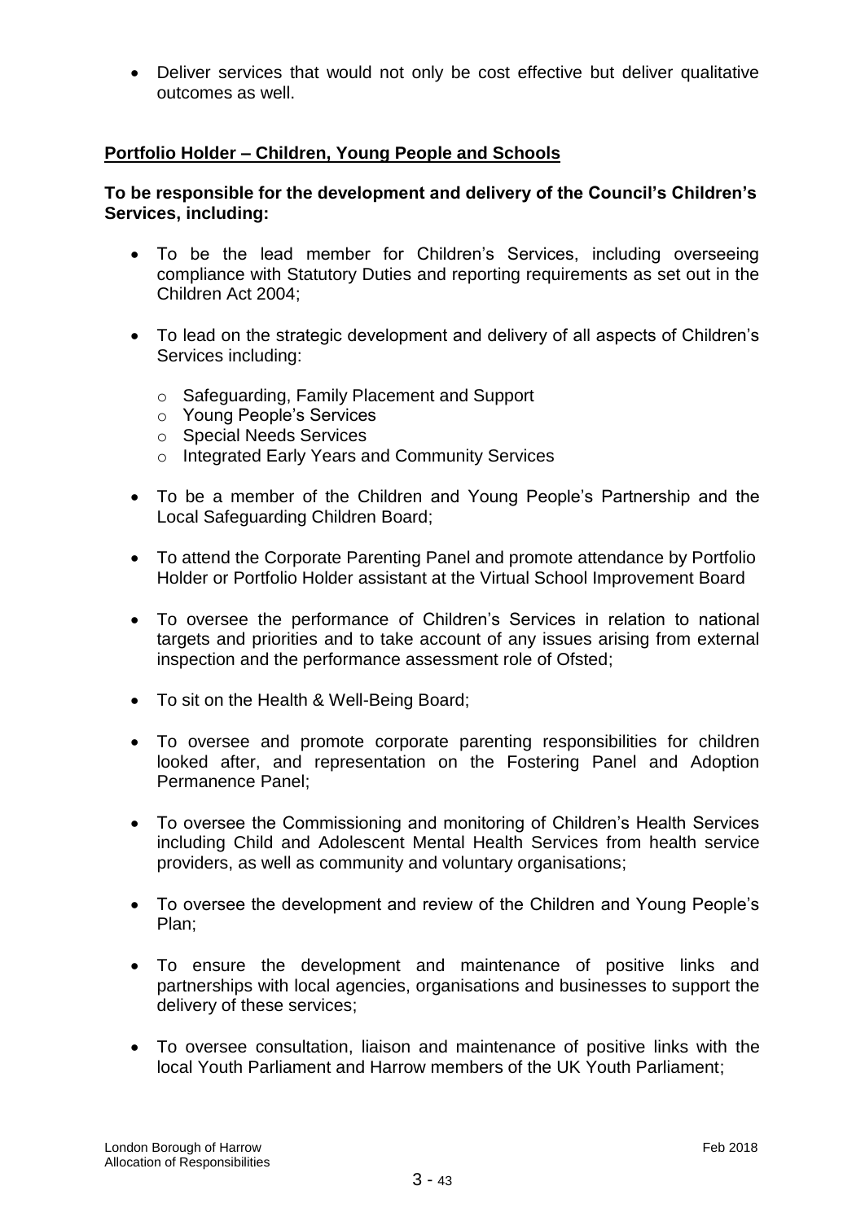- Deliver services that would not only be cost effective but deliver qualitative outcomes as well.

**Portfolio Holder – Children, Young People and Schools**

**To be responsible for the development and delivery of the Council's Children's Services, including:**

- To be the lead member for Children's Services, including overseeing compliance with Statutory Duties and reporting requirements as set out in the Children Act 2004;
- To lead on the strategic development and delivery of all aspects of Children's Services including:
    - Safeguarding, Family Placement and Support
    - Young People's Services
    - Special Needs Services
    - Integrated Early Years and Community Services
- To be a member of the Children and Young People's Partnership and the Local Safeguarding Children Board;
- To attend the Corporate Parenting Panel and promote attendance by Portfolio Holder or Portfolio Holder assistant at the Virtual School Improvement Board
- To oversee the performance of Children's Services in relation to national targets and priorities and to take account of any issues arising from external inspection and the performance assessment role of Ofsted;
- To sit on the Health & Well-Being Board;
- To oversee and promote corporate parenting responsibilities for children looked after, and representation on the Fostering Panel and Adoption Permanence Panel;
- To oversee the Commissioning and monitoring of Children's Health Services including Child and Adolescent Mental Health Services from health service providers, as well as community and voluntary organisations;
- To oversee the development and review of the Children and Young People's Plan;
- To ensure the development and maintenance of positive links and partnerships with local agencies, organisations and businesses to support the delivery of these services;
- To oversee consultation, liaison and maintenance of positive links with the local Youth Parliament and Harrow members of the UK Youth Parliament;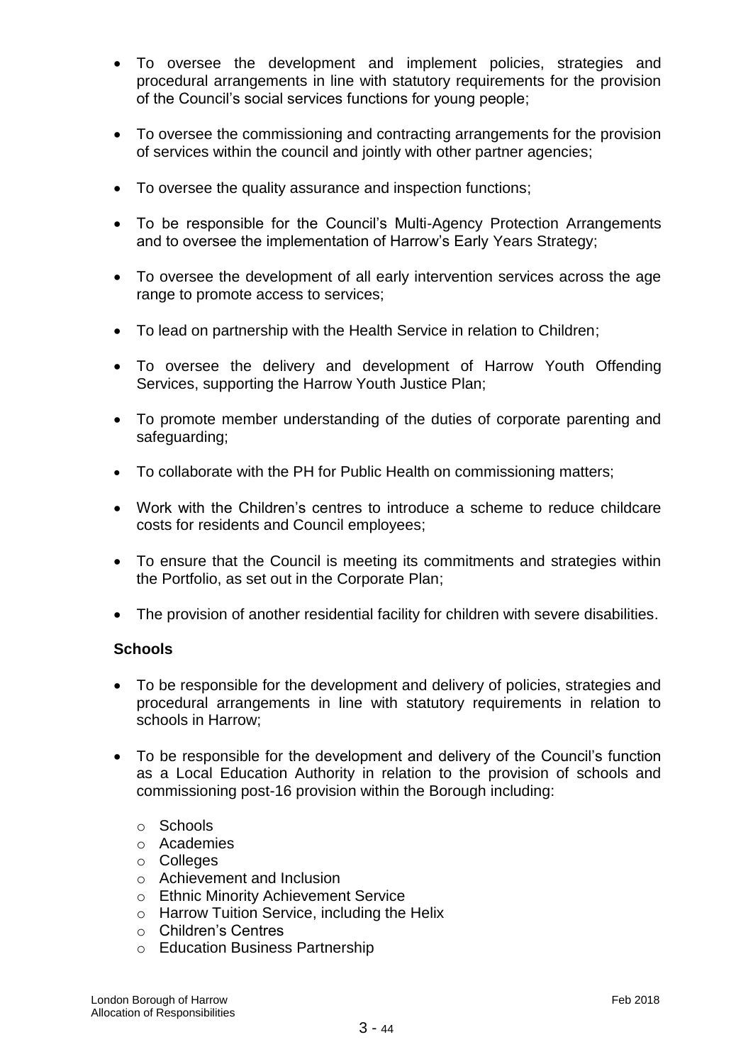- To oversee the development and implement policies, strategies and procedural arrangements in line with statutory requirements for the provision of the Council's social services functions for young people;

- To oversee the commissioning and contracting arrangements for the provision of services within the council and jointly with other partner agencies;

- To oversee the quality assurance and inspection functions;

- To be responsible for the Council's Multi-Agency Protection Arrangements and to oversee the implementation of Harrow's Early Years Strategy;

- To oversee the development of all early intervention services across the age range to promote access to services;

- To lead on partnership with the Health Service in relation to Children;

- To oversee the delivery and development of Harrow Youth Offending Services, supporting the Harrow Youth Justice Plan;

- To promote member understanding of the duties of corporate parenting and safeguarding;

- To collaborate with the PH for Public Health on commissioning matters;

- Work with the Children's centres to introduce a scheme to reduce childcare costs for residents and Council employees;

- To ensure that the Council is meeting its commitments and strategies within the Portfolio, as set out in the Corporate Plan;

- The provision of another residential facility for children with severe disabilities.

**Schools**

- To be responsible for the development and delivery of policies, strategies and procedural arrangements in line with statutory requirements in relation to schools in Harrow;

- To be responsible for the development and delivery of the Council's function as a Local Education Authority in relation to the provision of schools and commissioning post-16 provision within the Borough including:
  - Schools
  - Academies
  - Colleges
  - Achievement and Inclusion
  - Ethnic Minority Achievement Service
  - Harrow Tuition Service, including the Helix
  - Children's Centres
  - Education Business Partnership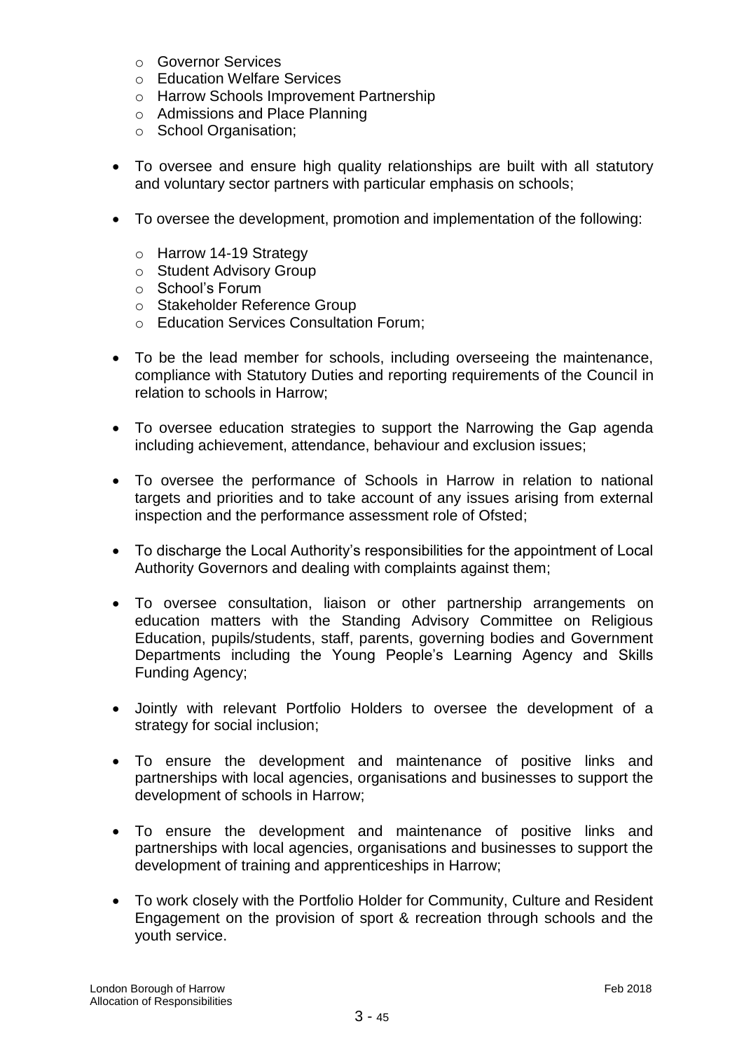- Governor Services
  - Education Welfare Services
  - Harrow Schools Improvement Partnership
  - Admissions and Place Planning
  - School Organisation;

- To oversee and ensure high quality relationships are built with all statutory and voluntary sector partners with particular emphasis on schools;

- To oversee the development, promotion and implementation of the following:

  - Harrow 14-19 Strategy
  - Student Advisory Group
  - School's Forum
  - Stakeholder Reference Group
  - Education Services Consultation Forum;

- To be the lead member for schools, including overseeing the maintenance, compliance with Statutory Duties and reporting requirements of the Council in relation to schools in Harrow;

- To oversee education strategies to support the Narrowing the Gap agenda including achievement, attendance, behaviour and exclusion issues;

- To oversee the performance of Schools in Harrow in relation to national targets and priorities and to take account of any issues arising from external inspection and the performance assessment role of Ofsted;

- To discharge the Local Authority's responsibilities for the appointment of Local Authority Governors and dealing with complaints against them;

- To oversee consultation, liaison or other partnership arrangements on education matters with the Standing Advisory Committee on Religious Education, pupils/students, staff, parents, governing bodies and Government Departments including the Young People's Learning Agency and Skills Funding Agency;

- Jointly with relevant Portfolio Holders to oversee the development of a strategy for social inclusion;

- To ensure the development and maintenance of positive links and partnerships with local agencies, organisations and businesses to support the development of schools in Harrow;

- To ensure the development and maintenance of positive links and partnerships with local agencies, organisations and businesses to support the development of training and apprenticeships in Harrow;

- To work closely with the Portfolio Holder for Community, Culture and Resident Engagement on the provision of sport & recreation through schools and the youth service.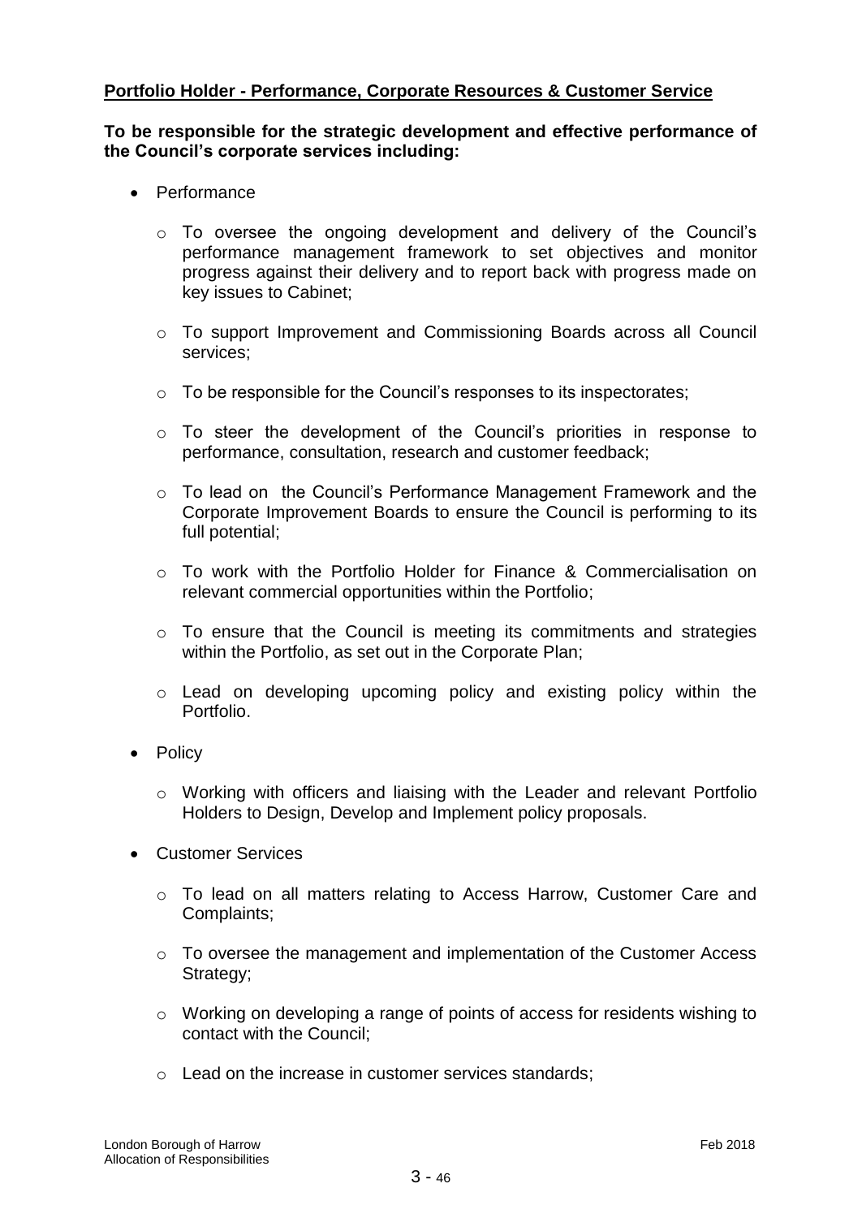**Portfolio Holder - Performance, Corporate Resources & Customer Service**

**To be responsible for the strategic development and effective performance of the Council's corporate services including:**

- Performance
  - To oversee the ongoing development and delivery of the Council's performance management framework to set objectives and monitor progress against their delivery and to report back with progress made on key issues to Cabinet;
  - To support Improvement and Commissioning Boards across all Council services;
  - To be responsible for the Council's responses to its inspectorates;
  - To steer the development of the Council's priorities in response to performance, consultation, research and customer feedback;
  - To lead on the Council's Performance Management Framework and the Corporate Improvement Boards to ensure the Council is performing to its full potential;
  - To work with the Portfolio Holder for Finance & Commercialisation on relevant commercial opportunities within the Portfolio;
  - To ensure that the Council is meeting its commitments and strategies within the Portfolio, as set out in the Corporate Plan;
  - Lead on developing upcoming policy and existing policy within the Portfolio.
- Policy
  - Working with officers and liaising with the Leader and relevant Portfolio Holders to Design, Develop and Implement policy proposals.
- Customer Services
  - To lead on all matters relating to Access Harrow, Customer Care and Complaints;
  - To oversee the management and implementation of the Customer Access Strategy;
  - Working on developing a range of points of access for residents wishing to contact with the Council;
  - Lead on the increase in customer services standards;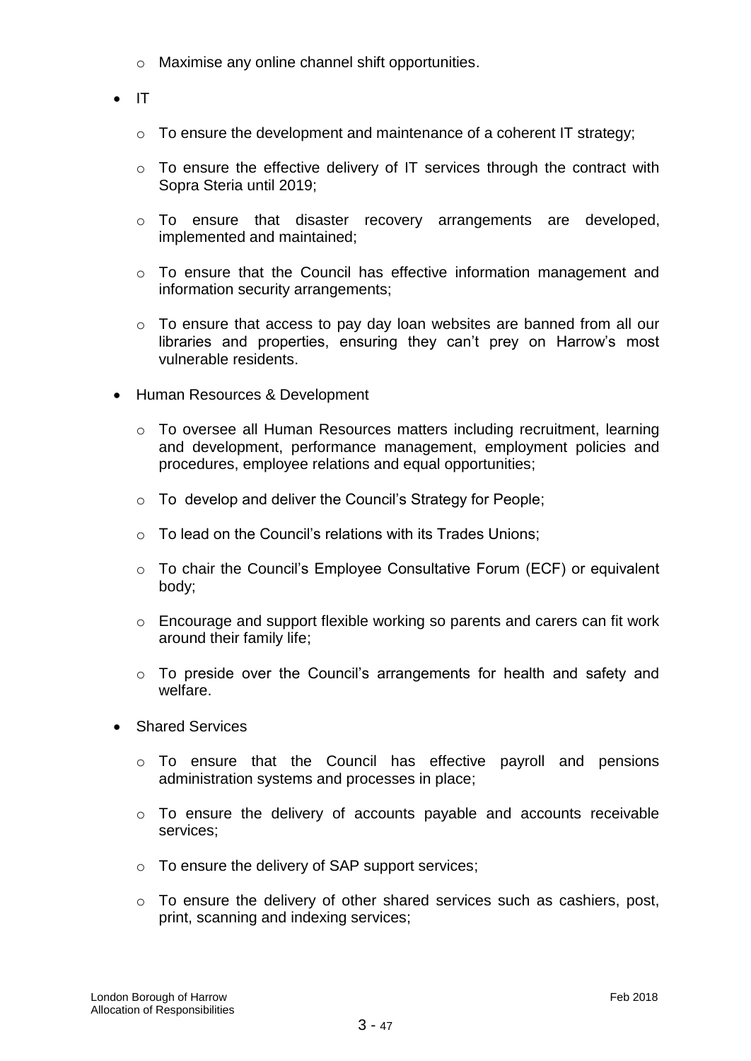- Maximise any online channel shift opportunities.

- IT
    - To ensure the development and maintenance of a coherent IT strategy;
    - To ensure the effective delivery of IT services through the contract with Sopra Steria until 2019;
    - To ensure that disaster recovery arrangements are developed, implemented and maintained;
    - To ensure that the Council has effective information management and information security arrangements;
    - To ensure that access to pay day loan websites are banned from all our libraries and properties, ensuring they can't prey on Harrow's most vulnerable residents.

- Human Resources & Development
    - To oversee all Human Resources matters including recruitment, learning and development, performance management, employment policies and procedures, employee relations and equal opportunities;
    - To develop and deliver the Council's Strategy for People;
    - To lead on the Council's relations with its Trades Unions;
    - To chair the Council's Employee Consultative Forum (ECF) or equivalent body;
    - Encourage and support flexible working so parents and carers can fit work around their family life;
    - To preside over the Council's arrangements for health and safety and welfare.

- Shared Services
    - To ensure that the Council has effective payroll and pensions administration systems and processes in place;
    - To ensure the delivery of accounts payable and accounts receivable services;
    - To ensure the delivery of SAP support services;
    - To ensure the delivery of other shared services such as cashiers, post, print, scanning and indexing services;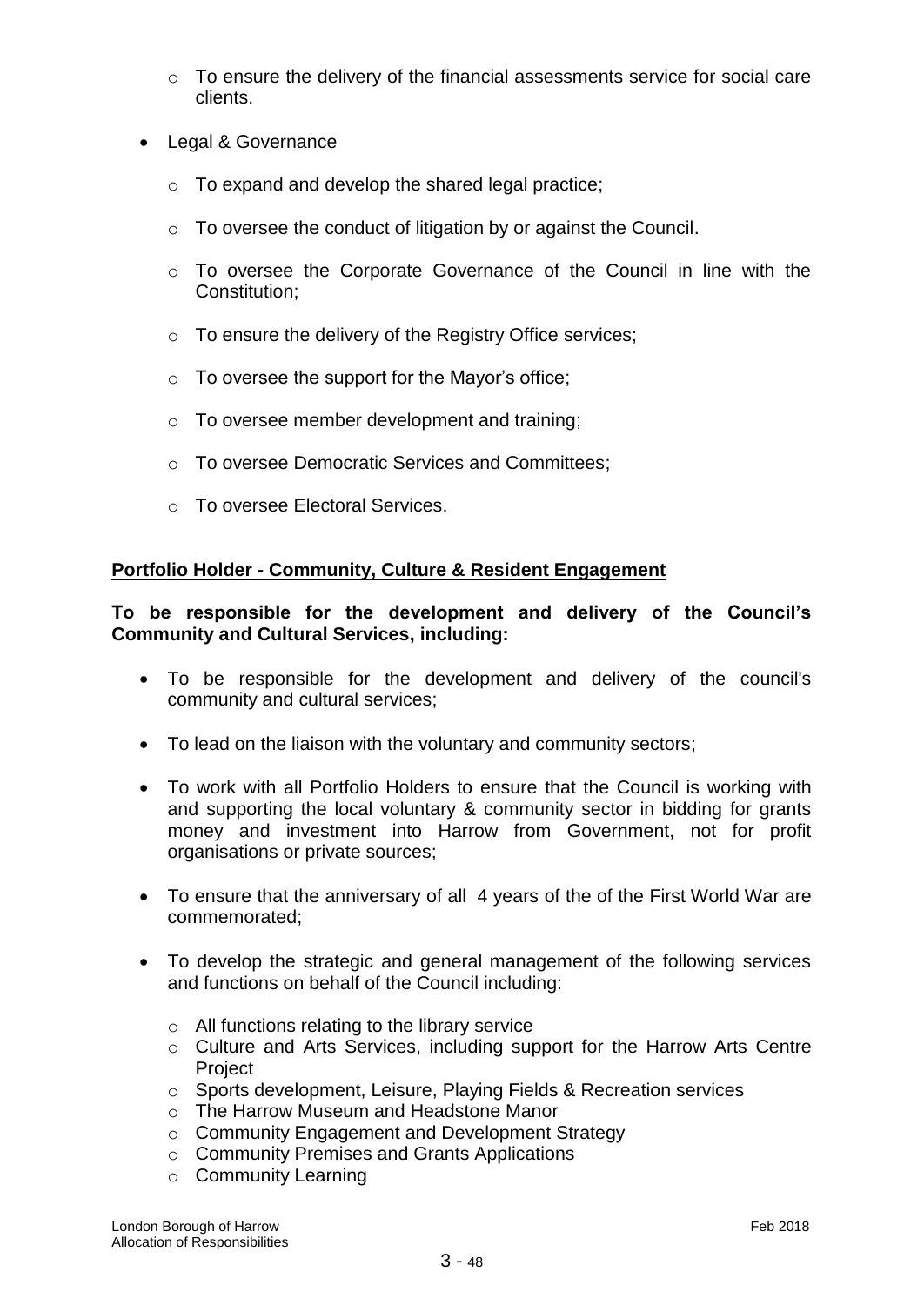- To ensure the delivery of the financial assessments service for social care clients.

- Legal & Governance
  - To expand and develop the shared legal practice;
  - To oversee the conduct of litigation by or against the Council.
  - To oversee the Corporate Governance of the Council in line with the Constitution;
  - To ensure the delivery of the Registry Office services;
  - To oversee the support for the Mayor's office;
  - To oversee member development and training;
  - To oversee Democratic Services and Committees;
  - To oversee Electoral Services.

## **Portfolio Holder - Community, Culture & Resident Engagement**

**To be responsible for the development and delivery of the Council's Community and Cultural Services, including:**

- To be responsible for the development and delivery of the council's community and cultural services;
- To lead on the liaison with the voluntary and community sectors;
- To work with all Portfolio Holders to ensure that the Council is working with and supporting the local voluntary & community sector in bidding for grants money and investment into Harrow from Government, not for profit organisations or private sources;
- To ensure that the anniversary of all 4 years of the of the First World War are commemorated;
- To develop the strategic and general management of the following services and functions on behalf of the Council including:
  - All functions relating to the library service
  - Culture and Arts Services, including support for the Harrow Arts Centre Project
  - Sports development, Leisure, Playing Fields & Recreation services
  - The Harrow Museum and Headstone Manor
  - Community Engagement and Development Strategy
  - Community Premises and Grants Applications
  - Community Learning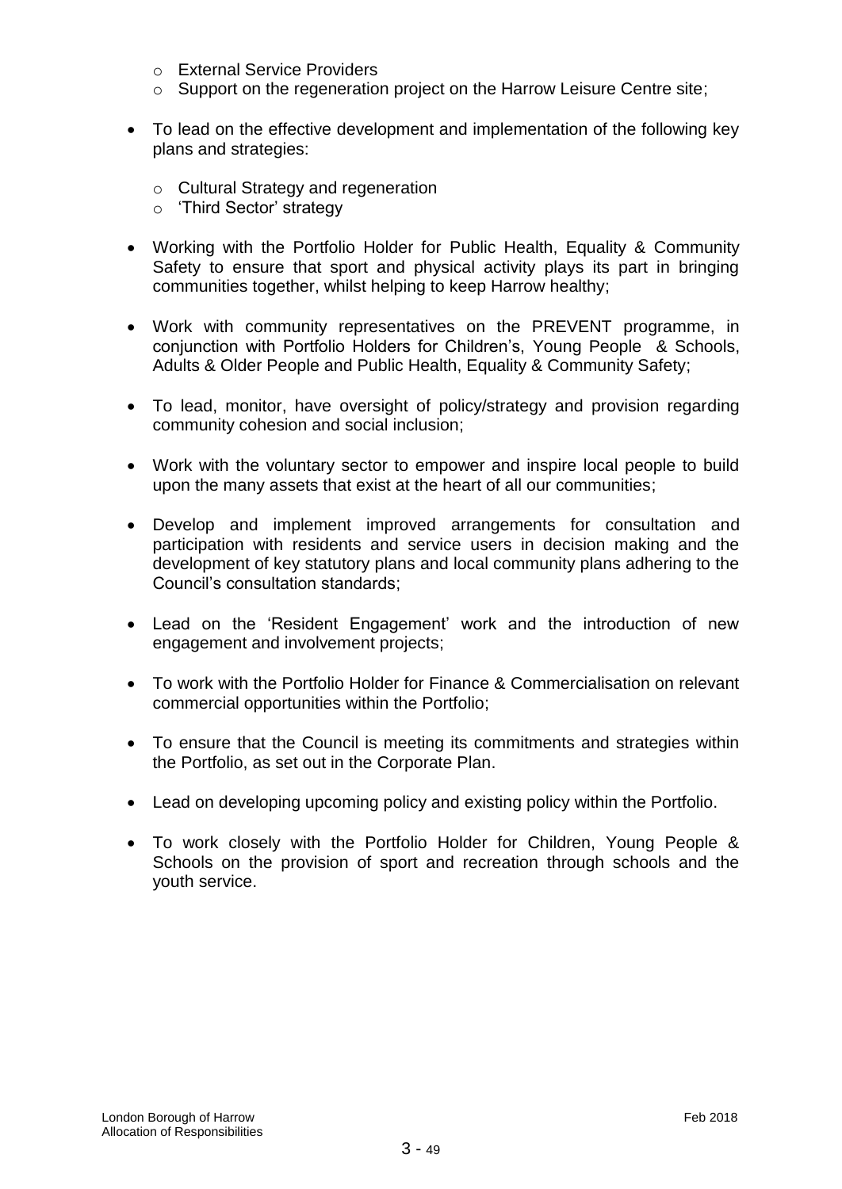- External Service Providers
  - Support on the regeneration project on the Harrow Leisure Centre site;

- To lead on the effective development and implementation of the following key plans and strategies:

  - Cultural Strategy and regeneration
  - 'Third Sector' strategy

- Working with the Portfolio Holder for Public Health, Equality & Community Safety to ensure that sport and physical activity plays its part in bringing communities together, whilst helping to keep Harrow healthy;

- Work with community representatives on the PREVENT programme, in conjunction with Portfolio Holders for Children's, Young People & Schools, Adults & Older People and Public Health, Equality & Community Safety;

- To lead, monitor, have oversight of policy/strategy and provision regarding community cohesion and social inclusion;

- Work with the voluntary sector to empower and inspire local people to build upon the many assets that exist at the heart of all our communities;

- Develop and implement improved arrangements for consultation and participation with residents and service users in decision making and the development of key statutory plans and local community plans adhering to the Council's consultation standards;

- Lead on the 'Resident Engagement' work and the introduction of new engagement and involvement projects;

- To work with the Portfolio Holder for Finance & Commercialisation on relevant commercial opportunities within the Portfolio;

- To ensure that the Council is meeting its commitments and strategies within the Portfolio, as set out in the Corporate Plan.

- Lead on developing upcoming policy and existing policy within the Portfolio.

- To work closely with the Portfolio Holder for Children, Young People & Schools on the provision of sport and recreation through schools and the youth service.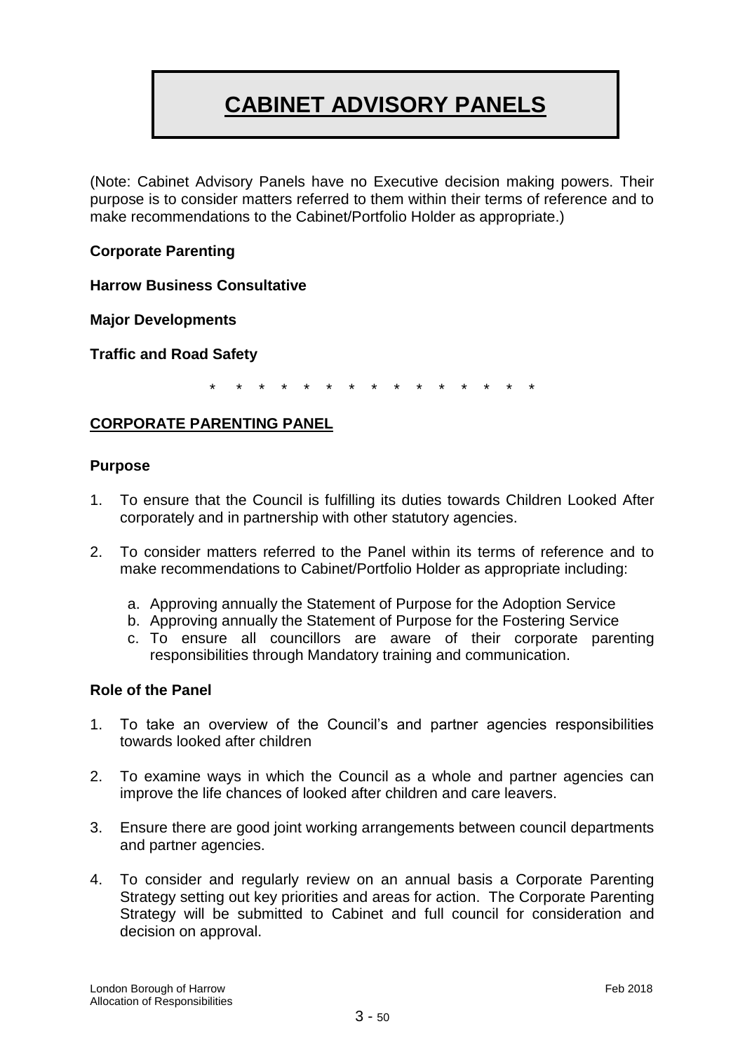# CABINET ADVISORY PANELS

(Note: Cabinet Advisory Panels have no Executive decision making powers. Their purpose is to consider matters referred to them within their terms of reference and to make recommendations to the Cabinet/Portfolio Holder as appropriate.)

**Corporate Parenting**

**Harrow Business Consultative**

**Major Developments**

**Traffic and Road Safety**

\* \* \* \* \* \* \* \* \* \* \* \* \* \* \* \*

## CORPORATE PARENTING PANEL

### Purpose

1. To ensure that the Council is fulfilling its duties towards Children Looked After corporately and in partnership with other statutory agencies.

2. To consider matters referred to the Panel within its terms of reference and to make recommendations to Cabinet/Portfolio Holder as appropriate including:

    a. Approving annually the Statement of Purpose for the Adoption Service
    b. Approving annually the Statement of Purpose for the Fostering Service
    c. To ensure all councillors are aware of their corporate parenting responsibilities through Mandatory training and communication.

### Role of the Panel

1. To take an overview of the Council's and partner agencies responsibilities towards looked after children

2. To examine ways in which the Council as a whole and partner agencies can improve the life chances of looked after children and care leavers.

3. Ensure there are good joint working arrangements between council departments and partner agencies.

4. To consider and regularly review on an annual basis a Corporate Parenting Strategy setting out key priorities and areas for action. The Corporate Parenting Strategy will be submitted to Cabinet and full council for consideration and decision on approval.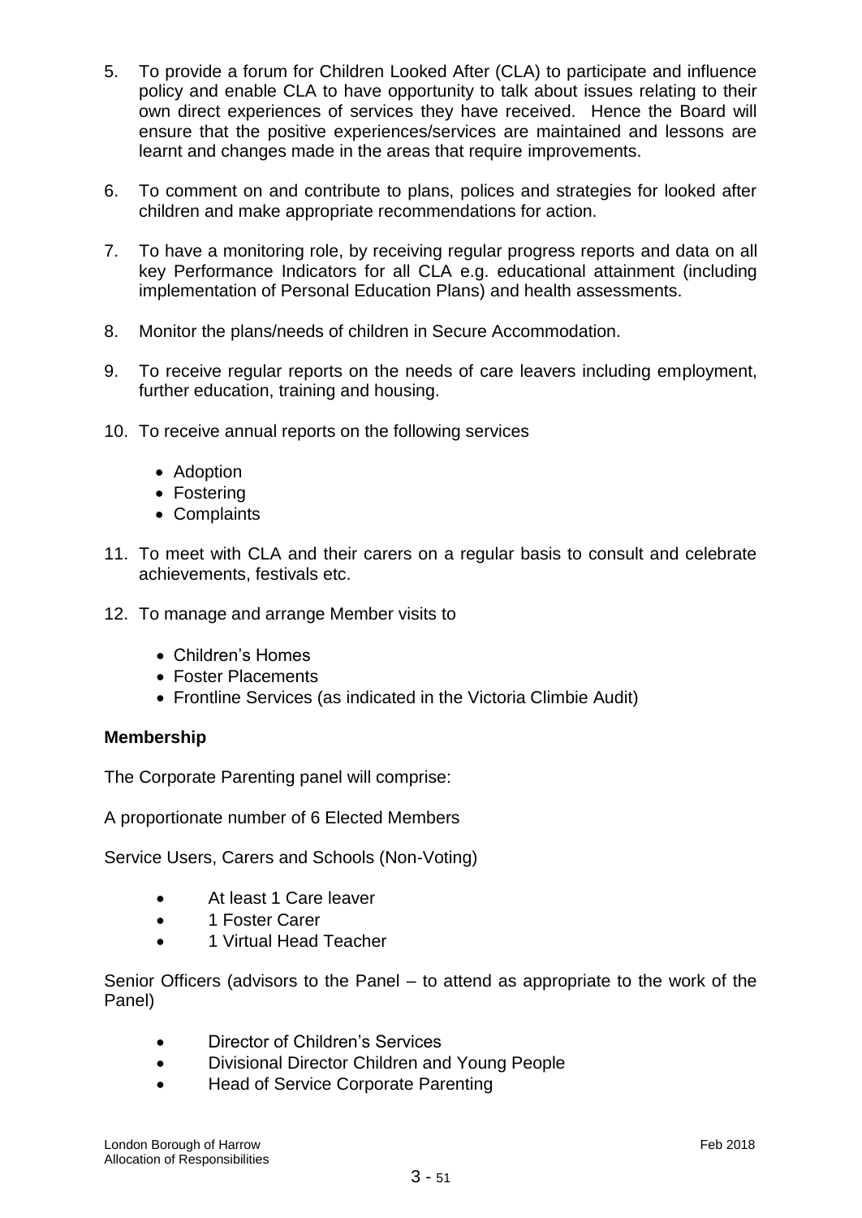5. To provide a forum for Children Looked After (CLA) to participate and influence policy and enable CLA to have opportunity to talk about issues relating to their own direct experiences of services they have received. Hence the Board will ensure that the positive experiences/services are maintained and lessons are learnt and changes made in the areas that require improvements.

6. To comment on and contribute to plans, polices and strategies for looked after children and make appropriate recommendations for action.

7. To have a monitoring role, by receiving regular progress reports and data on all key Performance Indicators for all CLA e.g. educational attainment (including implementation of Personal Education Plans) and health assessments.

8. Monitor the plans/needs of children in Secure Accommodation.

9. To receive regular reports on the needs of care leavers including employment, further education, training and housing.

10. To receive annual reports on the following services

    - Adoption
    - Fostering
    - Complaints

11. To meet with CLA and their carers on a regular basis to consult and celebrate achievements, festivals etc.

12. To manage and arrange Member visits to

    - Children's Homes
    - Foster Placements
    - Frontline Services (as indicated in the Victoria Climbie Audit)

**Membership**

The Corporate Parenting panel will comprise:

A proportionate number of 6 Elected Members

Service Users, Carers and Schools (Non-Voting)

- At least 1 Care leaver
- 1 Foster Carer
- 1 Virtual Head Teacher

Senior Officers (advisors to the Panel – to attend as appropriate to the work of the Panel)

- Director of Children's Services
- Divisional Director Children and Young People
- Head of Service Corporate Parenting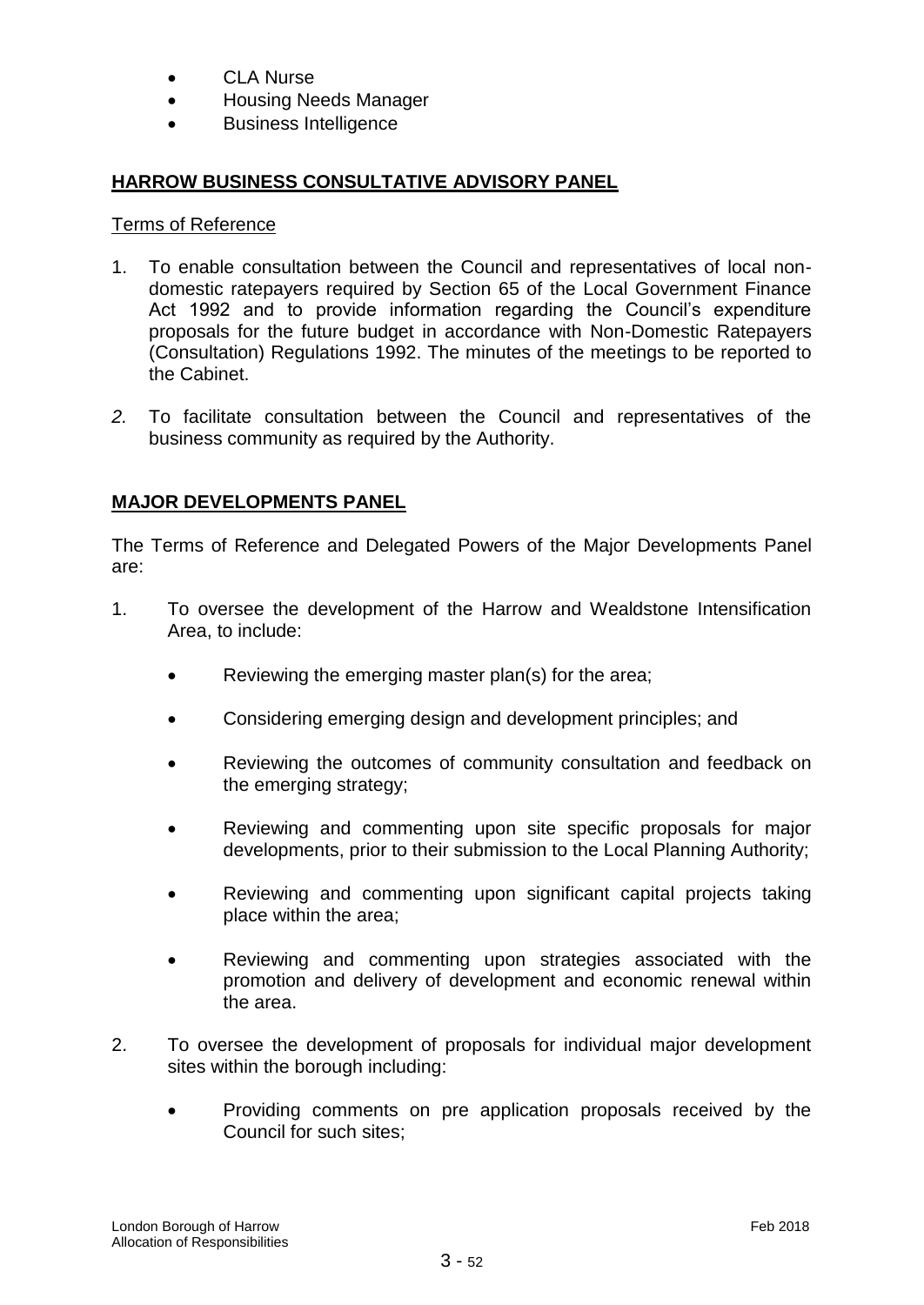- CLA Nurse
- Housing Needs Manager
- Business Intelligence

## HARROW BUSINESS CONSULTATIVE ADVISORY PANEL

Terms of Reference

1. To enable consultation between the Council and representatives of local non-domestic ratepayers required by Section 65 of the Local Government Finance Act 1992 and to provide information regarding the Council's expenditure proposals for the future budget in accordance with Non-Domestic Ratepayers (Consultation) Regulations 1992. The minutes of the meetings to be reported to the Cabinet.

2. To facilitate consultation between the Council and representatives of the business community as required by the Authority.

## MAJOR DEVELOPMENTS PANEL

The Terms of Reference and Delegated Powers of the Major Developments Panel are:

1. To oversee the development of the Harrow and Wealdstone Intensification Area, to include:

   - Reviewing the emerging master plan(s) for the area;
   - Considering emerging design and development principles; and
   - Reviewing the outcomes of community consultation and feedback on the emerging strategy;
   - Reviewing and commenting upon site specific proposals for major developments, prior to their submission to the Local Planning Authority;
   - Reviewing and commenting upon significant capital projects taking place within the area;
   - Reviewing and commenting upon strategies associated with the promotion and delivery of development and economic renewal within the area.

2. To oversee the development of proposals for individual major development sites within the borough including:

   - Providing comments on pre application proposals received by the Council for such sites;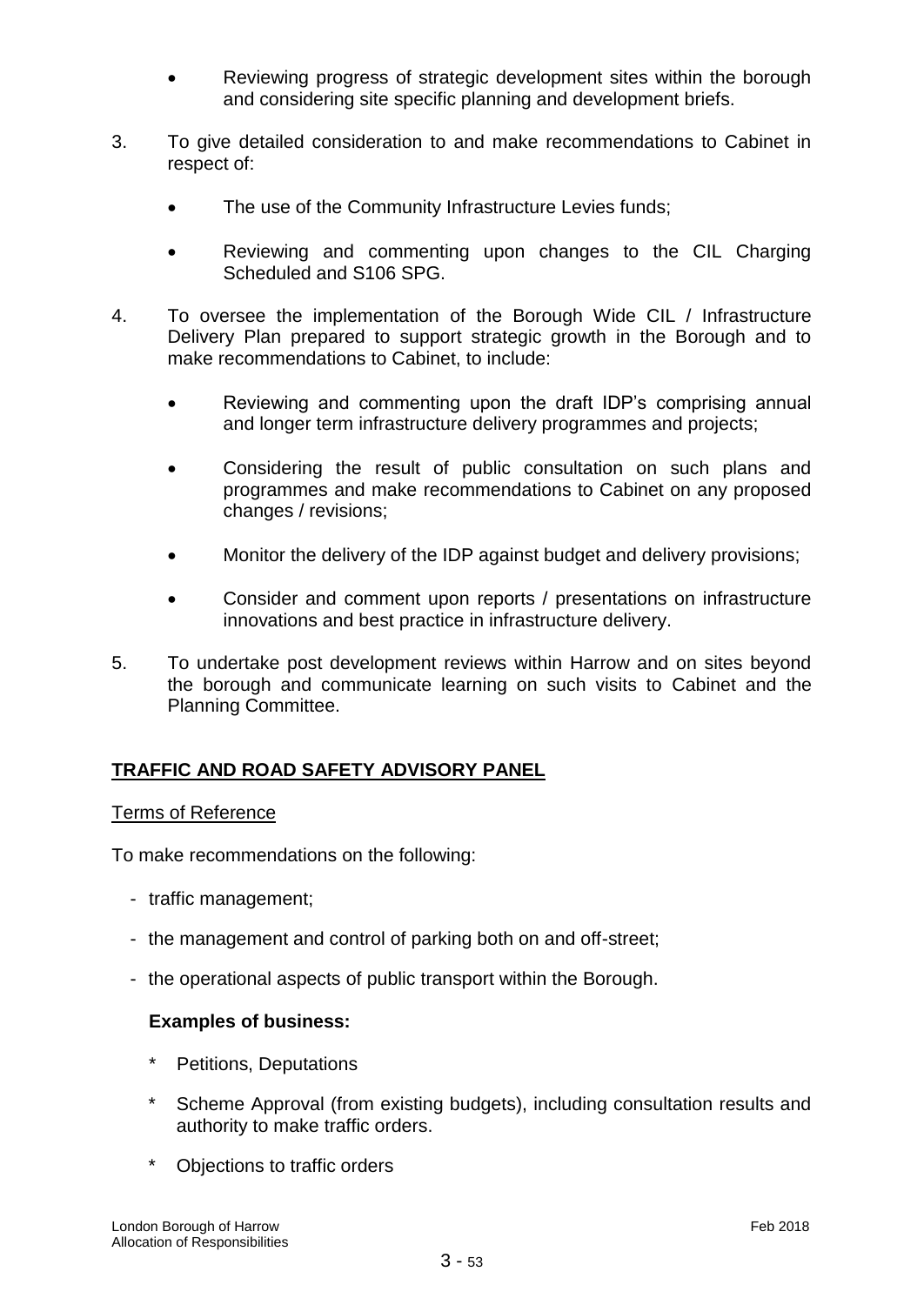- Reviewing progress of strategic development sites within the borough and considering site specific planning and development briefs.

3. To give detailed consideration to and make recommendations to Cabinet in respect of:

   - The use of the Community Infrastructure Levies funds;

   - Reviewing and commenting upon changes to the CIL Charging Scheduled and S106 SPG.

4. To oversee the implementation of the Borough Wide CIL / Infrastructure Delivery Plan prepared to support strategic growth in the Borough and to make recommendations to Cabinet, to include:

   - Reviewing and commenting upon the draft IDP's comprising annual and longer term infrastructure delivery programmes and projects;

   - Considering the result of public consultation on such plans and programmes and make recommendations to Cabinet on any proposed changes / revisions;

   - Monitor the delivery of the IDP against budget and delivery provisions;

   - Consider and comment upon reports / presentations on infrastructure innovations and best practice in infrastructure delivery.

5. To undertake post development reviews within Harrow and on sites beyond the borough and communicate learning on such visits to Cabinet and the Planning Committee.

## TRAFFIC AND ROAD SAFETY ADVISORY PANEL

Terms of Reference

To make recommendations on the following:

- traffic management;
- the management and control of parking both on and off-street;
- the operational aspects of public transport within the Borough.

**Examples of business:**

- Petitions, Deputations
- Scheme Approval (from existing budgets), including consultation results and authority to make traffic orders.
- Objections to traffic orders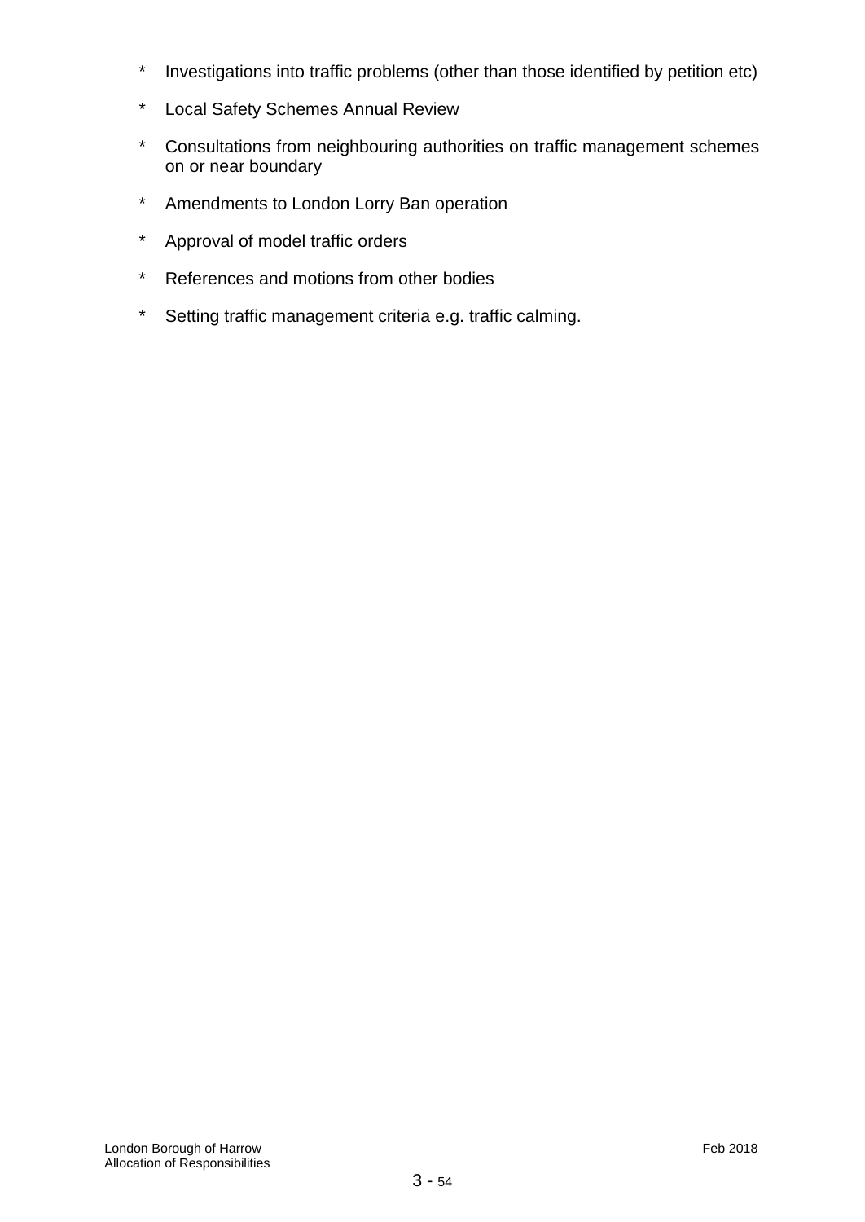- Investigations into traffic problems (other than those identified by petition etc)
- Local Safety Schemes Annual Review
- Consultations from neighbouring authorities on traffic management schemes on or near boundary
- Amendments to London Lorry Ban operation
- Approval of model traffic orders
- References and motions from other bodies
- Setting traffic management criteria e.g. traffic calming.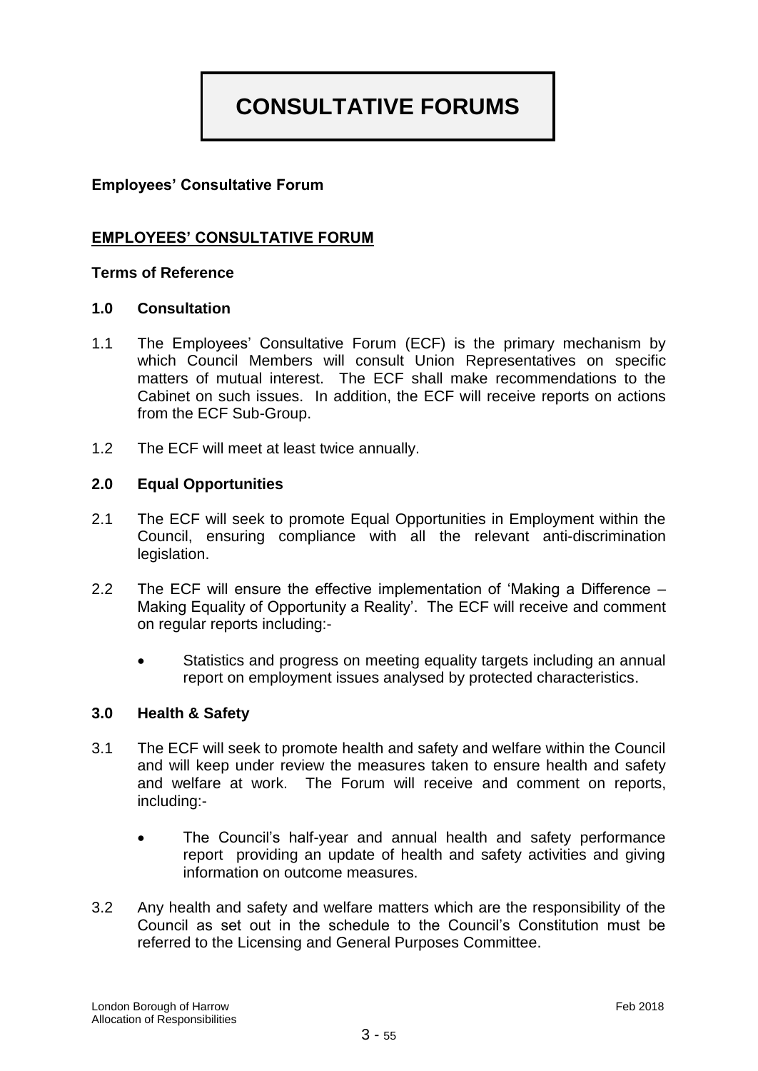# CONSULTATIVE FORUMS

**Employees' Consultative Forum**

## EMPLOYEES' CONSULTATIVE FORUM

**Terms of Reference**

### 1.0 Consultation

1.1 The Employees' Consultative Forum (ECF) is the primary mechanism by which Council Members will consult Union Representatives on specific matters of mutual interest. The ECF shall make recommendations to the Cabinet on such issues. In addition, the ECF will receive reports on actions from the ECF Sub-Group.

1.2 The ECF will meet at least twice annually.

### 2.0 Equal Opportunities

2.1 The ECF will seek to promote Equal Opportunities in Employment within the Council, ensuring compliance with all the relevant anti-discrimination legislation.

2.2 The ECF will ensure the effective implementation of 'Making a Difference – Making Equality of Opportunity a Reality'. The ECF will receive and comment on regular reports including:-

- Statistics and progress on meeting equality targets including an annual report on employment issues analysed by protected characteristics.

### 3.0 Health & Safety

3.1 The ECF will seek to promote health and safety and welfare within the Council and will keep under review the measures taken to ensure health and safety and welfare at work. The Forum will receive and comment on reports, including:-

- The Council's half-year and annual health and safety performance report providing an update of health and safety activities and giving information on outcome measures.

3.2 Any health and safety and welfare matters which are the responsibility of the Council as set out in the schedule to the Council's Constitution must be referred to the Licensing and General Purposes Committee.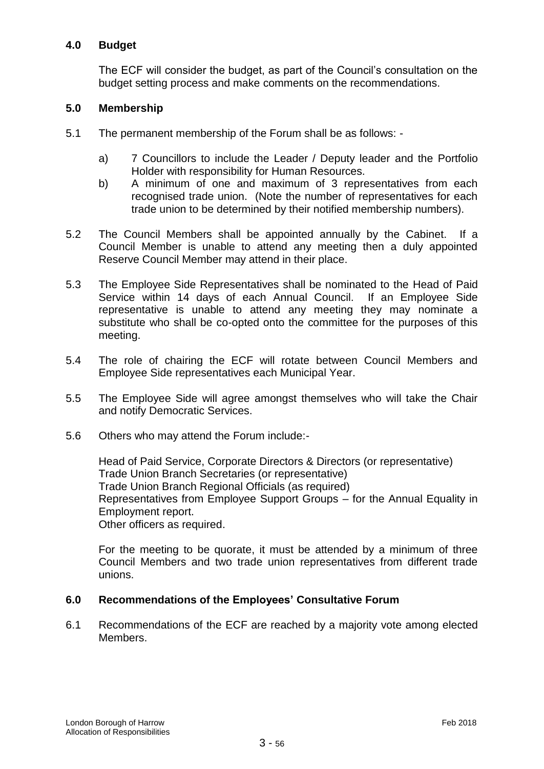## 4.0 Budget

The ECF will consider the budget, as part of the Council's consultation on the budget setting process and make comments on the recommendations.

## 5.0 Membership

5.1 The permanent membership of the Forum shall be as follows: -

a) 7 Councillors to include the Leader / Deputy leader and the Portfolio Holder with responsibility for Human Resources.

b) A minimum of one and maximum of 3 representatives from each recognised trade union. (Note the number of representatives for each trade union to be determined by their notified membership numbers).

5.2 The Council Members shall be appointed annually by the Cabinet. If a Council Member is unable to attend any meeting then a duly appointed Reserve Council Member may attend in their place.

5.3 The Employee Side Representatives shall be nominated to the Head of Paid Service within 14 days of each Annual Council. If an Employee Side representative is unable to attend any meeting they may nominate a substitute who shall be co-opted onto the committee for the purposes of this meeting.

5.4 The role of chairing the ECF will rotate between Council Members and Employee Side representatives each Municipal Year.

5.5 The Employee Side will agree amongst themselves who will take the Chair and notify Democratic Services.

5.6 Others who may attend the Forum include:-

Head of Paid Service, Corporate Directors & Directors (or representative)
Trade Union Branch Secretaries (or representative)
Trade Union Branch Regional Officials (as required)
Representatives from Employee Support Groups – for the Annual Equality in Employment report.
Other officers as required.

For the meeting to be quorate, it must be attended by a minimum of three Council Members and two trade union representatives from different trade unions.

## 6.0 Recommendations of the Employees' Consultative Forum

6.1 Recommendations of the ECF are reached by a majority vote among elected Members.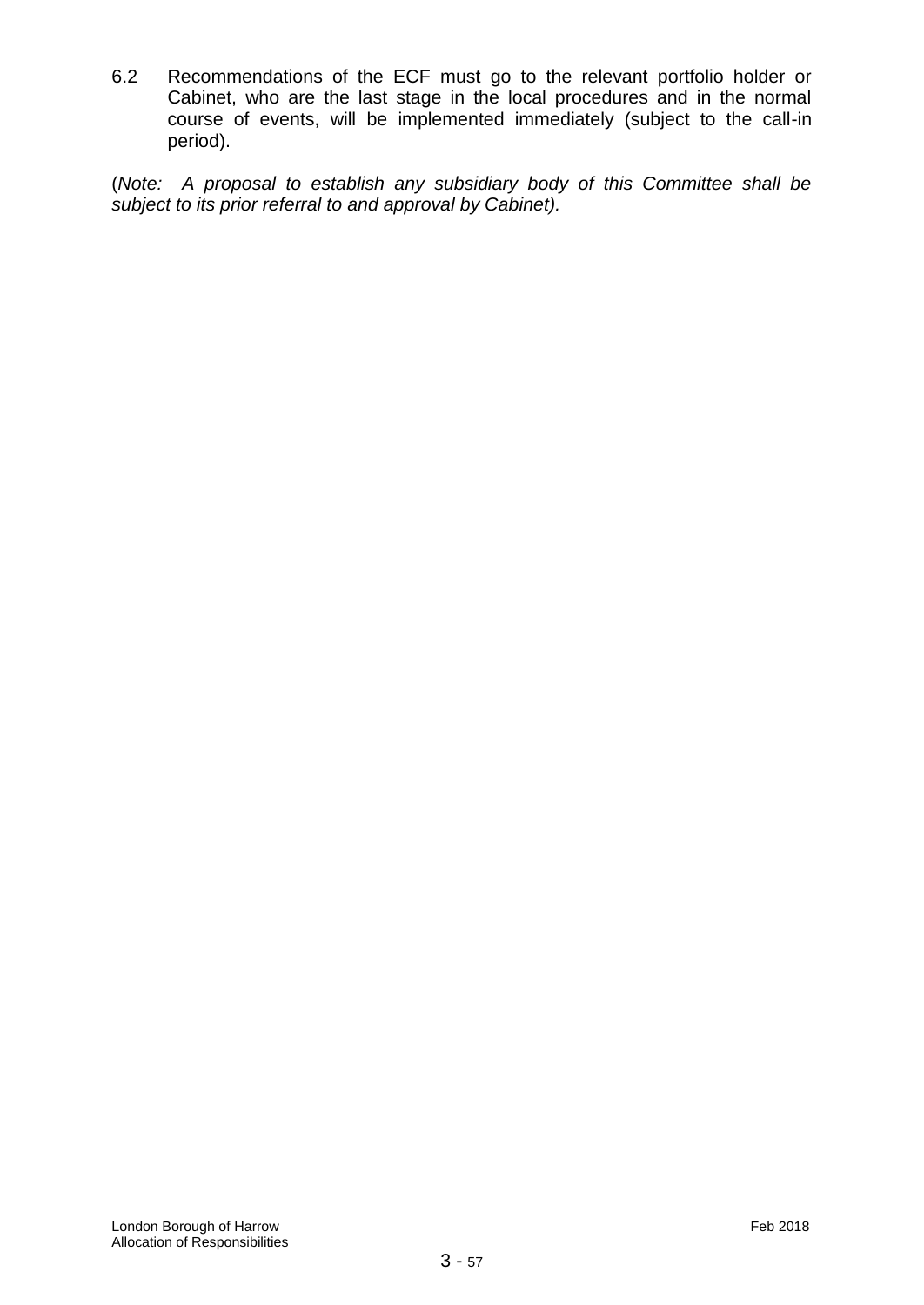6.2 Recommendations of the ECF must go to the relevant portfolio holder or Cabinet, who are the last stage in the local procedures and in the normal course of events, will be implemented immediately (subject to the call-in period).

(*Note: A proposal to establish any subsidiary body of this Committee shall be subject to its prior referral to and approval by Cabinet).*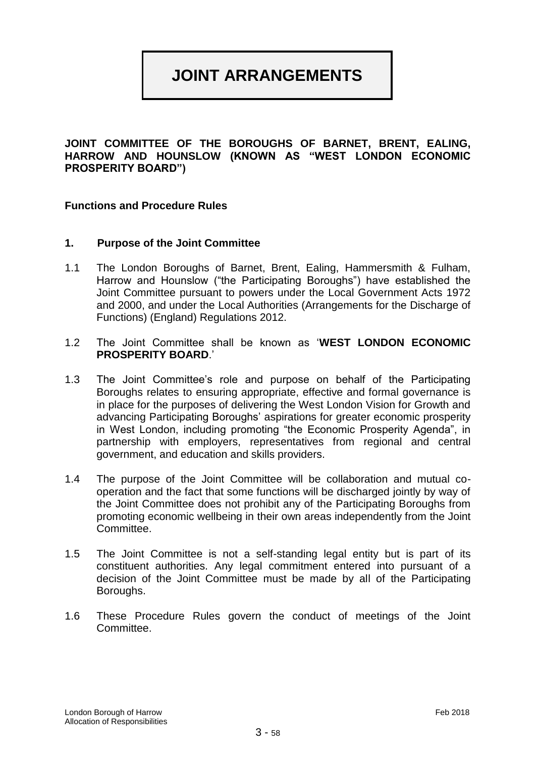# JOINT ARRANGEMENTS

**JOINT COMMITTEE OF THE BOROUGHS OF BARNET, BRENT, EALING, HARROW AND HOUNSLOW (KNOWN AS "WEST LONDON ECONOMIC PROSPERITY BOARD")**

**Functions and Procedure Rules**

## 1. Purpose of the Joint Committee

1.1 The London Boroughs of Barnet, Brent, Ealing, Hammersmith & Fulham, Harrow and Hounslow ("the Participating Boroughs") have established the Joint Committee pursuant to powers under the Local Government Acts 1972 and 2000, and under the Local Authorities (Arrangements for the Discharge of Functions) (England) Regulations 2012.

1.2 The Joint Committee shall be known as '**WEST LONDON ECONOMIC PROSPERITY BOARD**.'

1.3 The Joint Committee's role and purpose on behalf of the Participating Boroughs relates to ensuring appropriate, effective and formal governance is in place for the purposes of delivering the West London Vision for Growth and advancing Participating Boroughs' aspirations for greater economic prosperity in West London, including promoting "the Economic Prosperity Agenda", in partnership with employers, representatives from regional and central government, and education and skills providers.

1.4 The purpose of the Joint Committee will be collaboration and mutual co-operation and the fact that some functions will be discharged jointly by way of the Joint Committee does not prohibit any of the Participating Boroughs from promoting economic wellbeing in their own areas independently from the Joint Committee.

1.5 The Joint Committee is not a self-standing legal entity but is part of its constituent authorities. Any legal commitment entered into pursuant of a decision of the Joint Committee must be made by all of the Participating Boroughs.

1.6 These Procedure Rules govern the conduct of meetings of the Joint Committee.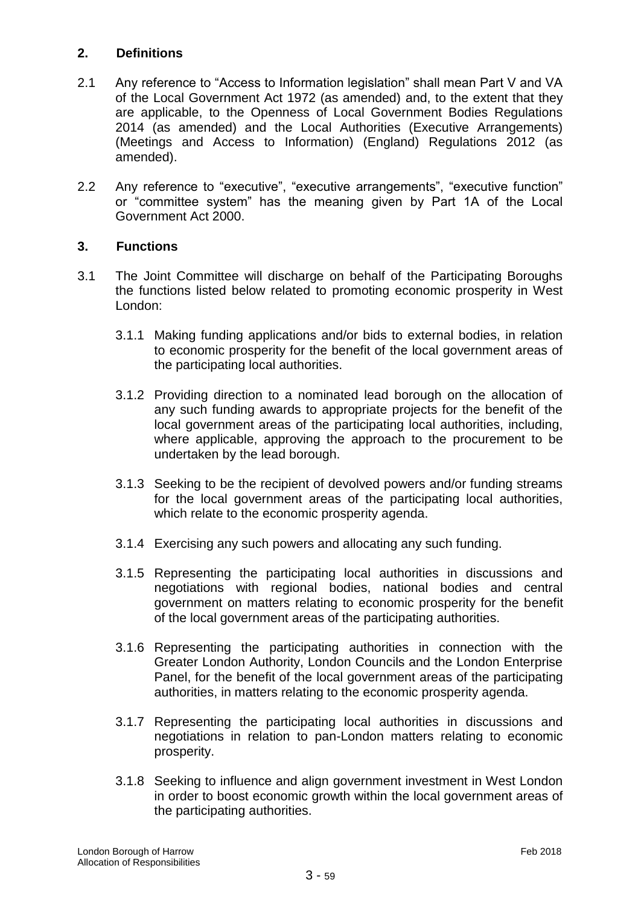## 2. Definitions

2.1 Any reference to "Access to Information legislation" shall mean Part V and VA of the Local Government Act 1972 (as amended) and, to the extent that they are applicable, to the Openness of Local Government Bodies Regulations 2014 (as amended) and the Local Authorities (Executive Arrangements) (Meetings and Access to Information) (England) Regulations 2012 (as amended).

2.2 Any reference to "executive", "executive arrangements", "executive function" or "committee system" has the meaning given by Part 1A of the Local Government Act 2000.

## 3. Functions

3.1 The Joint Committee will discharge on behalf of the Participating Boroughs the functions listed below related to promoting economic prosperity in West London:

3.1.1 Making funding applications and/or bids to external bodies, in relation to economic prosperity for the benefit of the local government areas of the participating local authorities.

3.1.2 Providing direction to a nominated lead borough on the allocation of any such funding awards to appropriate projects for the benefit of the local government areas of the participating local authorities, including, where applicable, approving the approach to the procurement to be undertaken by the lead borough.

3.1.3 Seeking to be the recipient of devolved powers and/or funding streams for the local government areas of the participating local authorities, which relate to the economic prosperity agenda.

3.1.4 Exercising any such powers and allocating any such funding.

3.1.5 Representing the participating local authorities in discussions and negotiations with regional bodies, national bodies and central government on matters relating to economic prosperity for the benefit of the local government areas of the participating authorities.

3.1.6 Representing the participating authorities in connection with the Greater London Authority, London Councils and the London Enterprise Panel, for the benefit of the local government areas of the participating authorities, in matters relating to the economic prosperity agenda.

3.1.7 Representing the participating local authorities in discussions and negotiations in relation to pan-London matters relating to economic prosperity.

3.1.8 Seeking to influence and align government investment in West London in order to boost economic growth within the local government areas of the participating authorities.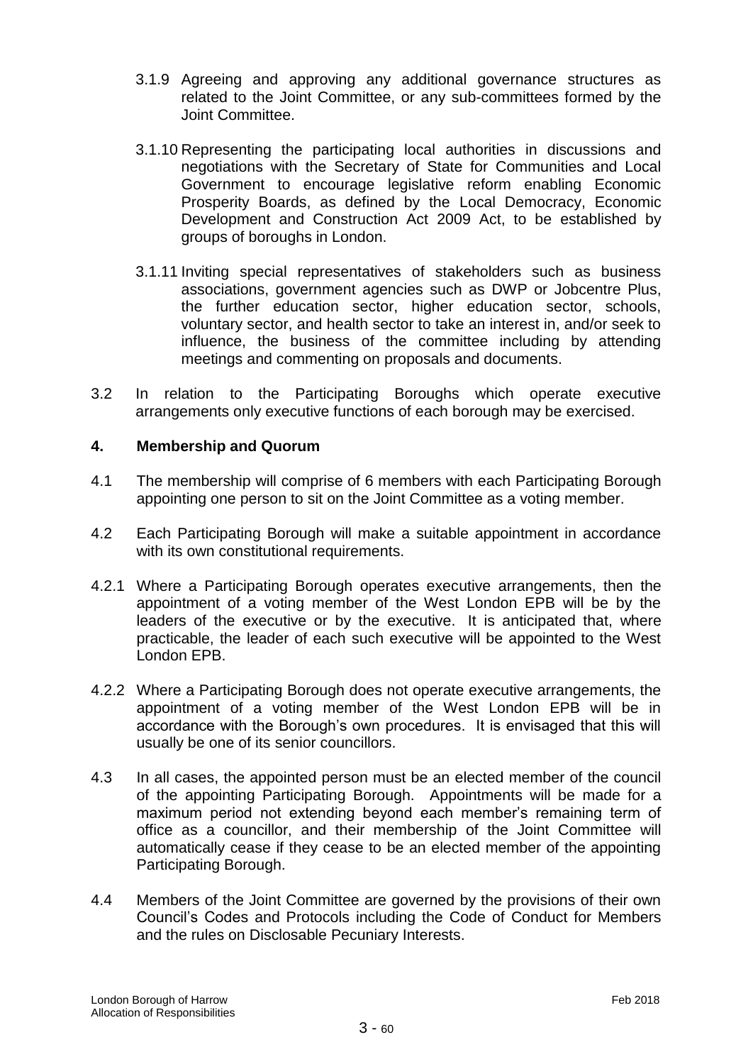3.1.9 Agreeing and approving any additional governance structures as related to the Joint Committee, or any sub-committees formed by the Joint Committee.

3.1.10 Representing the participating local authorities in discussions and negotiations with the Secretary of State for Communities and Local Government to encourage legislative reform enabling Economic Prosperity Boards, as defined by the Local Democracy, Economic Development and Construction Act 2009 Act, to be established by groups of boroughs in London.

3.1.11 Inviting special representatives of stakeholders such as business associations, government agencies such as DWP or Jobcentre Plus, the further education sector, higher education sector, schools, voluntary sector, and health sector to take an interest in, and/or seek to influence, the business of the committee including by attending meetings and commenting on proposals and documents.

3.2 In relation to the Participating Boroughs which operate executive arrangements only executive functions of each borough may be exercised.

## 4. Membership and Quorum

4.1 The membership will comprise of 6 members with each Participating Borough appointing one person to sit on the Joint Committee as a voting member.

4.2 Each Participating Borough will make a suitable appointment in accordance with its own constitutional requirements.

4.2.1 Where a Participating Borough operates executive arrangements, then the appointment of a voting member of the West London EPB will be by the leaders of the executive or by the executive. It is anticipated that, where practicable, the leader of each such executive will be appointed to the West London EPB.

4.2.2 Where a Participating Borough does not operate executive arrangements, the appointment of a voting member of the West London EPB will be in accordance with the Borough's own procedures. It is envisaged that this will usually be one of its senior councillors.

4.3 In all cases, the appointed person must be an elected member of the council of the appointing Participating Borough. Appointments will be made for a maximum period not extending beyond each member's remaining term of office as a councillor, and their membership of the Joint Committee will automatically cease if they cease to be an elected member of the appointing Participating Borough.

4.4 Members of the Joint Committee are governed by the provisions of their own Council's Codes and Protocols including the Code of Conduct for Members and the rules on Disclosable Pecuniary Interests.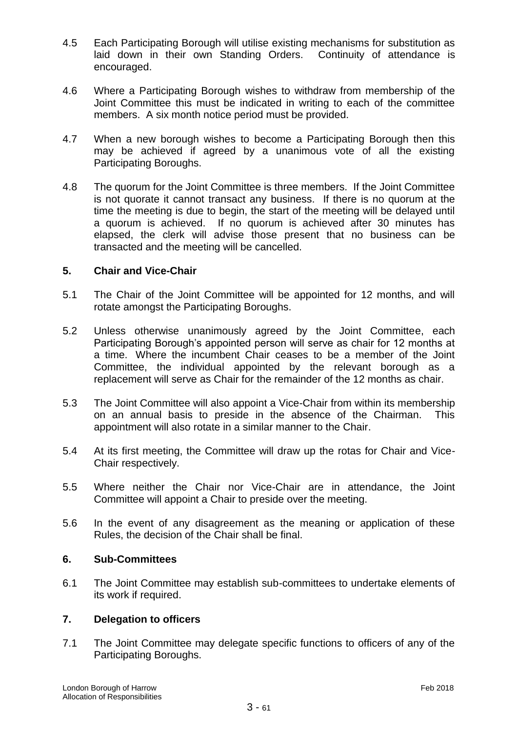4.5 Each Participating Borough will utilise existing mechanisms for substitution as laid down in their own Standing Orders. Continuity of attendance is encouraged.

4.6 Where a Participating Borough wishes to withdraw from membership of the Joint Committee this must be indicated in writing to each of the committee members. A six month notice period must be provided.

4.7 When a new borough wishes to become a Participating Borough then this may be achieved if agreed by a unanimous vote of all the existing Participating Boroughs.

4.8 The quorum for the Joint Committee is three members. If the Joint Committee is not quorate it cannot transact any business. If there is no quorum at the time the meeting is due to begin, the start of the meeting will be delayed until a quorum is achieved. If no quorum is achieved after 30 minutes has elapsed, the clerk will advise those present that no business can be transacted and the meeting will be cancelled.

**5. Chair and Vice-Chair**

5.1 The Chair of the Joint Committee will be appointed for 12 months, and will rotate amongst the Participating Boroughs.

5.2 Unless otherwise unanimously agreed by the Joint Committee, each Participating Borough's appointed person will serve as chair for 12 months at a time. Where the incumbent Chair ceases to be a member of the Joint Committee, the individual appointed by the relevant borough as a replacement will serve as Chair for the remainder of the 12 months as chair.

5.3 The Joint Committee will also appoint a Vice-Chair from within its membership on an annual basis to preside in the absence of the Chairman. This appointment will also rotate in a similar manner to the Chair.

5.4 At its first meeting, the Committee will draw up the rotas for Chair and Vice-Chair respectively.

5.5 Where neither the Chair nor Vice-Chair are in attendance, the Joint Committee will appoint a Chair to preside over the meeting.

5.6 In the event of any disagreement as the meaning or application of these Rules, the decision of the Chair shall be final.

**6. Sub-Committees**

6.1 The Joint Committee may establish sub-committees to undertake elements of its work if required.

**7. Delegation to officers**

7.1 The Joint Committee may delegate specific functions to officers of any of the Participating Boroughs.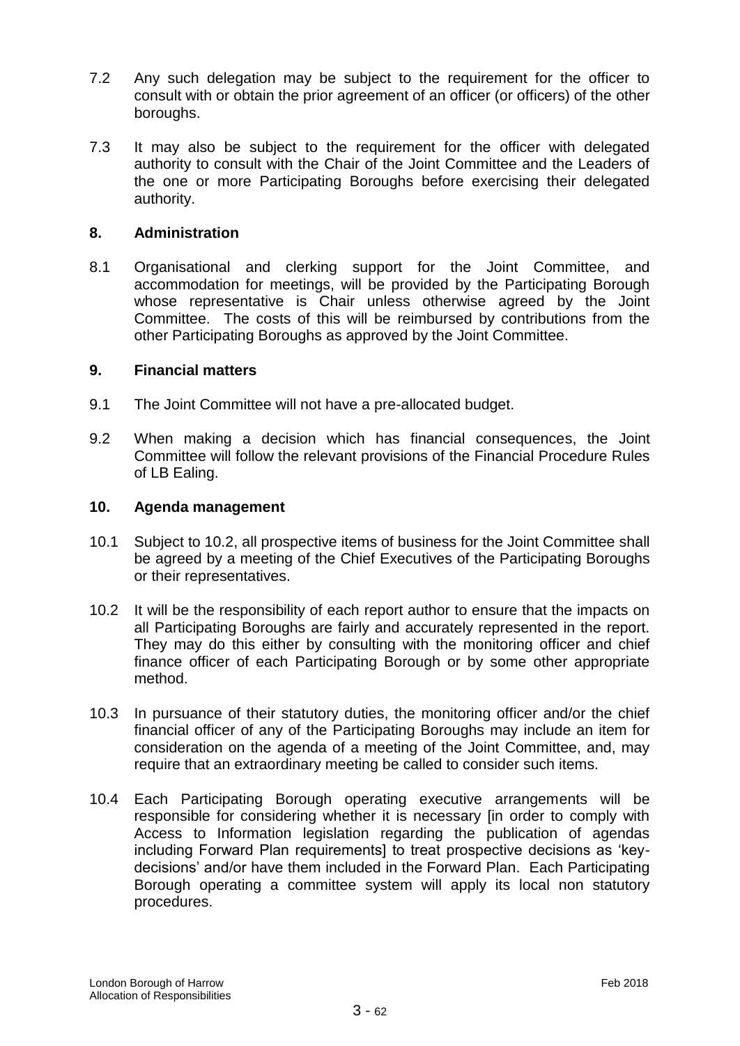7.2 Any such delegation may be subject to the requirement for the officer to consult with or obtain the prior agreement of an officer (or officers) of the other boroughs.

7.3 It may also be subject to the requirement for the officer with delegated authority to consult with the Chair of the Joint Committee and the Leaders of the one or more Participating Boroughs before exercising their delegated authority.

**8. Administration**

8.1 Organisational and clerking support for the Joint Committee, and accommodation for meetings, will be provided by the Participating Borough whose representative is Chair unless otherwise agreed by the Joint Committee. The costs of this will be reimbursed by contributions from the other Participating Boroughs as approved by the Joint Committee.

**9. Financial matters**

9.1 The Joint Committee will not have a pre-allocated budget.

9.2 When making a decision which has financial consequences, the Joint Committee will follow the relevant provisions of the Financial Procedure Rules of LB Ealing.

**10. Agenda management**

10.1 Subject to 10.2, all prospective items of business for the Joint Committee shall be agreed by a meeting of the Chief Executives of the Participating Boroughs or their representatives.

10.2 It will be the responsibility of each report author to ensure that the impacts on all Participating Boroughs are fairly and accurately represented in the report. They may do this either by consulting with the monitoring officer and chief finance officer of each Participating Borough or by some other appropriate method.

10.3 In pursuance of their statutory duties, the monitoring officer and/or the chief financial officer of any of the Participating Boroughs may include an item for consideration on the agenda of a meeting of the Joint Committee, and, may require that an extraordinary meeting be called to consider such items.

10.4 Each Participating Borough operating executive arrangements will be responsible for considering whether it is necessary [in order to comply with Access to Information legislation regarding the publication of agendas including Forward Plan requirements] to treat prospective decisions as 'key-decisions' and/or have them included in the Forward Plan. Each Participating Borough operating a committee system will apply its local non statutory procedures.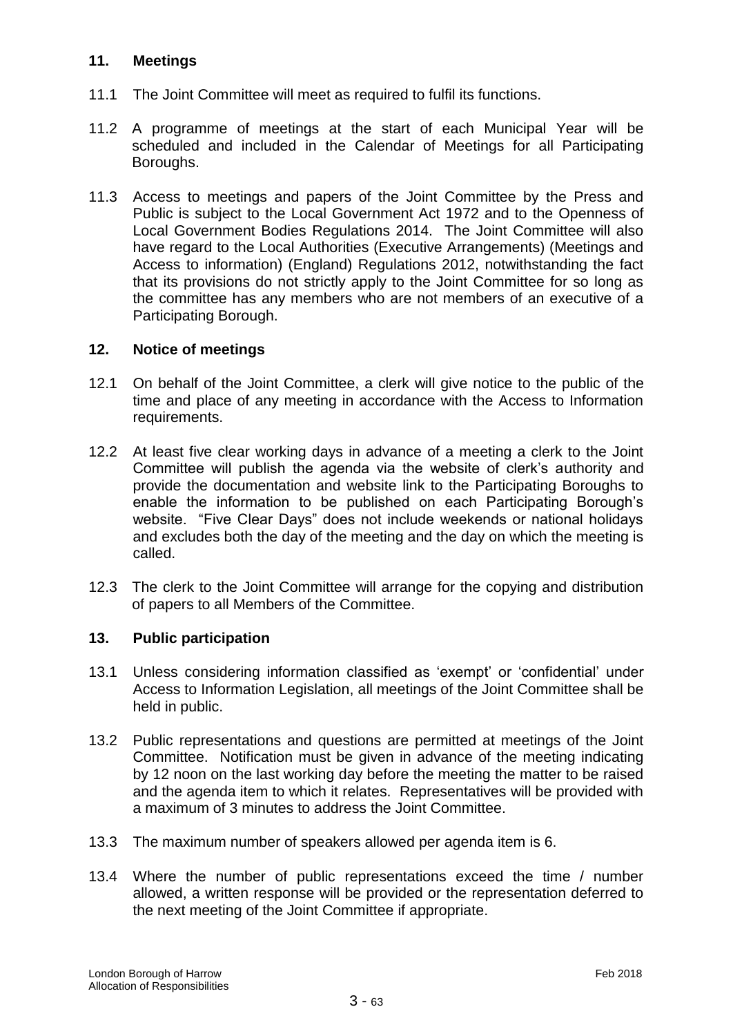## 11. Meetings

11.1 The Joint Committee will meet as required to fulfil its functions.

11.2 A programme of meetings at the start of each Municipal Year will be scheduled and included in the Calendar of Meetings for all Participating Boroughs.

11.3 Access to meetings and papers of the Joint Committee by the Press and Public is subject to the Local Government Act 1972 and to the Openness of Local Government Bodies Regulations 2014. The Joint Committee will also have regard to the Local Authorities (Executive Arrangements) (Meetings and Access to information) (England) Regulations 2012, notwithstanding the fact that its provisions do not strictly apply to the Joint Committee for so long as the committee has any members who are not members of an executive of a Participating Borough.

## 12. Notice of meetings

12.1 On behalf of the Joint Committee, a clerk will give notice to the public of the time and place of any meeting in accordance with the Access to Information requirements.

12.2 At least five clear working days in advance of a meeting a clerk to the Joint Committee will publish the agenda via the website of clerk's authority and provide the documentation and website link to the Participating Boroughs to enable the information to be published on each Participating Borough's website. "Five Clear Days" does not include weekends or national holidays and excludes both the day of the meeting and the day on which the meeting is called.

12.3 The clerk to the Joint Committee will arrange for the copying and distribution of papers to all Members of the Committee.

## 13. Public participation

13.1 Unless considering information classified as 'exempt' or 'confidential' under Access to Information Legislation, all meetings of the Joint Committee shall be held in public.

13.2 Public representations and questions are permitted at meetings of the Joint Committee. Notification must be given in advance of the meeting indicating by 12 noon on the last working day before the meeting the matter to be raised and the agenda item to which it relates. Representatives will be provided with a maximum of 3 minutes to address the Joint Committee.

13.3 The maximum number of speakers allowed per agenda item is 6.

13.4 Where the number of public representations exceed the time / number allowed, a written response will be provided or the representation deferred to the next meeting of the Joint Committee if appropriate.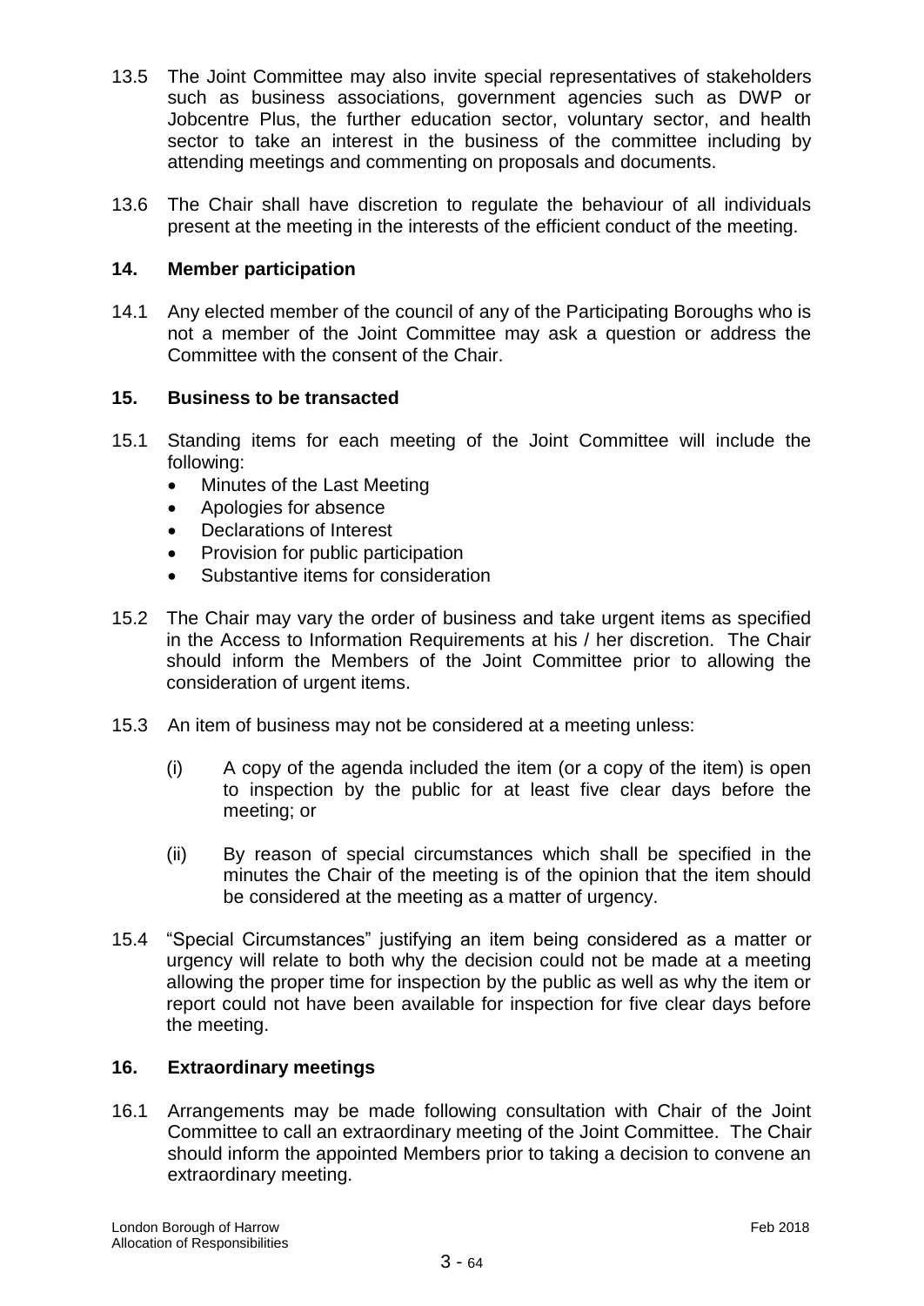13.5 The Joint Committee may also invite special representatives of stakeholders such as business associations, government agencies such as DWP or Jobcentre Plus, the further education sector, voluntary sector, and health sector to take an interest in the business of the committee including by attending meetings and commenting on proposals and documents.

13.6 The Chair shall have discretion to regulate the behaviour of all individuals present at the meeting in the interests of the efficient conduct of the meeting.

## 14. Member participation

14.1 Any elected member of the council of any of the Participating Boroughs who is not a member of the Joint Committee may ask a question or address the Committee with the consent of the Chair.

## 15. Business to be transacted

15.1 Standing items for each meeting of the Joint Committee will include the following:

- Minutes of the Last Meeting
- Apologies for absence
- Declarations of Interest
- Provision for public participation
- Substantive items for consideration

15.2 The Chair may vary the order of business and take urgent items as specified in the Access to Information Requirements at his / her discretion. The Chair should inform the Members of the Joint Committee prior to allowing the consideration of urgent items.

15.3 An item of business may not be considered at a meeting unless:

(i) A copy of the agenda included the item (or a copy of the item) is open to inspection by the public for at least five clear days before the meeting; or

(ii) By reason of special circumstances which shall be specified in the minutes the Chair of the meeting is of the opinion that the item should be considered at the meeting as a matter of urgency.

15.4 "Special Circumstances" justifying an item being considered as a matter or urgency will relate to both why the decision could not be made at a meeting allowing the proper time for inspection by the public as well as why the item or report could not have been available for inspection for five clear days before the meeting.

## 16. Extraordinary meetings

16.1 Arrangements may be made following consultation with Chair of the Joint Committee to call an extraordinary meeting of the Joint Committee. The Chair should inform the appointed Members prior to taking a decision to convene an extraordinary meeting.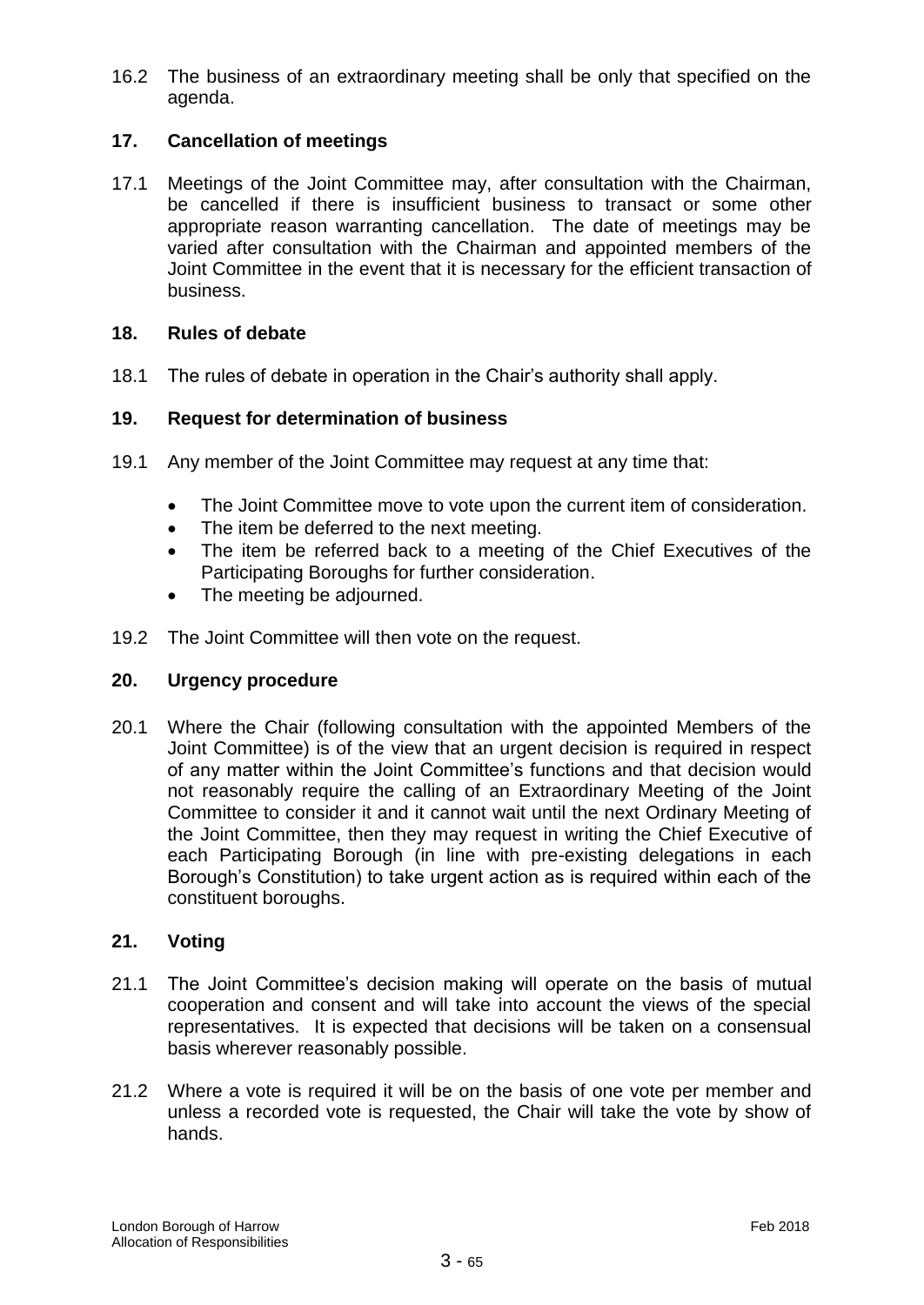16.2 The business of an extraordinary meeting shall be only that specified on the agenda.

## 17. Cancellation of meetings

17.1 Meetings of the Joint Committee may, after consultation with the Chairman, be cancelled if there is insufficient business to transact or some other appropriate reason warranting cancellation. The date of meetings may be varied after consultation with the Chairman and appointed members of the Joint Committee in the event that it is necessary for the efficient transaction of business.

## 18. Rules of debate

18.1 The rules of debate in operation in the Chair's authority shall apply.

## 19. Request for determination of business

19.1 Any member of the Joint Committee may request at any time that:

- The Joint Committee move to vote upon the current item of consideration.
- The item be deferred to the next meeting.
- The item be referred back to a meeting of the Chief Executives of the Participating Boroughs for further consideration.
- The meeting be adjourned.

19.2 The Joint Committee will then vote on the request.

## 20. Urgency procedure

20.1 Where the Chair (following consultation with the appointed Members of the Joint Committee) is of the view that an urgent decision is required in respect of any matter within the Joint Committee's functions and that decision would not reasonably require the calling of an Extraordinary Meeting of the Joint Committee to consider it and it cannot wait until the next Ordinary Meeting of the Joint Committee, then they may request in writing the Chief Executive of each Participating Borough (in line with pre-existing delegations in each Borough's Constitution) to take urgent action as is required within each of the constituent boroughs.

## 21. Voting

21.1 The Joint Committee's decision making will operate on the basis of mutual cooperation and consent and will take into account the views of the special representatives. It is expected that decisions will be taken on a consensual basis wherever reasonably possible.

21.2 Where a vote is required it will be on the basis of one vote per member and unless a recorded vote is requested, the Chair will take the vote by show of hands.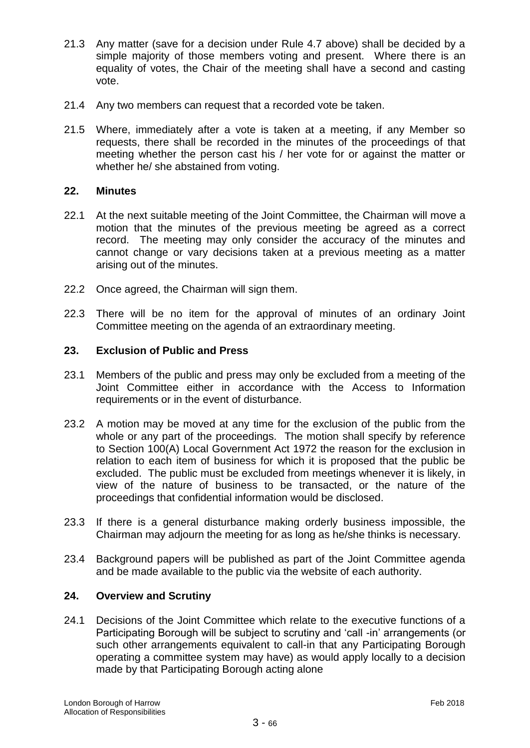21.3 Any matter (save for a decision under Rule 4.7 above) shall be decided by a simple majority of those members voting and present. Where there is an equality of votes, the Chair of the meeting shall have a second and casting vote.

21.4 Any two members can request that a recorded vote be taken.

21.5 Where, immediately after a vote is taken at a meeting, if any Member so requests, there shall be recorded in the minutes of the proceedings of that meeting whether the person cast his / her vote for or against the matter or whether he/ she abstained from voting.

## 22. Minutes

22.1 At the next suitable meeting of the Joint Committee, the Chairman will move a motion that the minutes of the previous meeting be agreed as a correct record. The meeting may only consider the accuracy of the minutes and cannot change or vary decisions taken at a previous meeting as a matter arising out of the minutes.

22.2 Once agreed, the Chairman will sign them.

22.3 There will be no item for the approval of minutes of an ordinary Joint Committee meeting on the agenda of an extraordinary meeting.

## 23. Exclusion of Public and Press

23.1 Members of the public and press may only be excluded from a meeting of the Joint Committee either in accordance with the Access to Information requirements or in the event of disturbance.

23.2 A motion may be moved at any time for the exclusion of the public from the whole or any part of the proceedings. The motion shall specify by reference to Section 100(A) Local Government Act 1972 the reason for the exclusion in relation to each item of business for which it is proposed that the public be excluded. The public must be excluded from meetings whenever it is likely, in view of the nature of business to be transacted, or the nature of the proceedings that confidential information would be disclosed.

23.3 If there is a general disturbance making orderly business impossible, the Chairman may adjourn the meeting for as long as he/she thinks is necessary.

23.4 Background papers will be published as part of the Joint Committee agenda and be made available to the public via the website of each authority.

## 24. Overview and Scrutiny

24.1 Decisions of the Joint Committee which relate to the executive functions of a Participating Borough will be subject to scrutiny and 'call -in' arrangements (or such other arrangements equivalent to call-in that any Participating Borough operating a committee system may have) as would apply locally to a decision made by that Participating Borough acting alone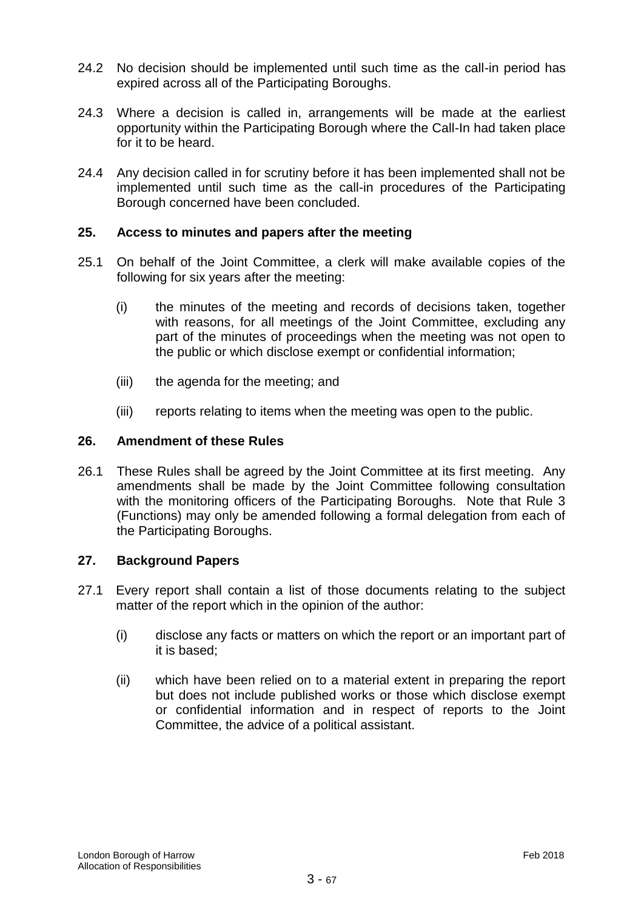24.2 No decision should be implemented until such time as the call-in period has expired across all of the Participating Boroughs.

24.3 Where a decision is called in, arrangements will be made at the earliest opportunity within the Participating Borough where the Call-In had taken place for it to be heard.

24.4 Any decision called in for scrutiny before it has been implemented shall not be implemented until such time as the call-in procedures of the Participating Borough concerned have been concluded.

## 25. Access to minutes and papers after the meeting

25.1 On behalf of the Joint Committee, a clerk will make available copies of the following for six years after the meeting:

(i) the minutes of the meeting and records of decisions taken, together with reasons, for all meetings of the Joint Committee, excluding any part of the minutes of proceedings when the meeting was not open to the public or which disclose exempt or confidential information;

(iii) the agenda for the meeting; and

(iii) reports relating to items when the meeting was open to the public.

## 26. Amendment of these Rules

26.1 These Rules shall be agreed by the Joint Committee at its first meeting. Any amendments shall be made by the Joint Committee following consultation with the monitoring officers of the Participating Boroughs. Note that Rule 3 (Functions) may only be amended following a formal delegation from each of the Participating Boroughs.

## 27. Background Papers

27.1 Every report shall contain a list of those documents relating to the subject matter of the report which in the opinion of the author:

(i) disclose any facts or matters on which the report or an important part of it is based;

(ii) which have been relied on to a material extent in preparing the report but does not include published works or those which disclose exempt or confidential information and in respect of reports to the Joint Committee, the advice of a political assistant.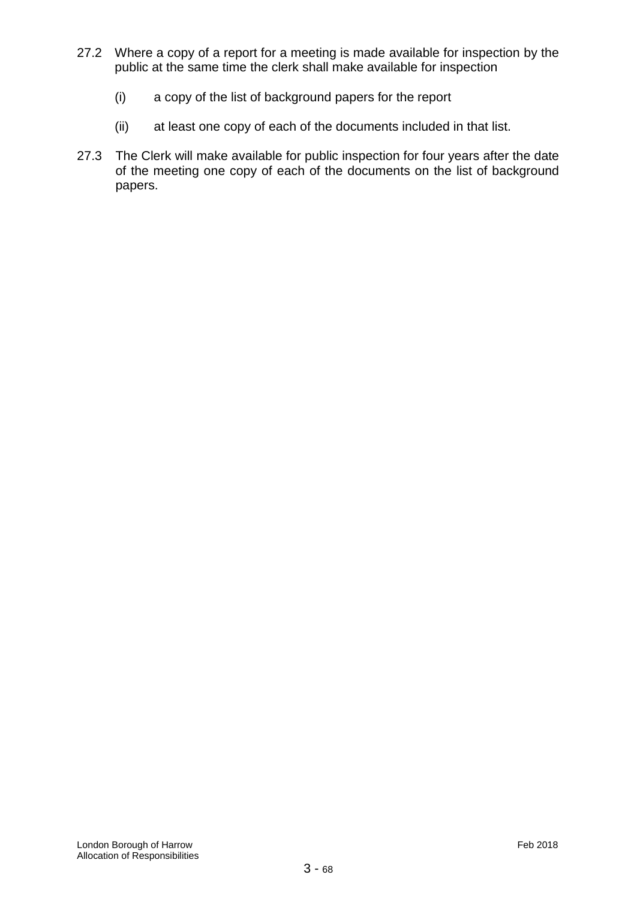27.2 Where a copy of a report for a meeting is made available for inspection by the public at the same time the clerk shall make available for inspection

(i) a copy of the list of background papers for the report

(ii) at least one copy of each of the documents included in that list.

27.3 The Clerk will make available for public inspection for four years after the date of the meeting one copy of each of the documents on the list of background papers.